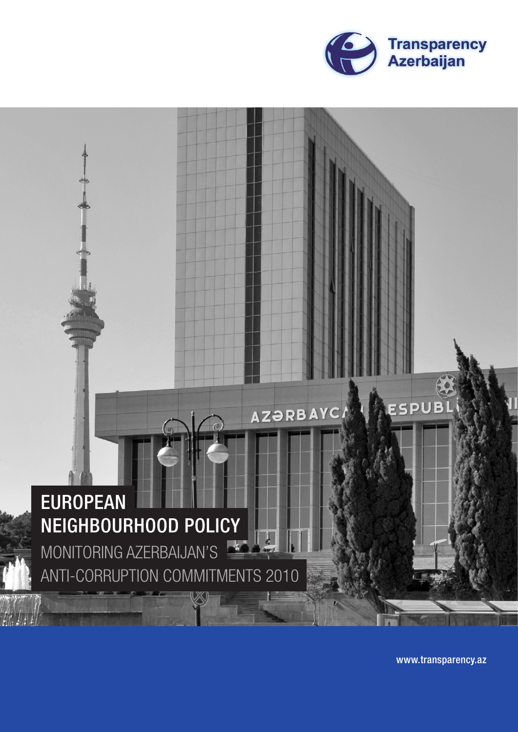Transparency Azerbaijan

# EUROPEAN NEIGHBOURHOOD POLICY

## MONITORING AZERBAIJAN'S ANTI-CORRUPTION COMMITMENTS 2010

www.transparency.az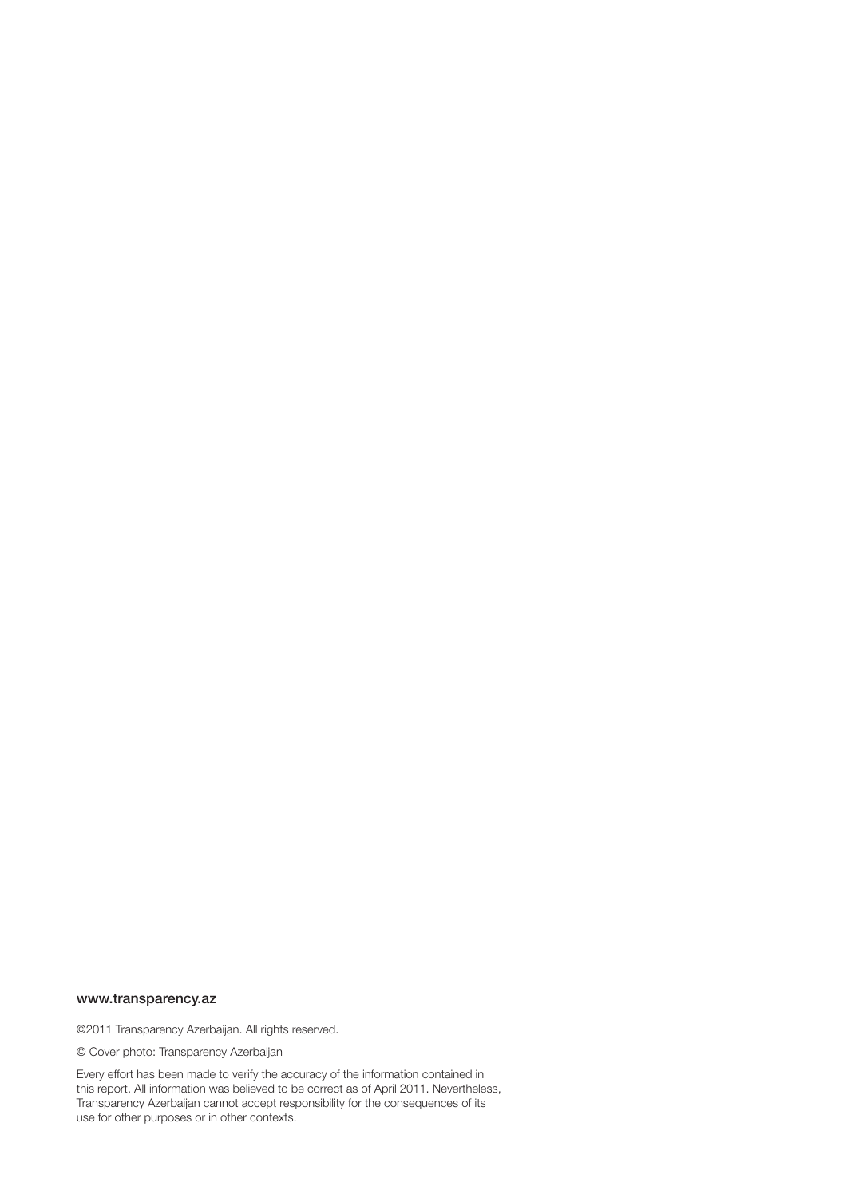**www.transparency.az**

©2011 Transparency Azerbaijan. All rights reserved.

© Cover photo: Transparency Azerbaijan

Every effort has been made to verify the accuracy of the information contained in this report. All information was believed to be correct as of April 2011. Nevertheless, Transparency Azerbaijan cannot accept responsibility for the consequences of its use for other purposes or in other contexts.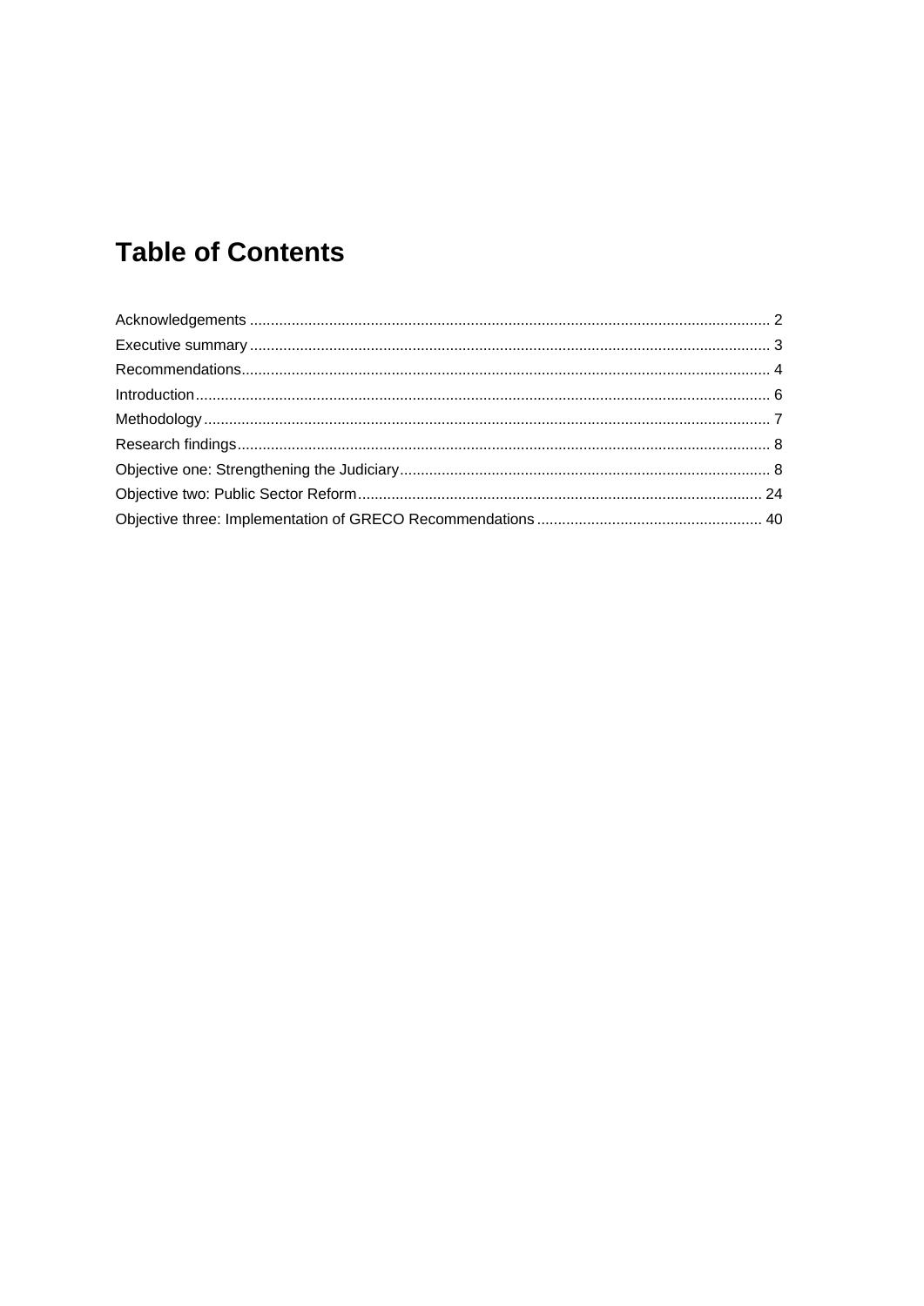# Table of Contents

Acknowledgements .......................................................................................................................... 2
Executive summary ......................................................................................................................... 3
Recommendations............................................................................................................................ 4
Introduction....................................................................................................................................... 6
Methodology ..................................................................................................................................... 7
Research findings.............................................................................................................................. 8
Objective one: Strengthening the Judiciary........................................................................................ 8
Objective two: Public Sector Reform................................................................................................ 24
Objective three: Implementation of GRECO Recommendations ..................................................... 40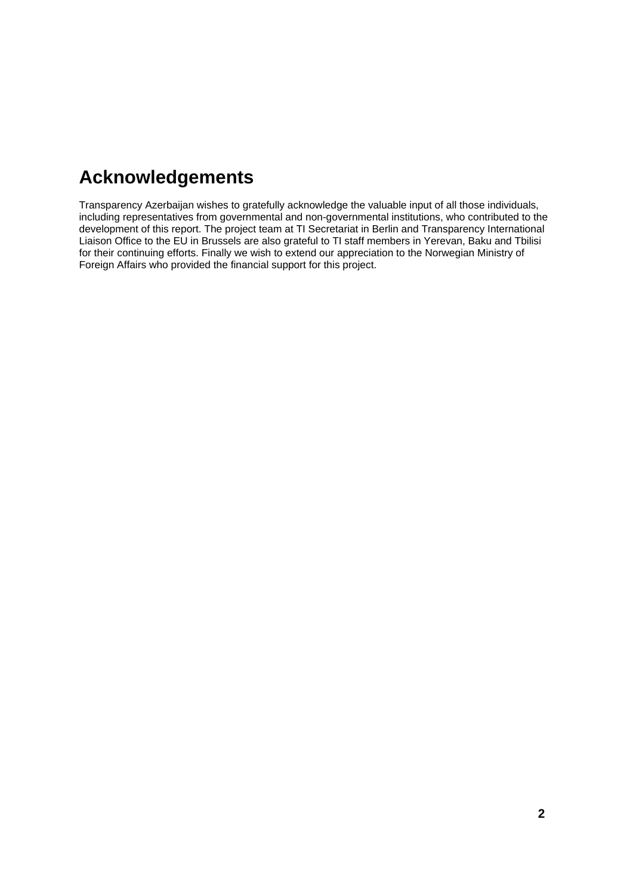# Acknowledgements

Transparency Azerbaijan wishes to gratefully acknowledge the valuable input of all those individuals, including representatives from governmental and non-governmental institutions, who contributed to the development of this report. The project team at TI Secretariat in Berlin and Transparency International Liaison Office to the EU in Brussels are also grateful to TI staff members in Yerevan, Baku and Tbilisi for their continuing efforts. Finally we wish to extend our appreciation to the Norwegian Ministry of Foreign Affairs who provided the financial support for this project.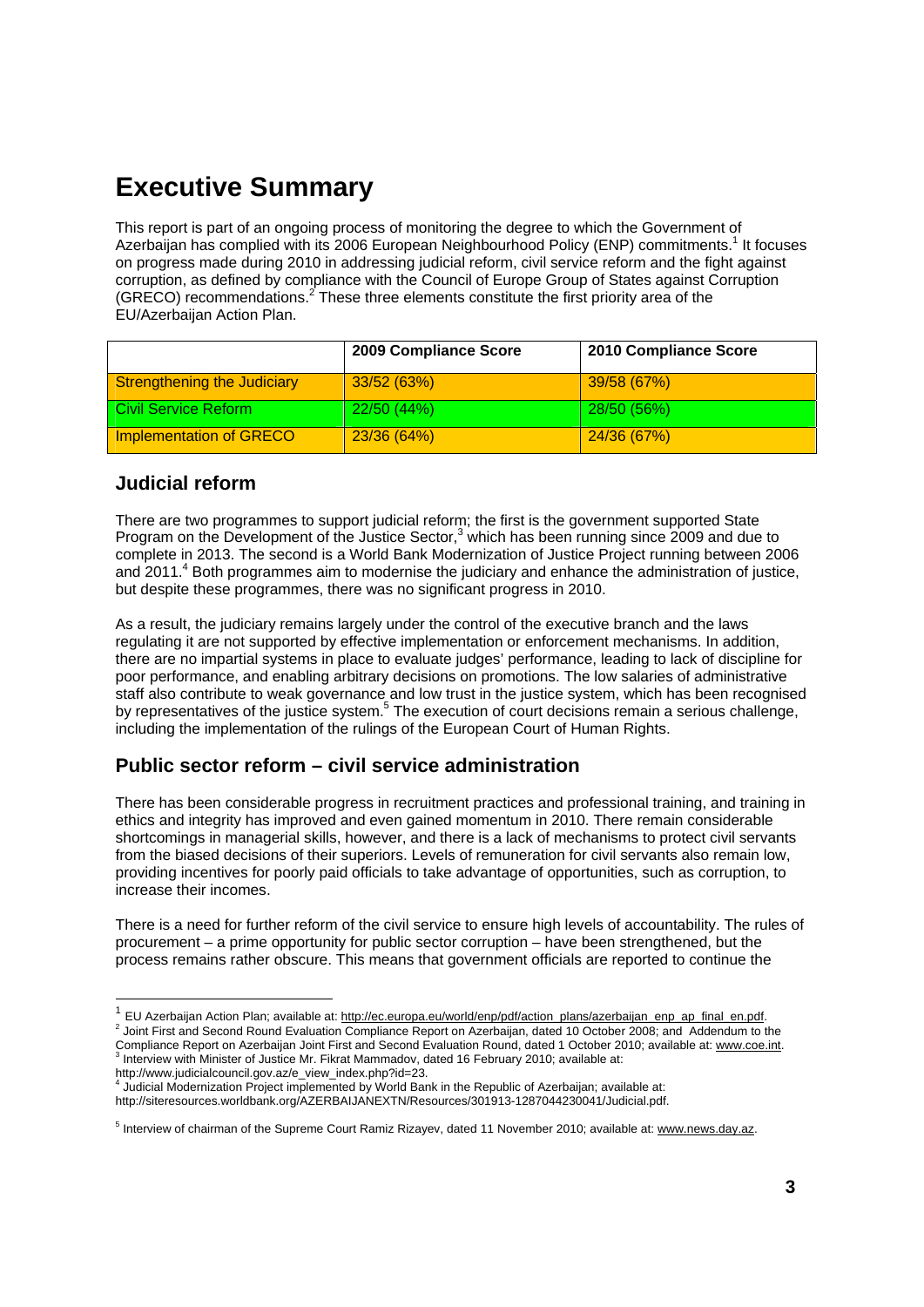# Executive Summary

This report is part of an ongoing process of monitoring the degree to which the Government of Azerbaijan has complied with its 2006 European Neighbourhood Policy (ENP) commitments.[1] It focuses on progress made during 2010 in addressing judicial reform, civil service reform and the fight against corruption, as defined by compliance with the Council of Europe Group of States against Corruption (GRECO) recommendations.[2] These three elements constitute the first priority area of the EU/Azerbaijan Action Plan.

| | 2009 Compliance Score | 2010 Compliance Score |
|---|---|---|
| Strengthening the Judiciary | 33/52 (63%) | 39/58 (67%) |
| Civil Service Reform | 22/50 (44%) | 28/50 (56%) |
| Implementation of GRECO | 23/36 (64%) | 24/36 (67%) |

## Judicial reform

There are two programmes to support judicial reform; the first is the government supported State Program on the Development of the Justice Sector,[3] which has been running since 2009 and due to complete in 2013. The second is a World Bank Modernization of Justice Project running between 2006 and 2011.[4] Both programmes aim to modernise the judiciary and enhance the administration of justice, but despite these programmes, there was no significant progress in 2010.

As a result, the judiciary remains largely under the control of the executive branch and the laws regulating it are not supported by effective implementation or enforcement mechanisms. In addition, there are no impartial systems in place to evaluate judges' performance, leading to lack of discipline for poor performance, and enabling arbitrary decisions on promotions. The low salaries of administrative staff also contribute to weak governance and low trust in the justice system, which has been recognised by representatives of the justice system.[5] The execution of court decisions remain a serious challenge, including the implementation of the rulings of the European Court of Human Rights.

## Public sector reform – civil service administration

There has been considerable progress in recruitment practices and professional training, and training in ethics and integrity has improved and even gained momentum in 2010. There remain considerable shortcomings in managerial skills, however, and there is a lack of mechanisms to protect civil servants from the biased decisions of their superiors. Levels of remuneration for civil servants also remain low, providing incentives for poorly paid officials to take advantage of opportunities, such as corruption, to increase their incomes.

There is a need for further reform of the civil service to ensure high levels of accountability. The rules of procurement – a prime opportunity for public sector corruption – have been strengthened, but the process remains rather obscure. This means that government officials are reported to continue the

---

[1] EU Azerbaijan Action Plan; available at: http://ec.europa.eu/world/enp/pdf/action_plans/azerbaijan_enp_ap_final_en.pdf.

[2] Joint First and Second Round Evaluation Compliance Report on Azerbaijan, dated 10 October 2008; and Addendum to the Compliance Report on Azerbaijan Joint First and Second Evaluation Round, dated 1 October 2010; available at: www.coe.int.

[3] Interview with Minister of Justice Mr. Fikrat Mammadov, dated 16 February 2010; available at: http://www.judicialcouncil.gov.az/e_view_index.php?id=23.

[4] Judicial Modernization Project implemented by World Bank in the Republic of Azerbaijan; available at: http://siteresources.worldbank.org/AZERBAIJANEXTN/Resources/301913-1287044230041/Judicial.pdf.

[5] Interview of chairman of the Supreme Court Ramiz Rizayev, dated 11 November 2010; available at: www.news.day.az.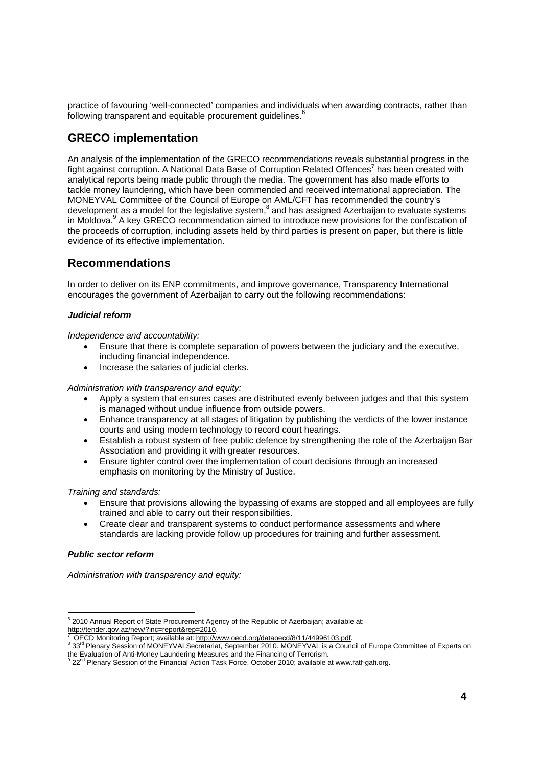practice of favouring 'well-connected' companies and individuals when awarding contracts, rather than following transparent and equitable procurement guidelines.[6]

## GRECO implementation

An analysis of the implementation of the GRECO recommendations reveals substantial progress in the fight against corruption. A National Data Base of Corruption Related Offences[7] has been created with analytical reports being made public through the media. The government has also made efforts to tackle money laundering, which have been commended and received international appreciation. The MONEYVAL Committee of the Council of Europe on AML/CFT has recommended the country's development as a model for the legislative system,[8] and has assigned Azerbaijan to evaluate systems in Moldova.[9] A key GRECO recommendation aimed to introduce new provisions for the confiscation of the proceeds of corruption, including assets held by third parties is present on paper, but there is little evidence of its effective implementation.

## Recommendations

In order to deliver on its ENP commitments, and improve governance, Transparency International encourages the government of Azerbaijan to carry out the following recommendations:

***Judicial reform***

*Independence and accountability:*

- Ensure that there is complete separation of powers between the judiciary and the executive, including financial independence.
- Increase the salaries of judicial clerks.

*Administration with transparency and equity:*

- Apply a system that ensures cases are distributed evenly between judges and that this system is managed without undue influence from outside powers.
- Enhance transparency at all stages of litigation by publishing the verdicts of the lower instance courts and using modern technology to record court hearings.
- Establish a robust system of free public defence by strengthening the role of the Azerbaijan Bar Association and providing it with greater resources.
- Ensure tighter control over the implementation of court decisions through an increased emphasis on monitoring by the Ministry of Justice.

*Training and standards:*

- Ensure that provisions allowing the bypassing of exams are stopped and all employees are fully trained and able to carry out their responsibilities.
- Create clear and transparent systems to conduct performance assessments and where standards are lacking provide follow up procedures for training and further assessment.

***Public sector reform***

*Administration with transparency and equity:*

---

[6] 2010 Annual Report of State Procurement Agency of the Republic of Azerbaijan; available at: http://tender.gov.az/new/?inc=report&rep=2010.

[7] OECD Monitoring Report; available at: http://www.oecd.org/dataoecd/8/11/44996103.pdf.

[8] 33rd Plenary Session of MONEYVALSecretariat, September 2010. MONEYVAL is a Council of Europe Committee of Experts on the Evaluation of Anti-Money Laundering Measures and the Financing of Terrorism.

[9] 22nd Plenary Session of the Financial Action Task Force, October 2010; available at www.fatf-gafi.org.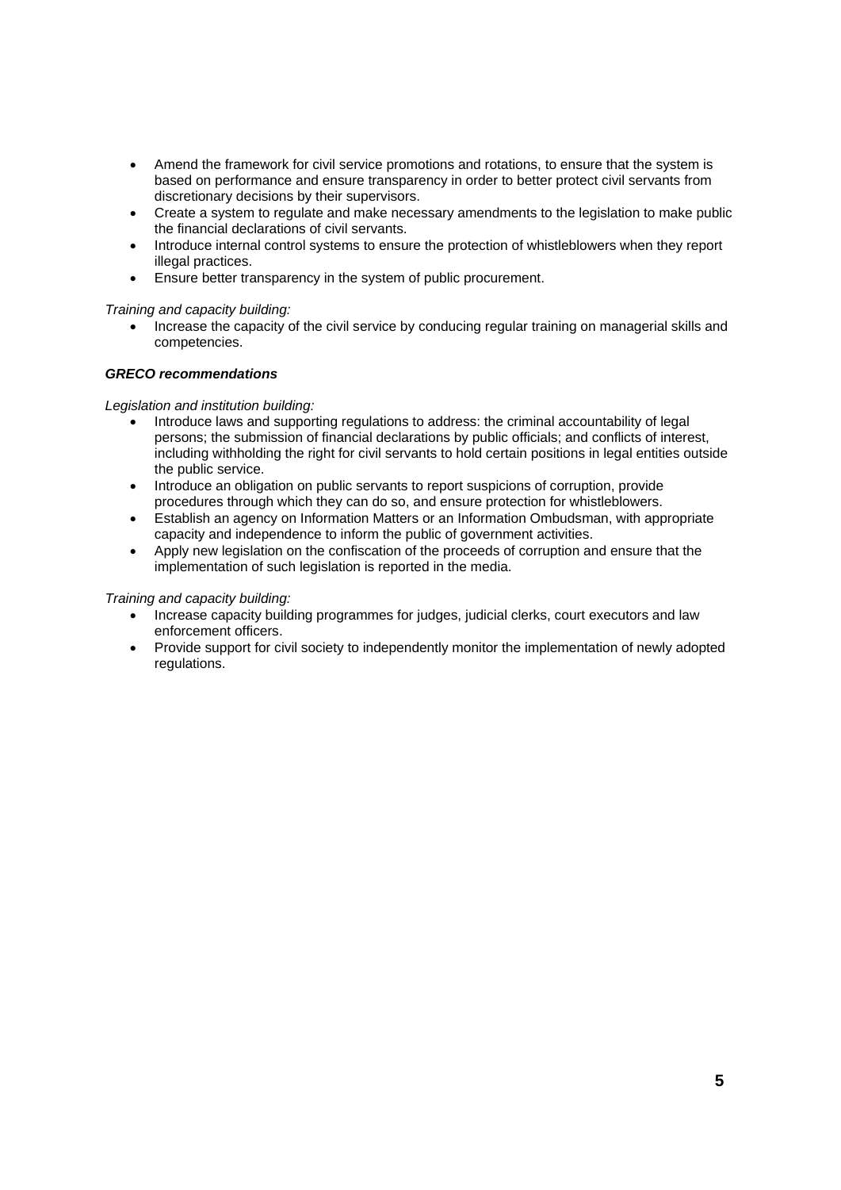- Amend the framework for civil service promotions and rotations, to ensure that the system is based on performance and ensure transparency in order to better protect civil servants from discretionary decisions by their supervisors.
- Create a system to regulate and make necessary amendments to the legislation to make public the financial declarations of civil servants.
- Introduce internal control systems to ensure the protection of whistleblowers when they report illegal practices.
- Ensure better transparency in the system of public procurement.

*Training and capacity building:*

- Increase the capacity of the civil service by conducing regular training on managerial skills and competencies.

***GRECO recommendations***

*Legislation and institution building:*

- Introduce laws and supporting regulations to address: the criminal accountability of legal persons; the submission of financial declarations by public officials; and conflicts of interest, including withholding the right for civil servants to hold certain positions in legal entities outside the public service.
- Introduce an obligation on public servants to report suspicions of corruption, provide procedures through which they can do so, and ensure protection for whistleblowers.
- Establish an agency on Information Matters or an Information Ombudsman, with appropriate capacity and independence to inform the public of government activities.
- Apply new legislation on the confiscation of the proceeds of corruption and ensure that the implementation of such legislation is reported in the media.

*Training and capacity building:*

- Increase capacity building programmes for judges, judicial clerks, court executors and law enforcement officers.
- Provide support for civil society to independently monitor the implementation of newly adopted regulations.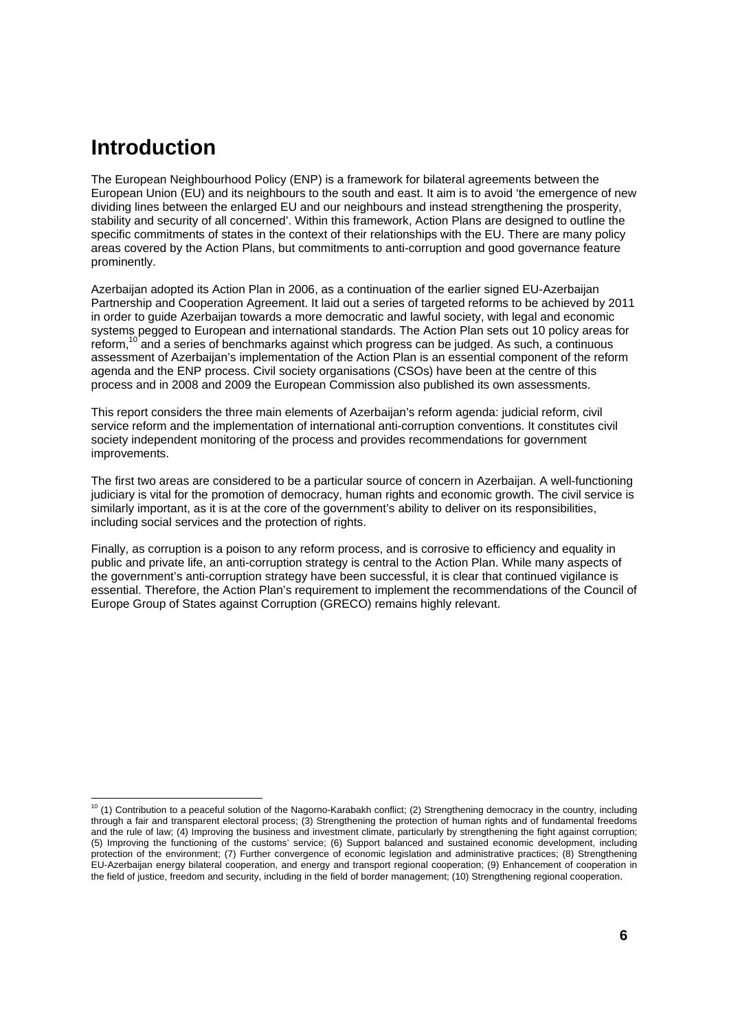# Introduction

The European Neighbourhood Policy (ENP) is a framework for bilateral agreements between the European Union (EU) and its neighbours to the south and east. It aim is to avoid 'the emergence of new dividing lines between the enlarged EU and our neighbours and instead strengthening the prosperity, stability and security of all concerned'. Within this framework, Action Plans are designed to outline the specific commitments of states in the context of their relationships with the EU. There are many policy areas covered by the Action Plans, but commitments to anti-corruption and good governance feature prominently.

Azerbaijan adopted its Action Plan in 2006, as a continuation of the earlier signed EU-Azerbaijan Partnership and Cooperation Agreement. It laid out a series of targeted reforms to be achieved by 2011 in order to guide Azerbaijan towards a more democratic and lawful society, with legal and economic systems pegged to European and international standards. The Action Plan sets out 10 policy areas for reform,[10] and a series of benchmarks against which progress can be judged. As such, a continuous assessment of Azerbaijan's implementation of the Action Plan is an essential component of the reform agenda and the ENP process. Civil society organisations (CSOs) have been at the centre of this process and in 2008 and 2009 the European Commission also published its own assessments.

This report considers the three main elements of Azerbaijan's reform agenda: judicial reform, civil service reform and the implementation of international anti-corruption conventions. It constitutes civil society independent monitoring of the process and provides recommendations for government improvements.

The first two areas are considered to be a particular source of concern in Azerbaijan. A well-functioning judiciary is vital for the promotion of democracy, human rights and economic growth. The civil service is similarly important, as it is at the core of the government's ability to deliver on its responsibilities, including social services and the protection of rights.

Finally, as corruption is a poison to any reform process, and is corrosive to efficiency and equality in public and private life, an anti-corruption strategy is central to the Action Plan. While many aspects of the government's anti-corruption strategy have been successful, it is clear that continued vigilance is essential. Therefore, the Action Plan's requirement to implement the recommendations of the Council of Europe Group of States against Corruption (GRECO) remains highly relevant.

---

[10] (1) Contribution to a peaceful solution of the Nagorno-Karabakh conflict; (2) Strengthening democracy in the country, including through a fair and transparent electoral process; (3) Strengthening the protection of human rights and of fundamental freedoms and the rule of law; (4) Improving the business and investment climate, particularly by strengthening the fight against corruption; (5) Improving the functioning of the customs' service; (6) Support balanced and sustained economic development, including protection of the environment; (7) Further convergence of economic legislation and administrative practices; (8) Strengthening EU-Azerbaijan energy bilateral cooperation, and energy and transport regional cooperation; (9) Enhancement of cooperation in the field of justice, freedom and security, including in the field of border management; (10) Strengthening regional cooperation.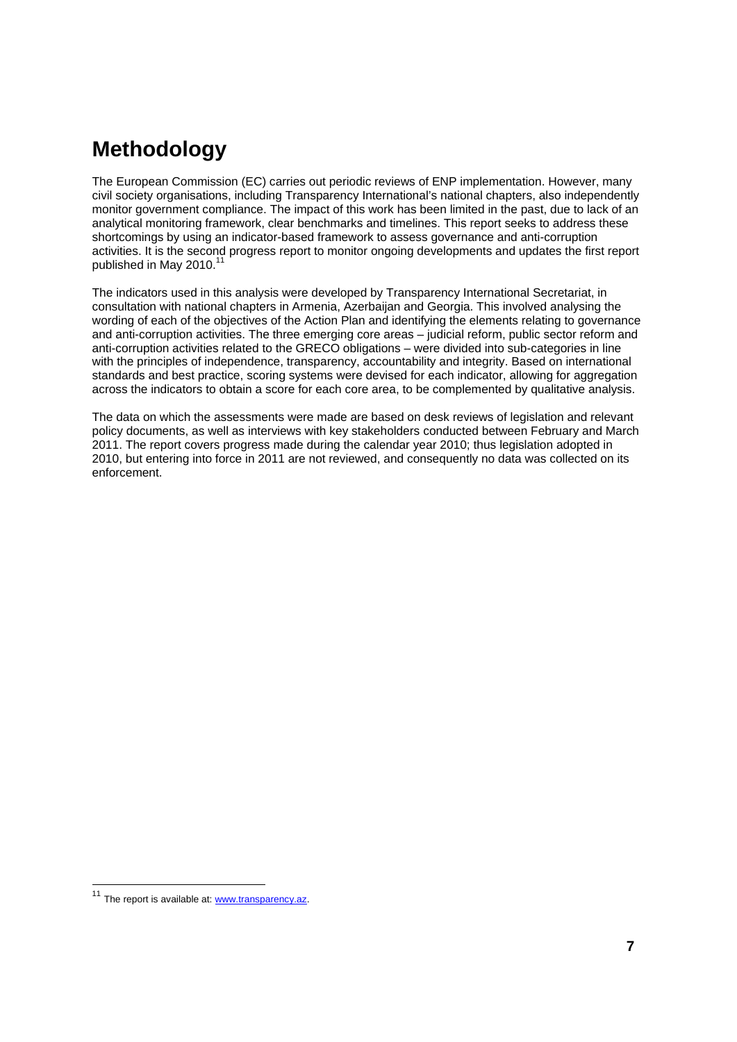# Methodology

The European Commission (EC) carries out periodic reviews of ENP implementation. However, many civil society organisations, including Transparency International's national chapters, also independently monitor government compliance. The impact of this work has been limited in the past, due to lack of an analytical monitoring framework, clear benchmarks and timelines. This report seeks to address these shortcomings by using an indicator-based framework to assess governance and anti-corruption activities. It is the second progress report to monitor ongoing developments and updates the first report published in May 2010.[11]

The indicators used in this analysis were developed by Transparency International Secretariat, in consultation with national chapters in Armenia, Azerbaijan and Georgia. This involved analysing the wording of each of the objectives of the Action Plan and identifying the elements relating to governance and anti-corruption activities. The three emerging core areas – judicial reform, public sector reform and anti-corruption activities related to the GRECO obligations – were divided into sub-categories in line with the principles of independence, transparency, accountability and integrity. Based on international standards and best practice, scoring systems were devised for each indicator, allowing for aggregation across the indicators to obtain a score for each core area, to be complemented by qualitative analysis.

The data on which the assessments were made are based on desk reviews of legislation and relevant policy documents, as well as interviews with key stakeholders conducted between February and March 2011. The report covers progress made during the calendar year 2010; thus legislation adopted in 2010, but entering into force in 2011 are not reviewed, and consequently no data was collected on its enforcement.

---

[11] The report is available at: www.transparency.az.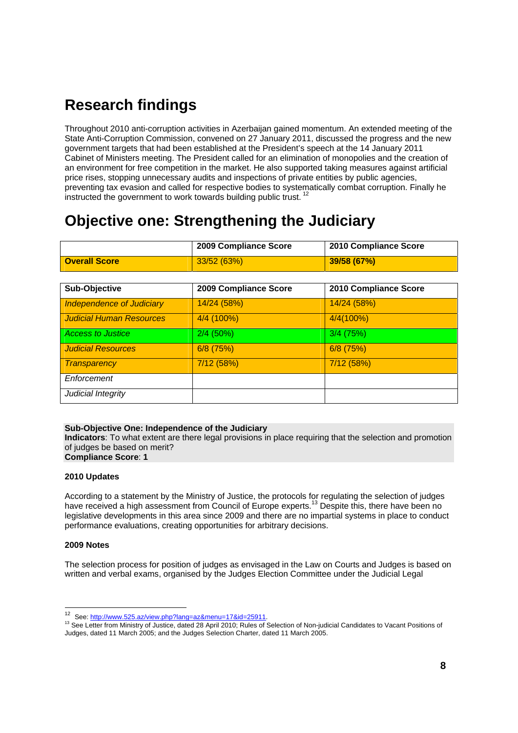# Research findings

Throughout 2010 anti-corruption activities in Azerbaijan gained momentum. An extended meeting of the State Anti-Corruption Commission, convened on 27 January 2011, discussed the progress and the new government targets that had been established at the President's speech at the 14 January 2011 Cabinet of Ministers meeting. The President called for an elimination of monopolies and the creation of an environment for free competition in the market. He also supported taking measures against artificial price rises, stopping unnecessary audits and inspections of private entities by public agencies, preventing tax evasion and called for respective bodies to systematically combat corruption. Finally he instructed the government to work towards building public trust. [12]

# Objective one: Strengthening the Judiciary

| | 2009 Compliance Score | 2010 Compliance Score |
|---|---|---|
| **Overall Score** | 33/52 (63%) | **39/58 (67%)** |

| Sub-Objective | 2009 Compliance Score | 2010 Compliance Score |
|---|---|---|
| *Independence of Judiciary* | 14/24 (58%) | 14/24 (58%) |
| *Judicial Human Resources* | 4/4 (100%) | 4/4(100%) |
| *Access to Justice* | 2/4 (50%) | 3/4 (75%) |
| *Judicial Resources* | 6/8 (75%) | 6/8 (75%) |
| *Transparency* | 7/12 (58%) | 7/12 (58%) |
| *Enforcement* | | |
| *Judicial Integrity* | | |

**Sub-Objective One: Independence of the Judiciary**
**Indicators**: To what extent are there legal provisions in place requiring that the selection and promotion of judges be based on merit?
**Compliance Score**: **1**

**2010 Updates**

According to a statement by the Ministry of Justice, the protocols for regulating the selection of judges have received a high assessment from Council of Europe experts.[13] Despite this, there have been no legislative developments in this area since 2009 and there are no impartial systems in place to conduct performance evaluations, creating opportunities for arbitrary decisions.

**2009 Notes**

The selection process for position of judges as envisaged in the Law on Courts and Judges is based on written and verbal exams, organised by the Judges Election Committee under the Judicial Legal

[12] See: http://www.525.az/view.php?lang=az&menu=17&id=25911.

[13] See Letter from Ministry of Justice, dated 28 April 2010; Rules of Selection of Non-judicial Candidates to Vacant Positions of Judges, dated 11 March 2005; and the Judges Selection Charter, dated 11 March 2005.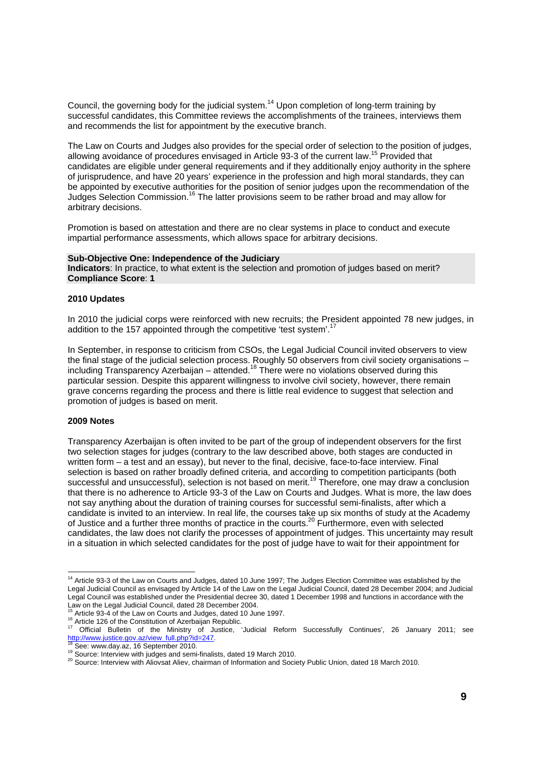Council, the governing body for the judicial system.[14] Upon completion of long-term training by successful candidates, this Committee reviews the accomplishments of the trainees, interviews them and recommends the list for appointment by the executive branch.

The Law on Courts and Judges also provides for the special order of selection to the position of judges, allowing avoidance of procedures envisaged in Article 93-3 of the current law.[15] Provided that candidates are eligible under general requirements and if they additionally enjoy authority in the sphere of jurisprudence, and have 20 years' experience in the profession and high moral standards, they can be appointed by executive authorities for the position of senior judges upon the recommendation of the Judges Selection Commission.[16] The latter provisions seem to be rather broad and may allow for arbitrary decisions.

Promotion is based on attestation and there are no clear systems in place to conduct and execute impartial performance assessments, which allows space for arbitrary decisions.

**Sub-Objective One: Independence of the Judiciary**
**Indicators**: In practice, to what extent is the selection and promotion of judges based on merit?
**Compliance Score**: **1**

**2010 Updates**

In 2010 the judicial corps were reinforced with new recruits; the President appointed 78 new judges, in addition to the 157 appointed through the competitive 'test system'.[17]

In September, in response to criticism from CSOs, the Legal Judicial Council invited observers to view the final stage of the judicial selection process. Roughly 50 observers from civil society organisations – including Transparency Azerbaijan – attended.[18] There were no violations observed during this particular session. Despite this apparent willingness to involve civil society, however, there remain grave concerns regarding the process and there is little real evidence to suggest that selection and promotion of judges is based on merit.

**2009 Notes**

Transparency Azerbaijan is often invited to be part of the group of independent observers for the first two selection stages for judges (contrary to the law described above, both stages are conducted in written form – a test and an essay), but never to the final, decisive, face-to-face interview. Final selection is based on rather broadly defined criteria, and according to competition participants (both successful and unsuccessful), selection is not based on merit.[19] Therefore, one may draw a conclusion that there is no adherence to Article 93-3 of the Law on Courts and Judges. What is more, the law does not say anything about the duration of training courses for successful semi-finalists, after which a candidate is invited to an interview. In real life, the courses take up six months of study at the Academy of Justice and a further three months of practice in the courts.[20] Furthermore, even with selected candidates, the law does not clarify the processes of appointment of judges. This uncertainty may result in a situation in which selected candidates for the post of judge have to wait for their appointment for

---

[14] Article 93-3 of the Law on Courts and Judges, dated 10 June 1997; The Judges Election Committee was established by the Legal Judicial Council as envisaged by Article 14 of the Law on the Legal Judicial Council, dated 28 December 2004; and Judicial Legal Council was established under the Presidential decree 30, dated 1 December 1998 and functions in accordance with the Law on the Legal Judicial Council, dated 28 December 2004.

[15] Article 93-4 of the Law on Courts and Judges, dated 10 June 1997.

[16] Article 126 of the Constitution of Azerbaijan Republic.

[17] Official Bulletin of the Ministry of Justice, 'Judicial Reform Successfully Continues', 26 January 2011; see http://www.justice.gov.az/view_full.php?id=247.

[18] See: www.day.az, 16 September 2010.

[19] Source: Interview with judges and semi-finalists, dated 19 March 2010.

[20] Source: Interview with Aliovsat Aliev, chairman of Information and Society Public Union, dated 18 March 2010.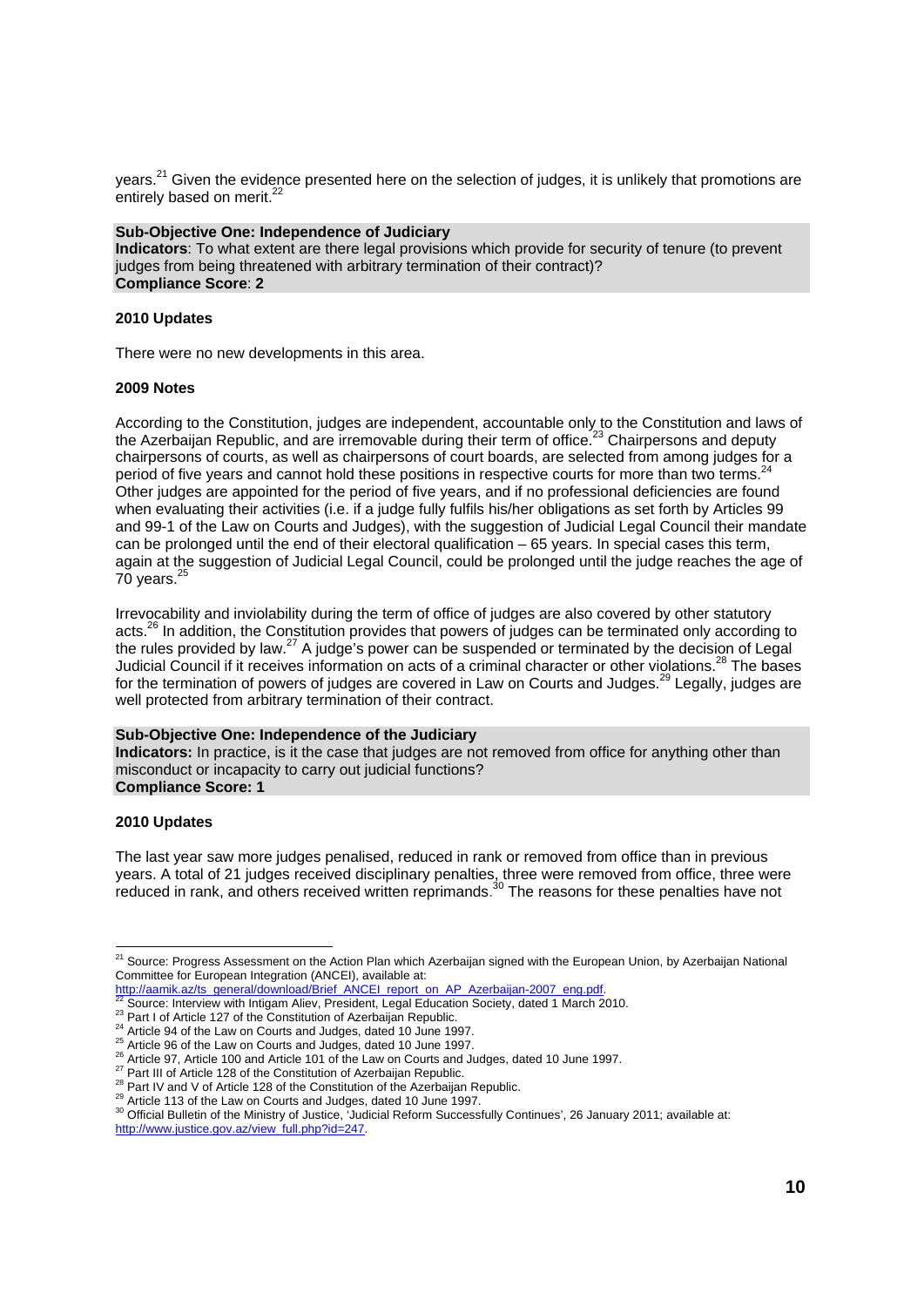years.[21] Given the evidence presented here on the selection of judges, it is unlikely that promotions are entirely based on merit.[22]

**Sub-Objective One: Independence of Judiciary**
**Indicators**: To what extent are there legal provisions which provide for security of tenure (to prevent judges from being threatened with arbitrary termination of their contract)?
**Compliance Score**: **2**

**2010 Updates**

There were no new developments in this area.

**2009 Notes**

According to the Constitution, judges are independent, accountable only to the Constitution and laws of the Azerbaijan Republic, and are irremovable during their term of office.[23] Chairpersons and deputy chairpersons of courts, as well as chairpersons of court boards, are selected from among judges for a period of five years and cannot hold these positions in respective courts for more than two terms.[24] Other judges are appointed for the period of five years, and if no professional deficiencies are found when evaluating their activities (i.e. if a judge fully fulfils his/her obligations as set forth by Articles 99 and 99-1 of the Law on Courts and Judges), with the suggestion of Judicial Legal Council their mandate can be prolonged until the end of their electoral qualification – 65 years. In special cases this term, again at the suggestion of Judicial Legal Council, could be prolonged until the judge reaches the age of 70 years.[25]

Irrevocability and inviolability during the term of office of judges are also covered by other statutory acts.[26] In addition, the Constitution provides that powers of judges can be terminated only according to the rules provided by law.[27] A judge's power can be suspended or terminated by the decision of Legal Judicial Council if it receives information on acts of a criminal character or other violations.[28] The bases for the termination of powers of judges are covered in Law on Courts and Judges.[29] Legally, judges are well protected from arbitrary termination of their contract.

**Sub-Objective One: Independence of the Judiciary**
**Indicators:** In practice, is it the case that judges are not removed from office for anything other than misconduct or incapacity to carry out judicial functions?
**Compliance Score: 1**

**2010 Updates**

The last year saw more judges penalised, reduced in rank or removed from office than in previous years. A total of 21 judges received disciplinary penalties, three were removed from office, three were reduced in rank, and others received written reprimands.[30] The reasons for these penalties have not

---

[21] Source: Progress Assessment on the Action Plan which Azerbaijan signed with the European Union, by Azerbaijan National Committee for European Integration (ANCEI), available at: http://aamik.az/ts_general/download/Brief_ANCEI_report_on_AP_Azerbaijan-2007_eng.pdf.
[22] Source: Interview with Intigam Aliev, President, Legal Education Society, dated 1 March 2010.
[23] Part I of Article 127 of the Constitution of Azerbaijan Republic.
[24] Article 94 of the Law on Courts and Judges, dated 10 June 1997.
[25] Article 96 of the Law on Courts and Judges, dated 10 June 1997.
[26] Article 97, Article 100 and Article 101 of the Law on Courts and Judges, dated 10 June 1997.
[27] Part III of Article 128 of the Constitution of Azerbaijan Republic.
[28] Part IV and V of Article 128 of the Constitution of the Azerbaijan Republic.
[29] Article 113 of the Law on Courts and Judges, dated 10 June 1997.
[30] Official Bulletin of the Ministry of Justice, 'Judicial Reform Successfully Continues', 26 January 2011; available at: http://www.justice.gov.az/view_full.php?id=247.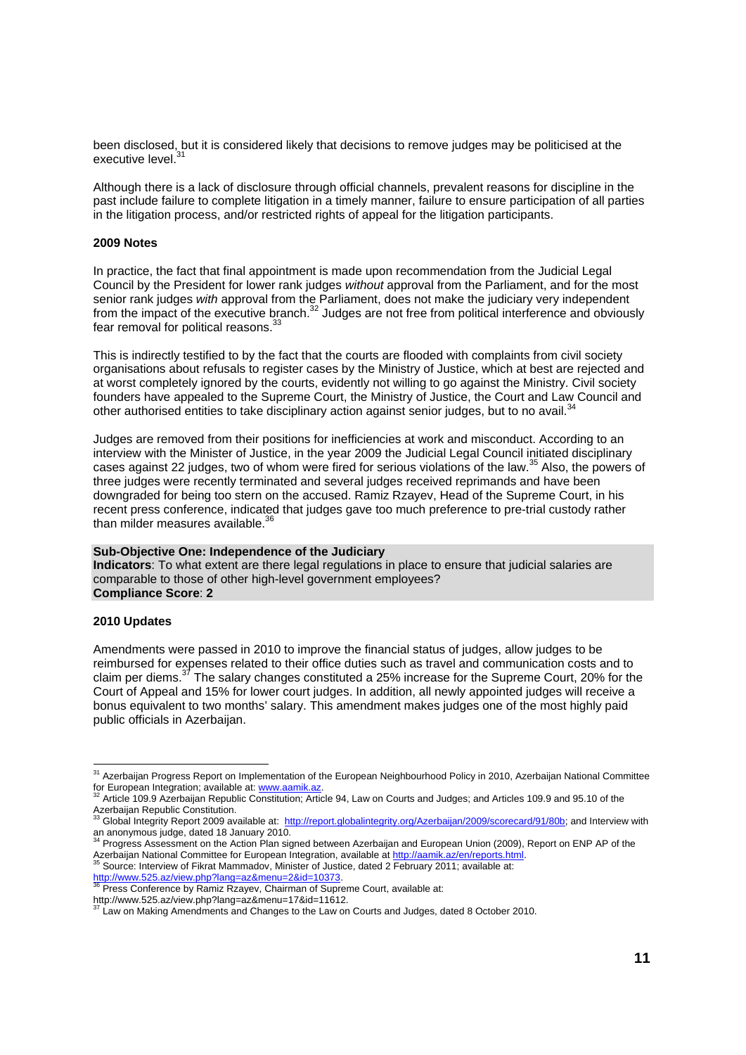been disclosed, but it is considered likely that decisions to remove judges may be politicised at the executive level.[31]

Although there is a lack of disclosure through official channels, prevalent reasons for discipline in the past include failure to complete litigation in a timely manner, failure to ensure participation of all parties in the litigation process, and/or restricted rights of appeal for the litigation participants.

**2009 Notes**

In practice, the fact that final appointment is made upon recommendation from the Judicial Legal Council by the President for lower rank judges *without* approval from the Parliament, and for the most senior rank judges *with* approval from the Parliament, does not make the judiciary very independent from the impact of the executive branch.[32] Judges are not free from political interference and obviously fear removal for political reasons.[33]

This is indirectly testified to by the fact that the courts are flooded with complaints from civil society organisations about refusals to register cases by the Ministry of Justice, which at best are rejected and at worst completely ignored by the courts, evidently not willing to go against the Ministry. Civil society founders have appealed to the Supreme Court, the Ministry of Justice, the Court and Law Council and other authorised entities to take disciplinary action against senior judges, but to no avail.[34]

Judges are removed from their positions for inefficiencies at work and misconduct. According to an interview with the Minister of Justice, in the year 2009 the Judicial Legal Council initiated disciplinary cases against 22 judges, two of whom were fired for serious violations of the law.[35] Also, the powers of three judges were recently terminated and several judges received reprimands and have been downgraded for being too stern on the accused. Ramiz Rzayev, Head of the Supreme Court, in his recent press conference, indicated that judges gave too much preference to pre-trial custody rather than milder measures available.[36]

**Sub-Objective One: Independence of the Judiciary**
**Indicators**: To what extent are there legal regulations in place to ensure that judicial salaries are comparable to those of other high-level government employees?
**Compliance Score**: **2**

**2010 Updates**

Amendments were passed in 2010 to improve the financial status of judges, allow judges to be reimbursed for expenses related to their office duties such as travel and communication costs and to claim per diems.[37] The salary changes constituted a 25% increase for the Supreme Court, 20% for the Court of Appeal and 15% for lower court judges. In addition, all newly appointed judges will receive a bonus equivalent to two months' salary. This amendment makes judges one of the most highly paid public officials in Azerbaijan.

---

[31] Azerbaijan Progress Report on Implementation of the European Neighbourhood Policy in 2010, Azerbaijan National Committee for European Integration; available at: www.aamik.az.

[32] Article 109.9 Azerbaijan Republic Constitution; Article 94, Law on Courts and Judges; and Articles 109.9 and 95.10 of the Azerbaijan Republic Constitution.

[33] Global Integrity Report 2009 available at: http://report.globalintegrity.org/Azerbaijan/2009/scorecard/91/80b; and Interview with an anonymous judge, dated 18 January 2010.

[34] Progress Assessment on the Action Plan signed between Azerbaijan and European Union (2009), Report on ENP AP of the Azerbaijan National Committee for European Integration, available at http://aamik.az/en/reports.html.

[35] Source: Interview of Fikrat Mammadov, Minister of Justice, dated 2 February 2011; available at: http://www.525.az/view.php?lang=az&menu=2&id=10373.

[36] Press Conference by Ramiz Rzayev, Chairman of Supreme Court, available at: http://www.525.az/view.php?lang=az&menu=17&id=11612.

[37] Law on Making Amendments and Changes to the Law on Courts and Judges, dated 8 October 2010.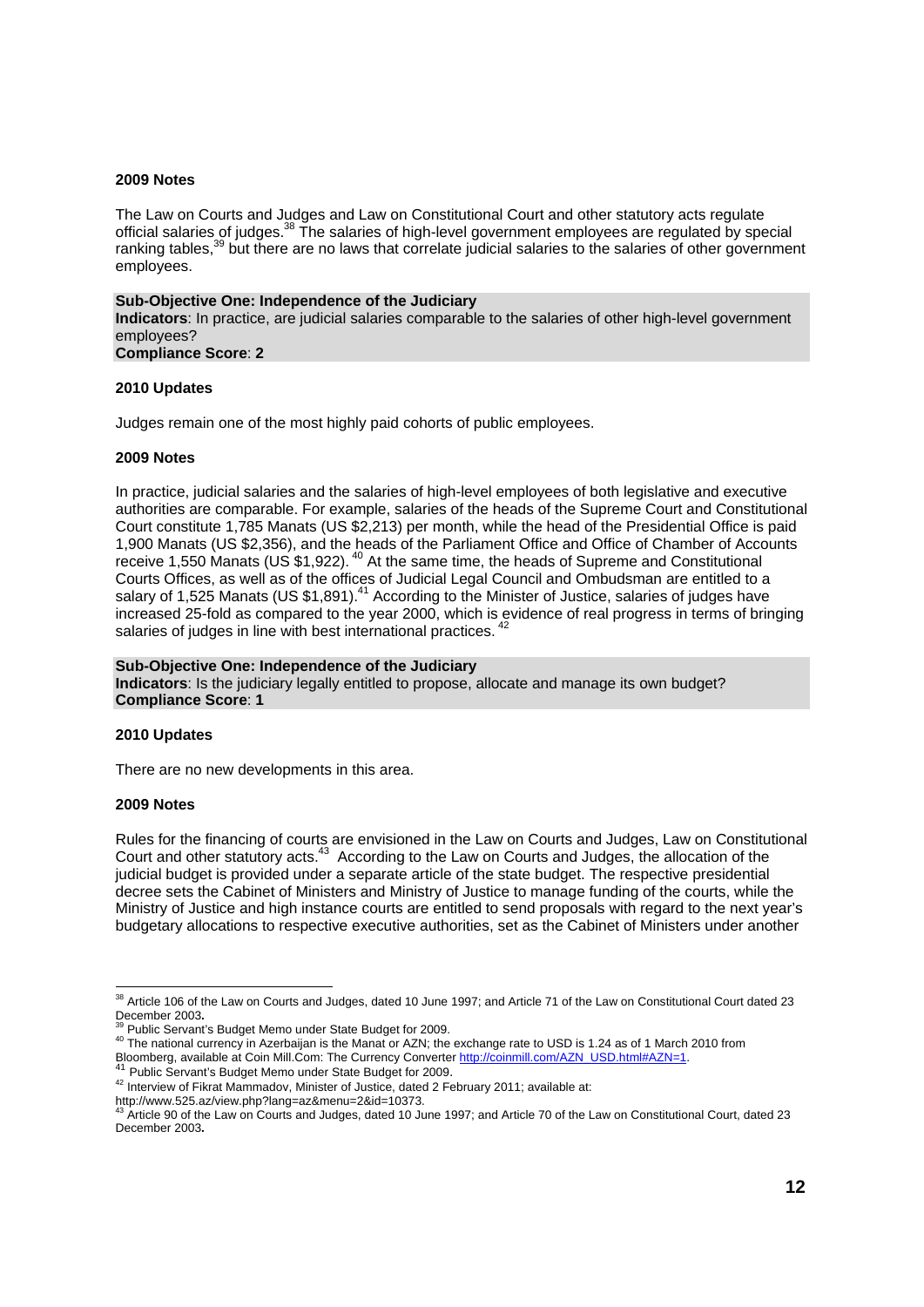**2009 Notes**

The Law on Courts and Judges and Law on Constitutional Court and other statutory acts regulate official salaries of judges.[38] The salaries of high-level government employees are regulated by special ranking tables,[39] but there are no laws that correlate judicial salaries to the salaries of other government employees.

**Sub-Objective One: Independence of the Judiciary**
**Indicators**: In practice, are judicial salaries comparable to the salaries of other high-level government employees?
**Compliance Score**: **2**

**2010 Updates**

Judges remain one of the most highly paid cohorts of public employees.

**2009 Notes**

In practice, judicial salaries and the salaries of high-level employees of both legislative and executive authorities are comparable. For example, salaries of the heads of the Supreme Court and Constitutional Court constitute 1,785 Manats (US $2,213) per month, while the head of the Presidential Office is paid 1,900 Manats (US $2,356), and the heads of the Parliament Office and Office of Chamber of Accounts receive 1,550 Manats (US $1,922).[40] At the same time, the heads of Supreme and Constitutional Courts Offices, as well as of the offices of Judicial Legal Council and Ombudsman are entitled to a salary of 1,525 Manats (US $1,891).[41] According to the Minister of Justice, salaries of judges have increased 25-fold as compared to the year 2000, which is evidence of real progress in terms of bringing salaries of judges in line with best international practices.[42]

**Sub-Objective One: Independence of the Judiciary**
**Indicators**: Is the judiciary legally entitled to propose, allocate and manage its own budget?
**Compliance Score**: **1**

**2010 Updates**

There are no new developments in this area.

**2009 Notes**

Rules for the financing of courts are envisioned in the Law on Courts and Judges, Law on Constitutional Court and other statutory acts.[43] According to the Law on Courts and Judges, the allocation of the judicial budget is provided under a separate article of the state budget. The respective presidential decree sets the Cabinet of Ministers and Ministry of Justice to manage funding of the courts, while the Ministry of Justice and high instance courts are entitled to send proposals with regard to the next year's budgetary allocations to respective executive authorities, set as the Cabinet of Ministers under another

---

[38] Article 106 of the Law on Courts and Judges, dated 10 June 1997; and Article 71 of the Law on Constitutional Court dated 23 December 2003.

[39] Public Servant's Budget Memo under State Budget for 2009.

[40] The national currency in Azerbaijan is the Manat or AZN; the exchange rate to USD is 1.24 as of 1 March 2010 from Bloomberg, available at Coin Mill.Com: The Currency Converter http://coinmill.com/AZN_USD.html#AZN=1.

[41] Public Servant's Budget Memo under State Budget for 2009.

[42] Interview of Fikrat Mammadov, Minister of Justice, dated 2 February 2011; available at: http://www.525.az/view.php?lang=az&menu=2&id=10373.

[43] Article 90 of the Law on Courts and Judges, dated 10 June 1997; and Article 70 of the Law on Constitutional Court, dated 23 December 2003.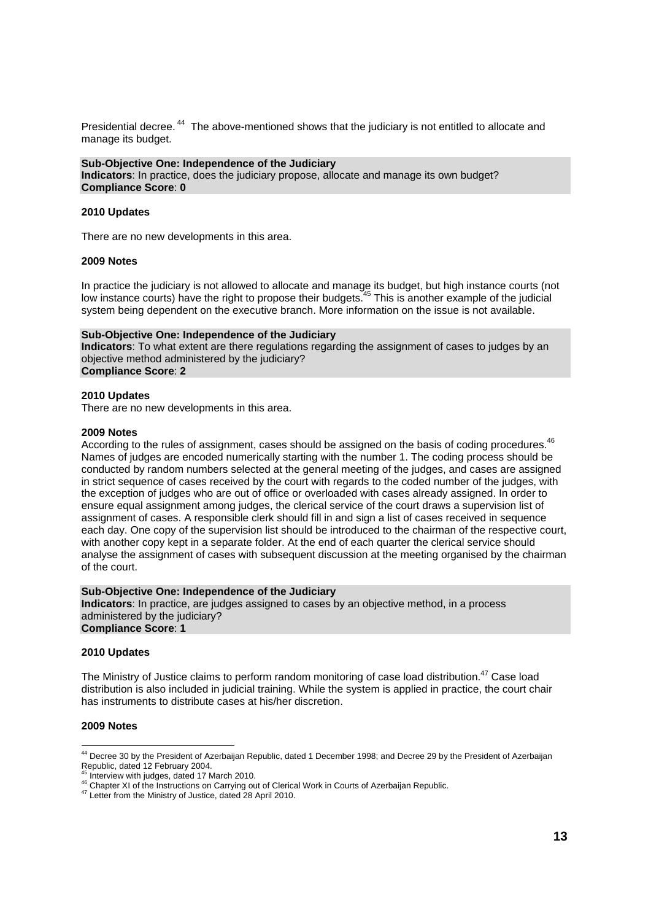Presidential decree.[44] The above-mentioned shows that the judiciary is not entitled to allocate and manage its budget.

**Sub-Objective One: Independence of the Judiciary**
**Indicators**: In practice, does the judiciary propose, allocate and manage its own budget?
**Compliance Score**: **0**

**2010 Updates**

There are no new developments in this area.

**2009 Notes**

In practice the judiciary is not allowed to allocate and manage its budget, but high instance courts (not low instance courts) have the right to propose their budgets.[45] This is another example of the judicial system being dependent on the executive branch. More information on the issue is not available.

**Sub-Objective One: Independence of the Judiciary**
**Indicators**: To what extent are there regulations regarding the assignment of cases to judges by an objective method administered by the judiciary?
**Compliance Score**: **2**

**2010 Updates**
There are no new developments in this area.

**2009 Notes**
According to the rules of assignment, cases should be assigned on the basis of coding procedures.[46] Names of judges are encoded numerically starting with the number 1. The coding process should be conducted by random numbers selected at the general meeting of the judges, and cases are assigned in strict sequence of cases received by the court with regards to the coded number of the judges, with the exception of judges who are out of office or overloaded with cases already assigned. In order to ensure equal assignment among judges, the clerical service of the court draws a supervision list of assignment of cases. A responsible clerk should fill in and sign a list of cases received in sequence each day. One copy of the supervision list should be introduced to the chairman of the respective court, with another copy kept in a separate folder. At the end of each quarter the clerical service should analyse the assignment of cases with subsequent discussion at the meeting organised by the chairman of the court.

**Sub-Objective One: Independence of the Judiciary**
**Indicators**: In practice, are judges assigned to cases by an objective method, in a process administered by the judiciary?
**Compliance Score**: **1**

**2010 Updates**

The Ministry of Justice claims to perform random monitoring of case load distribution.[47] Case load distribution is also included in judicial training. While the system is applied in practice, the court chair has instruments to distribute cases at his/her discretion.

**2009 Notes**

---

[44] Decree 30 by the President of Azerbaijan Republic, dated 1 December 1998; and Decree 29 by the President of Azerbaijan Republic, dated 12 February 2004.
[45] Interview with judges, dated 17 March 2010.
[46] Chapter XI of the Instructions on Carrying out of Clerical Work in Courts of Azerbaijan Republic.
[47] Letter from the Ministry of Justice, dated 28 April 2010.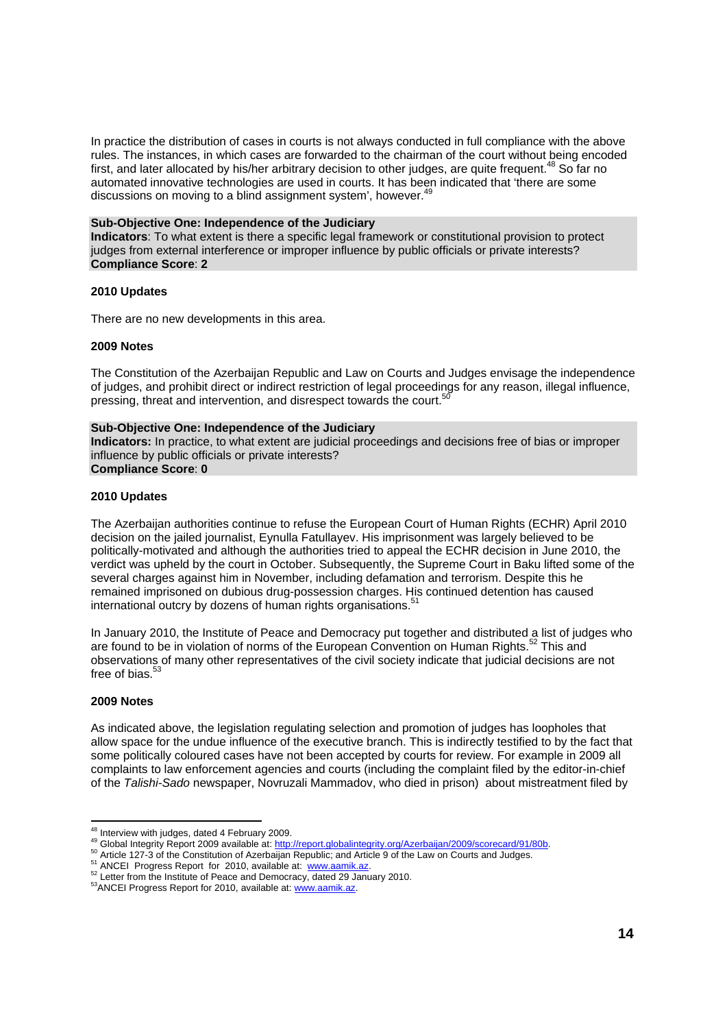In practice the distribution of cases in courts is not always conducted in full compliance with the above rules. The instances, in which cases are forwarded to the chairman of the court without being encoded first, and later allocated by his/her arbitrary decision to other judges, are quite frequent.[48] So far no automated innovative technologies are used in courts. It has been indicated that 'there are some discussions on moving to a blind assignment system', however.[49]

**Sub-Objective One: Independence of the Judiciary**
**Indicators**: To what extent is there a specific legal framework or constitutional provision to protect judges from external interference or improper influence by public officials or private interests?
**Compliance Score**: **2**

**2010 Updates**

There are no new developments in this area.

**2009 Notes**

The Constitution of the Azerbaijan Republic and Law on Courts and Judges envisage the independence of judges, and prohibit direct or indirect restriction of legal proceedings for any reason, illegal influence, pressing, threat and intervention, and disrespect towards the court.[50]

**Sub-Objective One: Independence of the Judiciary**
**Indicators:** In practice, to what extent are judicial proceedings and decisions free of bias or improper influence by public officials or private interests?
**Compliance Score**: **0**

**2010 Updates**

The Azerbaijan authorities continue to refuse the European Court of Human Rights (ECHR) April 2010 decision on the jailed journalist, Eynulla Fatullayev. His imprisonment was largely believed to be politically-motivated and although the authorities tried to appeal the ECHR decision in June 2010, the verdict was upheld by the court in October. Subsequently, the Supreme Court in Baku lifted some of the several charges against him in November, including defamation and terrorism. Despite this he remained imprisoned on dubious drug-possession charges. His continued detention has caused international outcry by dozens of human rights organisations.[51]

In January 2010, the Institute of Peace and Democracy put together and distributed a list of judges who are found to be in violation of norms of the European Convention on Human Rights.[52] This and observations of many other representatives of the civil society indicate that judicial decisions are not free of bias.[53]

**2009 Notes**

As indicated above, the legislation regulating selection and promotion of judges has loopholes that allow space for the undue influence of the executive branch. This is indirectly testified to by the fact that some politically coloured cases have not been accepted by courts for review. For example in 2009 all complaints to law enforcement agencies and courts (including the complaint filed by the editor-in-chief of the *Talishi-Sado* newspaper, Novruzali Mammadov, who died in prison) about mistreatment filed by

[48] Interview with judges, dated 4 February 2009.
[49] Global Integrity Report 2009 available at: http://report.globalintegrity.org/Azerbaijan/2009/scorecard/91/80b.
[50] Article 127-3 of the Constitution of Azerbaijan Republic; and Article 9 of the Law on Courts and Judges.
[51] ANCEI Progress Report for 2010, available at: www.aamik.az.
[52] Letter from the Institute of Peace and Democracy, dated 29 January 2010.
[53] ANCEI Progress Report for 2010, available at: www.aamik.az.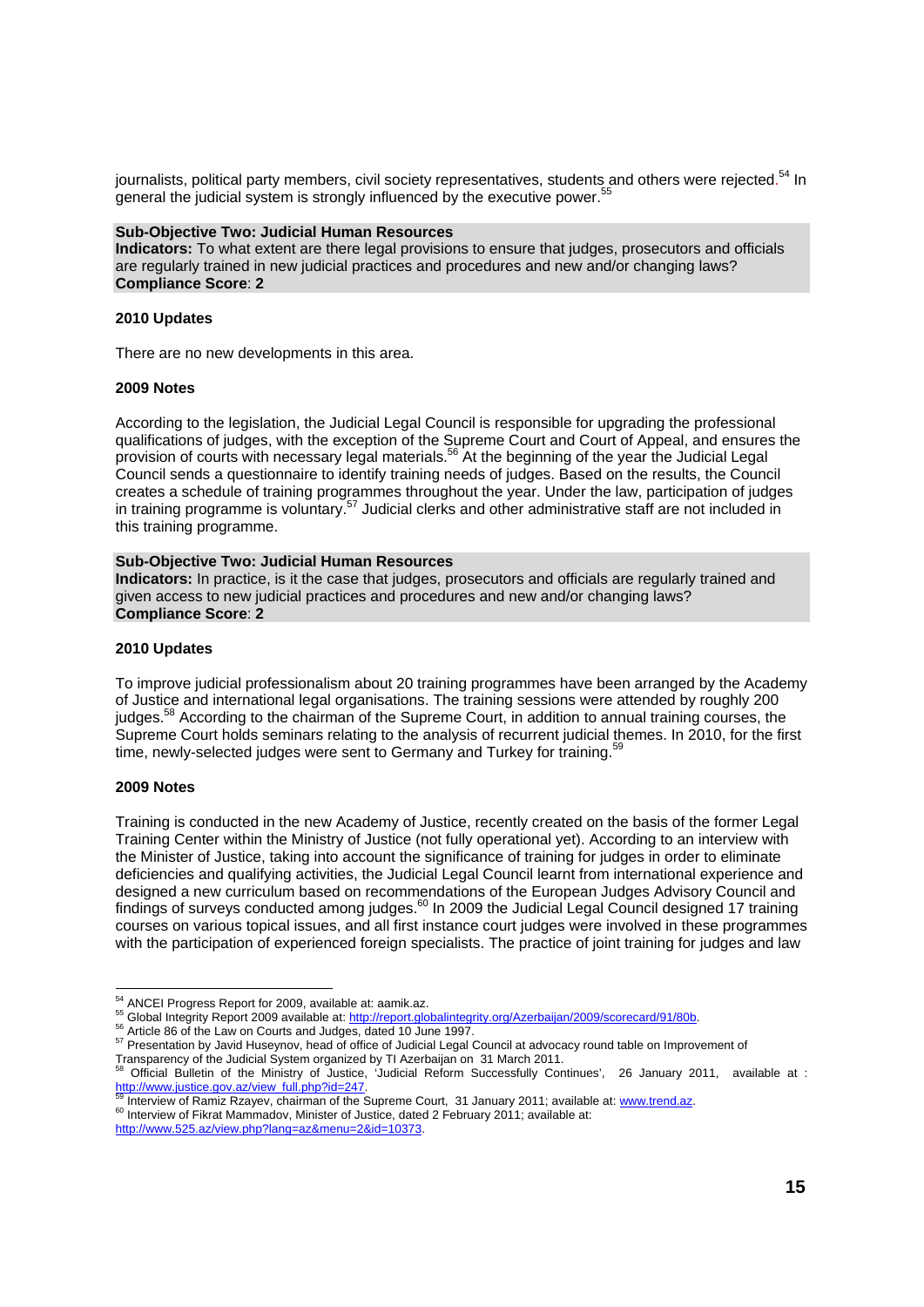journalists, political party members, civil society representatives, students and others were rejected.[54] In general the judicial system is strongly influenced by the executive power.[55]

**Sub-Objective Two: Judicial Human Resources**
**Indicators:** To what extent are there legal provisions to ensure that judges, prosecutors and officials are regularly trained in new judicial practices and procedures and new and/or changing laws?
**Compliance Score**: **2**

**2010 Updates**

There are no new developments in this area.

**2009 Notes**

According to the legislation, the Judicial Legal Council is responsible for upgrading the professional qualifications of judges, with the exception of the Supreme Court and Court of Appeal, and ensures the provision of courts with necessary legal materials.[56] At the beginning of the year the Judicial Legal Council sends a questionnaire to identify training needs of judges. Based on the results, the Council creates a schedule of training programmes throughout the year. Under the law, participation of judges in training programme is voluntary.[57] Judicial clerks and other administrative staff are not included in this training programme.

**Sub-Objective Two: Judicial Human Resources**
**Indicators:** In practice, is it the case that judges, prosecutors and officials are regularly trained and given access to new judicial practices and procedures and new and/or changing laws?
**Compliance Score**: **2**

**2010 Updates**

To improve judicial professionalism about 20 training programmes have been arranged by the Academy of Justice and international legal organisations. The training sessions were attended by roughly 200 judges.[58] According to the chairman of the Supreme Court, in addition to annual training courses, the Supreme Court holds seminars relating to the analysis of recurrent judicial themes. In 2010, for the first time, newly-selected judges were sent to Germany and Turkey for training.[59]

**2009 Notes**

Training is conducted in the new Academy of Justice, recently created on the basis of the former Legal Training Center within the Ministry of Justice (not fully operational yet). According to an interview with the Minister of Justice, taking into account the significance of training for judges in order to eliminate deficiencies and qualifying activities, the Judicial Legal Council learnt from international experience and designed a new curriculum based on recommendations of the European Judges Advisory Council and findings of surveys conducted among judges.[60] In 2009 the Judicial Legal Council designed 17 training courses on various topical issues, and all first instance court judges were involved in these programmes with the participation of experienced foreign specialists. The practice of joint training for judges and law

---

[54] ANCEI Progress Report for 2009, available at: aamik.az.
[55] Global Integrity Report 2009 available at: http://report.globalintegrity.org/Azerbaijan/2009/scorecard/91/80b.
[56] Article 86 of the Law on Courts and Judges, dated 10 June 1997.
[57] Presentation by Javid Huseynov, head of office of Judicial Legal Council at advocacy round table on Improvement of Transparency of the Judicial System organized by TI Azerbaijan on 31 March 2011.
[58] Official Bulletin of the Ministry of Justice, 'Judicial Reform Successfully Continues', 26 January 2011, available at : http://www.justice.gov.az/view_full.php?id=247.
[59] Interview of Ramiz Rzayev, chairman of the Supreme Court, 31 January 2011; available at: www.trend.az.
[60] Interview of Fikrat Mammadov, Minister of Justice, dated 2 February 2011; available at: http://www.525.az/view.php?lang=az&menu=2&id=10373.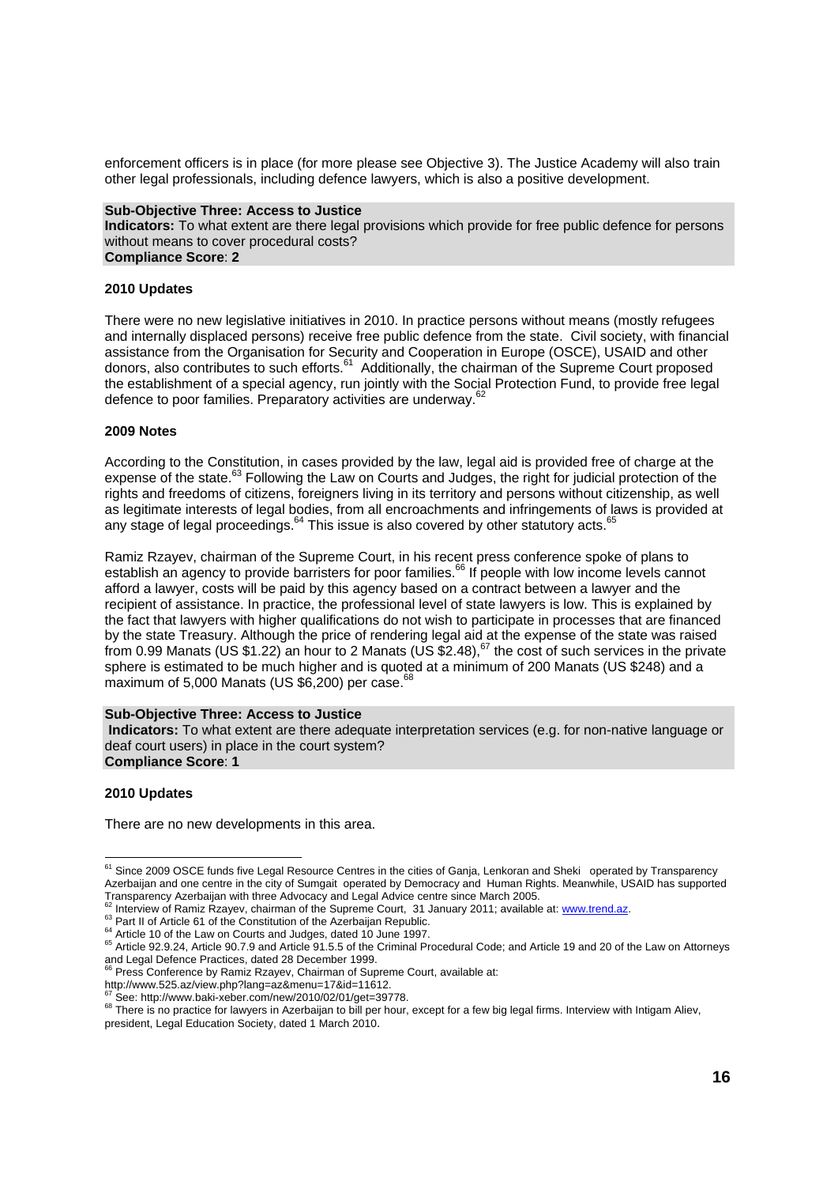enforcement officers is in place (for more please see Objective 3). The Justice Academy will also train other legal professionals, including defence lawyers, which is also a positive development.

**Sub-Objective Three: Access to Justice**
**Indicators:** To what extent are there legal provisions which provide for free public defence for persons without means to cover procedural costs?
**Compliance Score**: **2**

**2010 Updates**

There were no new legislative initiatives in 2010. In practice persons without means (mostly refugees and internally displaced persons) receive free public defence from the state. Civil society, with financial assistance from the Organisation for Security and Cooperation in Europe (OSCE), USAID and other donors, also contributes to such efforts.[61] Additionally, the chairman of the Supreme Court proposed the establishment of a special agency, run jointly with the Social Protection Fund, to provide free legal defence to poor families. Preparatory activities are underway.[62]

**2009 Notes**

According to the Constitution, in cases provided by the law, legal aid is provided free of charge at the expense of the state.[63] Following the Law on Courts and Judges, the right for judicial protection of the rights and freedoms of citizens, foreigners living in its territory and persons without citizenship, as well as legitimate interests of legal bodies, from all encroachments and infringements of laws is provided at any stage of legal proceedings.[64] This issue is also covered by other statutory acts.[65]

Ramiz Rzayev, chairman of the Supreme Court, in his recent press conference spoke of plans to establish an agency to provide barristers for poor families.[66] If people with low income levels cannot afford a lawyer, costs will be paid by this agency based on a contract between a lawyer and the recipient of assistance. In practice, the professional level of state lawyers is low. This is explained by the fact that lawyers with higher qualifications do not wish to participate in processes that are financed by the state Treasury. Although the price of rendering legal aid at the expense of the state was raised from 0.99 Manats (US $1.22) an hour to 2 Manats (US $2.48),[67] the cost of such services in the private sphere is estimated to be much higher and is quoted at a minimum of 200 Manats (US $248) and a maximum of 5,000 Manats (US $6,200) per case.[68]

**Sub-Objective Three: Access to Justice**
**Indicators:** To what extent are there adequate interpretation services (e.g. for non-native language or deaf court users) in place in the court system?
**Compliance Score**: **1**

**2010 Updates**

There are no new developments in this area.

---

[61] Since 2009 OSCE funds five Legal Resource Centres in the cities of Ganja, Lenkoran and Sheki operated by Transparency Azerbaijan and one centre in the city of Sumgait operated by Democracy and Human Rights. Meanwhile, USAID has supported Transparency Azerbaijan with three Advocacy and Legal Advice centre since March 2005.

[62] Interview of Ramiz Rzayev, chairman of the Supreme Court, 31 January 2011; available at: www.trend.az.

[63] Part II of Article 61 of the Constitution of the Azerbaijan Republic.

[64] Article 10 of the Law on Courts and Judges, dated 10 June 1997.

[65] Article 92.9.24, Article 90.7.9 and Article 91.5.5 of the Criminal Procedural Code; and Article 19 and 20 of the Law on Attorneys and Legal Defence Practices, dated 28 December 1999.

[66] Press Conference by Ramiz Rzayev, Chairman of Supreme Court, available at: http://www.525.az/view.php?lang=az&menu=17&id=11612.

[67] See: http://www.baki-xeber.com/new/2010/02/01/get=39778.

[68] There is no practice for lawyers in Azerbaijan to bill per hour, except for a few big legal firms. Interview with Intigam Aliev, president, Legal Education Society, dated 1 March 2010.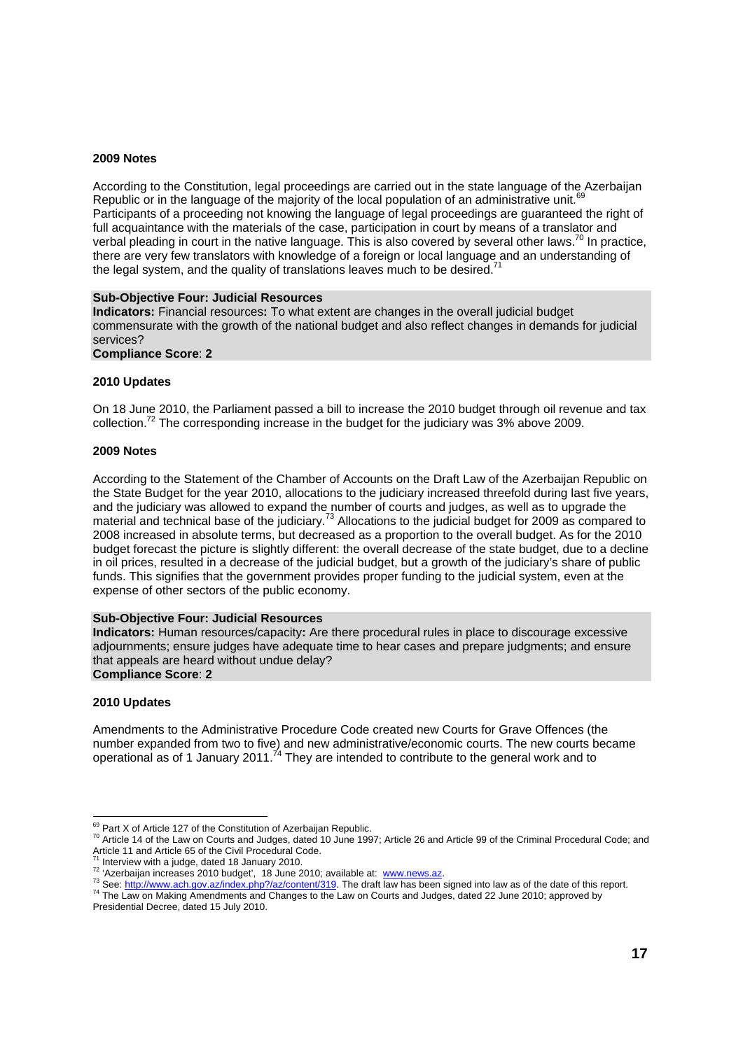**2009 Notes**

According to the Constitution, legal proceedings are carried out in the state language of the Azerbaijan Republic or in the language of the majority of the local population of an administrative unit.[69] Participants of a proceeding not knowing the language of legal proceedings are guaranteed the right of full acquaintance with the materials of the case, participation in court by means of a translator and verbal pleading in court in the native language. This is also covered by several other laws.[70] In practice, there are very few translators with knowledge of a foreign or local language and an understanding of the legal system, and the quality of translations leaves much to be desired.[71]

**Sub-Objective Four: Judicial Resources**
**Indicators:** Financial resources**:** To what extent are changes in the overall judicial budget commensurate with the growth of the national budget and also reflect changes in demands for judicial services?
**Compliance Score**: **2**

**2010 Updates**

On 18 June 2010, the Parliament passed a bill to increase the 2010 budget through oil revenue and tax collection.[72] The corresponding increase in the budget for the judiciary was 3% above 2009.

**2009 Notes**

According to the Statement of the Chamber of Accounts on the Draft Law of the Azerbaijan Republic on the State Budget for the year 2010, allocations to the judiciary increased threefold during last five years, and the judiciary was allowed to expand the number of courts and judges, as well as to upgrade the material and technical base of the judiciary.[73] Allocations to the judicial budget for 2009 as compared to 2008 increased in absolute terms, but decreased as a proportion to the overall budget. As for the 2010 budget forecast the picture is slightly different: the overall decrease of the state budget, due to a decline in oil prices, resulted in a decrease of the judicial budget, but a growth of the judiciary's share of public funds. This signifies that the government provides proper funding to the judicial system, even at the expense of other sectors of the public economy.

**Sub-Objective Four: Judicial Resources**
**Indicators:** Human resources/capacity**:** Are there procedural rules in place to discourage excessive adjournments; ensure judges have adequate time to hear cases and prepare judgments; and ensure that appeals are heard without undue delay?
**Compliance Score**: **2**

**2010 Updates**

Amendments to the Administrative Procedure Code created new Courts for Grave Offences (the number expanded from two to five) and new administrative/economic courts. The new courts became operational as of 1 January 2011.[74] They are intended to contribute to the general work and to

---

[69] Part X of Article 127 of the Constitution of Azerbaijan Republic.
[70] Article 14 of the Law on Courts and Judges, dated 10 June 1997; Article 26 and Article 99 of the Criminal Procedural Code; and Article 11 and Article 65 of the Civil Procedural Code.
[71] Interview with a judge, dated 18 January 2010.
[72] 'Azerbaijan increases 2010 budget', 18 June 2010; available at: www.news.az.
[73] See: http://www.ach.gov.az/index.php?/az/content/319. The draft law has been signed into law as of the date of this report.
[74] The Law on Making Amendments and Changes to the Law on Courts and Judges, dated 22 June 2010; approved by Presidential Decree, dated 15 July 2010.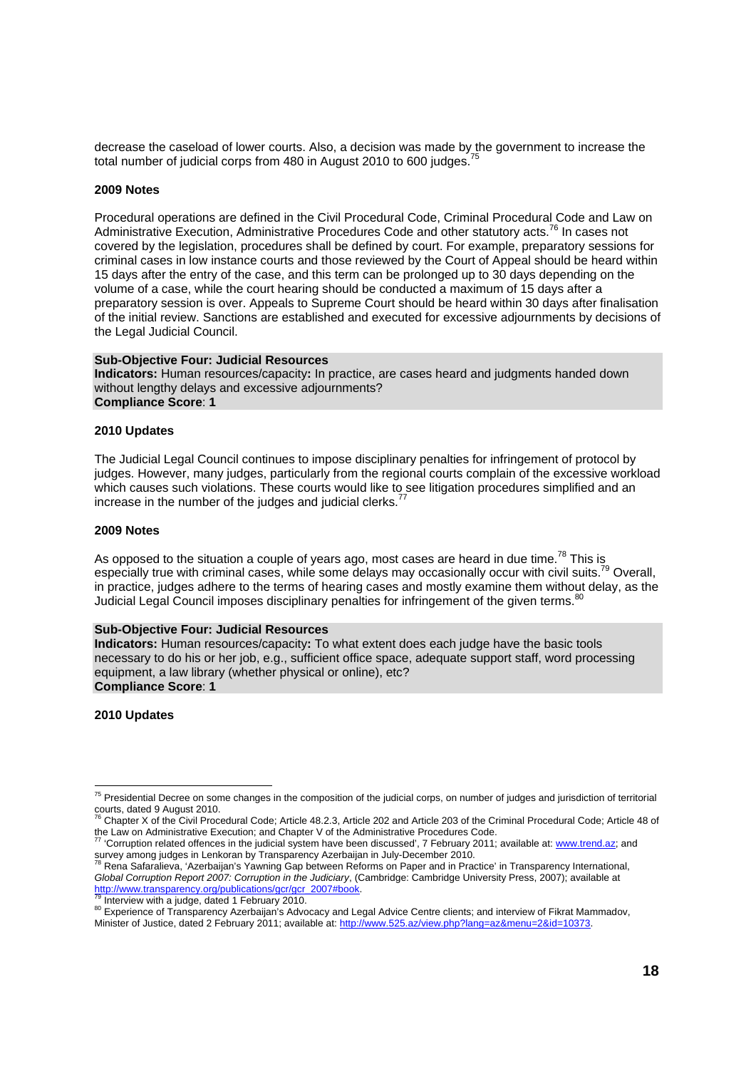decrease the caseload of lower courts. Also, a decision was made by the government to increase the total number of judicial corps from 480 in August 2010 to 600 judges.[75]

**2009 Notes**

Procedural operations are defined in the Civil Procedural Code, Criminal Procedural Code and Law on Administrative Execution, Administrative Procedures Code and other statutory acts.[76] In cases not covered by the legislation, procedures shall be defined by court. For example, preparatory sessions for criminal cases in low instance courts and those reviewed by the Court of Appeal should be heard within 15 days after the entry of the case, and this term can be prolonged up to 30 days depending on the volume of a case, while the court hearing should be conducted a maximum of 15 days after a preparatory session is over. Appeals to Supreme Court should be heard within 30 days after finalisation of the initial review. Sanctions are established and executed for excessive adjournments by decisions of the Legal Judicial Council.

**Sub-Objective Four: Judicial Resources**
**Indicators:** Human resources/capacity**:** In practice, are cases heard and judgments handed down without lengthy delays and excessive adjournments?
**Compliance Score**: **1**

**2010 Updates**

The Judicial Legal Council continues to impose disciplinary penalties for infringement of protocol by judges. However, many judges, particularly from the regional courts complain of the excessive workload which causes such violations. These courts would like to see litigation procedures simplified and an increase in the number of the judges and judicial clerks.[77]

**2009 Notes**

As opposed to the situation a couple of years ago, most cases are heard in due time.[78] This is especially true with criminal cases, while some delays may occasionally occur with civil suits.[79] Overall, in practice, judges adhere to the terms of hearing cases and mostly examine them without delay, as the Judicial Legal Council imposes disciplinary penalties for infringement of the given terms.[80]

**Sub-Objective Four: Judicial Resources**
**Indicators:** Human resources/capacity**:** To what extent does each judge have the basic tools necessary to do his or her job, e.g., sufficient office space, adequate support staff, word processing equipment, a law library (whether physical or online), etc?
**Compliance Score**: **1**

**2010 Updates**

---

[75] Presidential Decree on some changes in the composition of the judicial corps, on number of judges and jurisdiction of territorial courts, dated 9 August 2010.

[76] Chapter X of the Civil Procedural Code; Article 48.2.3, Article 202 and Article 203 of the Criminal Procedural Code; Article 48 of the Law on Administrative Execution; and Chapter V of the Administrative Procedures Code.

[77] 'Corruption related offences in the judicial system have been discussed', 7 February 2011; available at: www.trend.az; and survey among judges in Lenkoran by Transparency Azerbaijan in July-December 2010.

[78] Rena Safaralieva, 'Azerbaijan's Yawning Gap between Reforms on Paper and in Practice' in Transparency International, *Global Corruption Report 2007: Corruption in the Judiciary*, (Cambridge: Cambridge University Press, 2007); available at http://www.transparency.org/publications/gcr/gcr_2007#book.

[79] Interview with a judge, dated 1 February 2010.

[80] Experience of Transparency Azerbaijan's Advocacy and Legal Advice Centre clients; and interview of Fikrat Mammadov, Minister of Justice, dated 2 February 2011; available at: http://www.525.az/view.php?lang=az&menu=2&id=10373.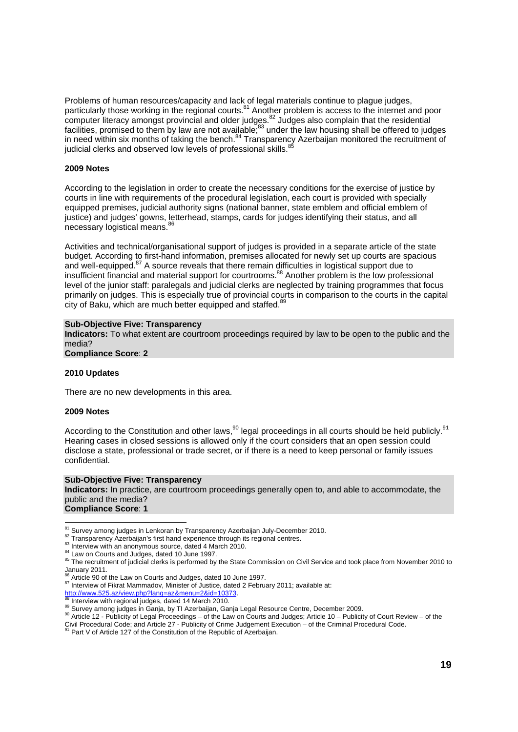Problems of human resources/capacity and lack of legal materials continue to plague judges, particularly those working in the regional courts.[81] Another problem is access to the internet and poor computer literacy amongst provincial and older judges.[82] Judges also complain that the residential facilities, promised to them by law are not available;[83] under the law housing shall be offered to judges in need within six months of taking the bench.[84] Transparency Azerbaijan monitored the recruitment of judicial clerks and observed low levels of professional skills.[85]

**2009 Notes**

According to the legislation in order to create the necessary conditions for the exercise of justice by courts in line with requirements of the procedural legislation, each court is provided with specially equipped premises, judicial authority signs (national banner, state emblem and official emblem of justice) and judges' gowns, letterhead, stamps, cards for judges identifying their status, and all necessary logistical means.[86]

Activities and technical/organisational support of judges is provided in a separate article of the state budget. According to first-hand information, premises allocated for newly set up courts are spacious and well-equipped.[87] A source reveals that there remain difficulties in logistical support due to insufficient financial and material support for courtrooms.[88] Another problem is the low professional level of the junior staff: paralegals and judicial clerks are neglected by training programmes that focus primarily on judges. This is especially true of provincial courts in comparison to the courts in the capital city of Baku, which are much better equipped and staffed.[89]

**Sub-Objective Five: Transparency**
**Indicators:** To what extent are courtroom proceedings required by law to be open to the public and the media?
**Compliance Score**: **2**

**2010 Updates**

There are no new developments in this area.

**2009 Notes**

According to the Constitution and other laws,[90] legal proceedings in all courts should be held publicly.[91] Hearing cases in closed sessions is allowed only if the court considers that an open session could disclose a state, professional or trade secret, or if there is a need to keep personal or family issues confidential.

**Sub-Objective Five: Transparency**
**Indicators:** In practice, are courtroom proceedings generally open to, and able to accommodate, the public and the media?
**Compliance Score**: **1**

---

[81] Survey among judges in Lenkoran by Transparency Azerbaijan July-December 2010.
[82] Transparency Azerbaijan's first hand experience through its regional centres.
[83] Interview with an anonymous source, dated 4 March 2010.
[84] Law on Courts and Judges, dated 10 June 1997.
[85] The recruitment of judicial clerks is performed by the State Commission on Civil Service and took place from November 2010 to January 2011.
[86] Article 90 of the Law on Courts and Judges, dated 10 June 1997.
[87] Interview of Fikrat Mammadov, Minister of Justice, dated 2 February 2011; available at: http://www.525.az/view.php?lang=az&menu=2&id=10373.
[88] Interview with regional judges, dated 14 March 2010.
[89] Survey among judges in Ganja, by TI Azerbaijan, Ganja Legal Resource Centre, December 2009.
[90] Article 12 - Publicity of Legal Proceedings – of the Law on Courts and Judges; Article 10 – Publicity of Court Review – of the Civil Procedural Code; and Article 27 - Publicity of Crime Judgement Execution – of the Criminal Procedural Code.
[91] Part V of Article 127 of the Constitution of the Republic of Azerbaijan.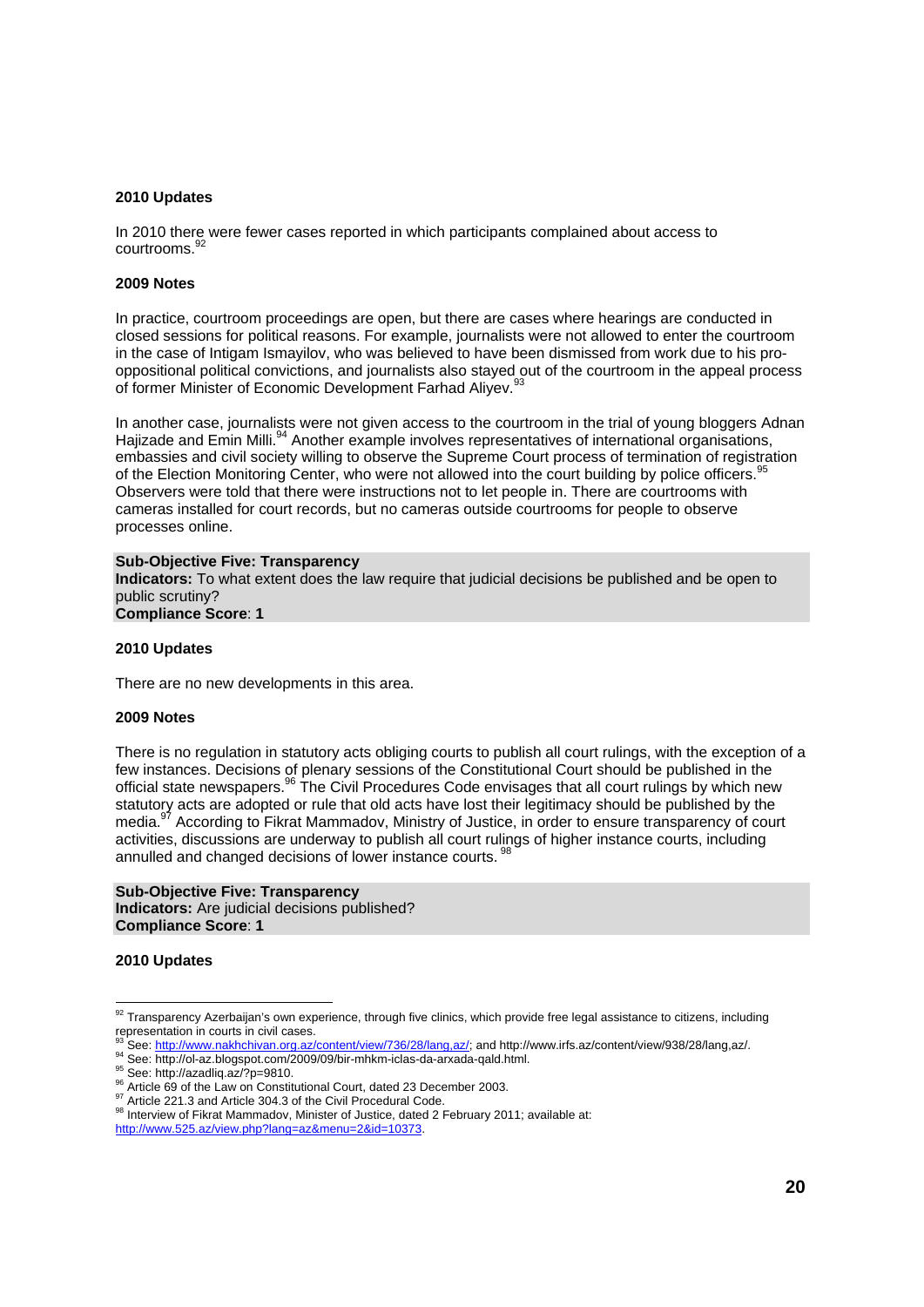**2010 Updates**

In 2010 there were fewer cases reported in which participants complained about access to courtrooms.[92]

**2009 Notes**

In practice, courtroom proceedings are open, but there are cases where hearings are conducted in closed sessions for political reasons. For example, journalists were not allowed to enter the courtroom in the case of Intigam Ismayilov, who was believed to have been dismissed from work due to his pro-oppositional political convictions, and journalists also stayed out of the courtroom in the appeal process of former Minister of Economic Development Farhad Aliyev.[93]

In another case, journalists were not given access to the courtroom in the trial of young bloggers Adnan Hajizade and Emin Milli.[94] Another example involves representatives of international organisations, embassies and civil society willing to observe the Supreme Court process of termination of registration of the Election Monitoring Center, who were not allowed into the court building by police officers.[95] Observers were told that there were instructions not to let people in. There are courtrooms with cameras installed for court records, but no cameras outside courtrooms for people to observe processes online.

**Sub-Objective Five: Transparency**
**Indicators:** To what extent does the law require that judicial decisions be published and be open to public scrutiny?
**Compliance Score**: **1**

**2010 Updates**

There are no new developments in this area.

**2009 Notes**

There is no regulation in statutory acts obliging courts to publish all court rulings, with the exception of a few instances. Decisions of plenary sessions of the Constitutional Court should be published in the official state newspapers.[96] The Civil Procedures Code envisages that all court rulings by which new statutory acts are adopted or rule that old acts have lost their legitimacy should be published by the media.[97] According to Fikrat Mammadov, Ministry of Justice, in order to ensure transparency of court activities, discussions are underway to publish all court rulings of higher instance courts, including annulled and changed decisions of lower instance courts.[98]

**Sub-Objective Five: Transparency**
**Indicators:** Are judicial decisions published?
**Compliance Score**: **1**

**2010 Updates**

---

[92] Transparency Azerbaijan's own experience, through five clinics, which provide free legal assistance to citizens, including representation in courts in civil cases.

[93] See: http://www.nakhchivan.org.az/content/view/736/28/lang,az/; and http://www.irfs.az/content/view/938/28/lang,az/.

[94] See: http://ol-az.blogspot.com/2009/09/bir-mhkm-iclas-da-arxada-qald.html.

[95] See: http://azadliq.az/?p=9810.

[96] Article 69 of the Law on Constitutional Court, dated 23 December 2003.

[97] Article 221.3 and Article 304.3 of the Civil Procedural Code.

[98] Interview of Fikrat Mammadov, Minister of Justice, dated 2 February 2011; available at: http://www.525.az/view.php?lang=az&menu=2&id=10373.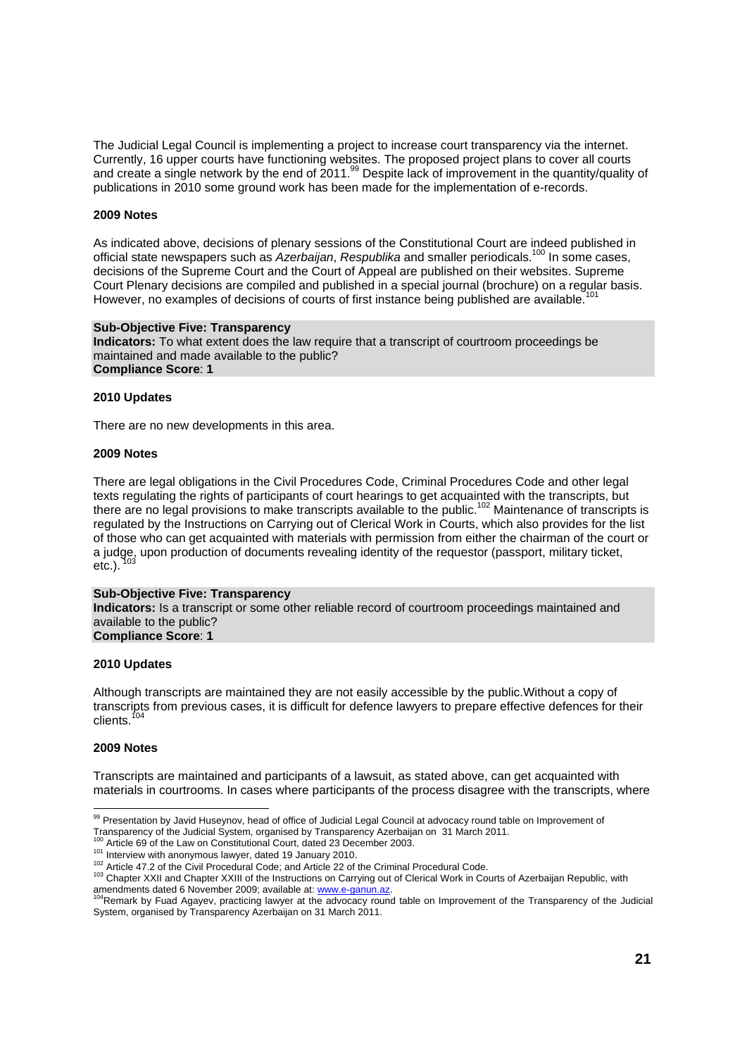The Judicial Legal Council is implementing a project to increase court transparency via the internet. Currently, 16 upper courts have functioning websites. The proposed project plans to cover all courts and create a single network by the end of 2011.[99] Despite lack of improvement in the quantity/quality of publications in 2010 some ground work has been made for the implementation of e-records.

**2009 Notes**

As indicated above, decisions of plenary sessions of the Constitutional Court are indeed published in official state newspapers such as *Azerbaijan*, *Respublika* and smaller periodicals.[100] In some cases, decisions of the Supreme Court and the Court of Appeal are published on their websites. Supreme Court Plenary decisions are compiled and published in a special journal (brochure) on a regular basis. However, no examples of decisions of courts of first instance being published are available.[101]

**Sub-Objective Five: Transparency**
**Indicators:** To what extent does the law require that a transcript of courtroom proceedings be maintained and made available to the public?
**Compliance Score**: **1**

**2010 Updates**

There are no new developments in this area.

**2009 Notes**

There are legal obligations in the Civil Procedures Code, Criminal Procedures Code and other legal texts regulating the rights of participants of court hearings to get acquainted with the transcripts, but there are no legal provisions to make transcripts available to the public.[102] Maintenance of transcripts is regulated by the Instructions on Carrying out of Clerical Work in Courts, which also provides for the list of those who can get acquainted with materials with permission from either the chairman of the court or a judge, upon production of documents revealing identity of the requestor (passport, military ticket, etc.).[103]

**Sub-Objective Five: Transparency**
**Indicators:** Is a transcript or some other reliable record of courtroom proceedings maintained and available to the public?
**Compliance Score**: **1**

**2010 Updates**

Although transcripts are maintained they are not easily accessible by the public.Without a copy of transcripts from previous cases, it is difficult for defence lawyers to prepare effective defences for their clients.[104]

**2009 Notes**

Transcripts are maintained and participants of a lawsuit, as stated above, can get acquainted with materials in courtrooms. In cases where participants of the process disagree with the transcripts, where

---

[99] Presentation by Javid Huseynov, head of office of Judicial Legal Council at advocacy round table on Improvement of Transparency of the Judicial System, organised by Transparency Azerbaijan on 31 March 2011.

[100] Article 69 of the Law on Constitutional Court, dated 23 December 2003.

[101] Interview with anonymous lawyer, dated 19 January 2010.

[102] Article 47.2 of the Civil Procedural Code; and Article 22 of the Criminal Procedural Code.

[103] Chapter XXII and Chapter XXIII of the Instructions on Carrying out of Clerical Work in Courts of Azerbaijan Republic, with amendments dated 6 November 2009; available at: www.e-ganun.az.

[104] Remark by Fuad Agayev, practicing lawyer at the advocacy round table on Improvement of the Transparency of the Judicial System, organised by Transparency Azerbaijan on 31 March 2011.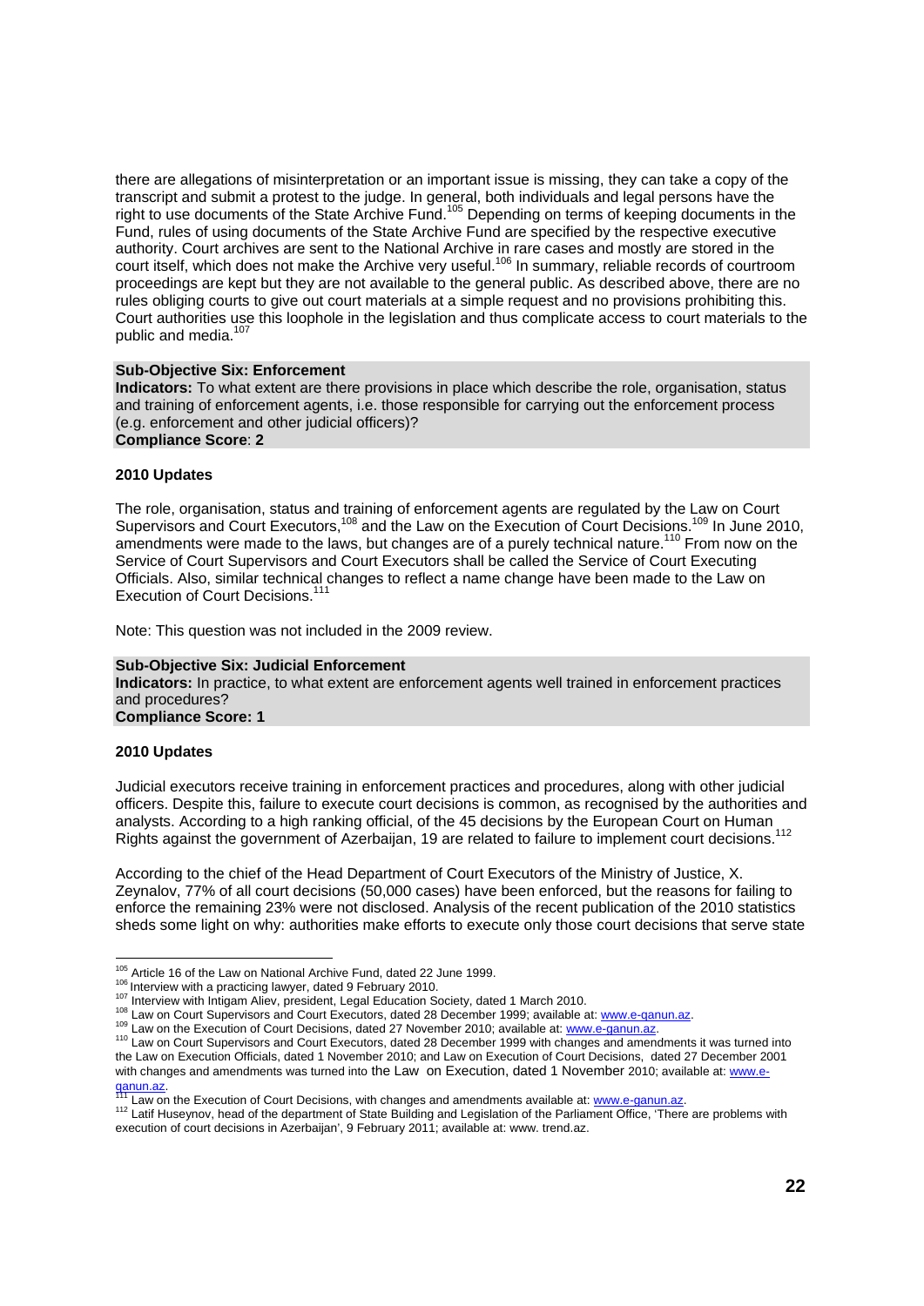there are allegations of misinterpretation or an important issue is missing, they can take a copy of the transcript and submit a protest to the judge. In general, both individuals and legal persons have the right to use documents of the State Archive Fund.[105] Depending on terms of keeping documents in the Fund, rules of using documents of the State Archive Fund are specified by the respective executive authority. Court archives are sent to the National Archive in rare cases and mostly are stored in the court itself, which does not make the Archive very useful.[106] In summary, reliable records of courtroom proceedings are kept but they are not available to the general public. As described above, there are no rules obliging courts to give out court materials at a simple request and no provisions prohibiting this. Court authorities use this loophole in the legislation and thus complicate access to court materials to the public and media.[107]

**Sub-Objective Six: Enforcement**
**Indicators:** To what extent are there provisions in place which describe the role, organisation, status and training of enforcement agents, i.e. those responsible for carrying out the enforcement process (e.g. enforcement and other judicial officers)?
**Compliance Score**: **2**

**2010 Updates**

The role, organisation, status and training of enforcement agents are regulated by the Law on Court Supervisors and Court Executors,[108] and the Law on the Execution of Court Decisions.[109] In June 2010, amendments were made to the laws, but changes are of a purely technical nature.[110] From now on the Service of Court Supervisors and Court Executors shall be called the Service of Court Executing Officials. Also, similar technical changes to reflect a name change have been made to the Law on Execution of Court Decisions.[111]

Note: This question was not included in the 2009 review.

**Sub-Objective Six: Judicial Enforcement**
**Indicators:** In practice, to what extent are enforcement agents well trained in enforcement practices and procedures?
**Compliance Score: 1**

**2010 Updates**

Judicial executors receive training in enforcement practices and procedures, along with other judicial officers. Despite this, failure to execute court decisions is common, as recognised by the authorities and analysts. According to a high ranking official, of the 45 decisions by the European Court on Human Rights against the government of Azerbaijan, 19 are related to failure to implement court decisions.[112]

According to the chief of the Head Department of Court Executors of the Ministry of Justice, X. Zeynalov, 77% of all court decisions (50,000 cases) have been enforced, but the reasons for failing to enforce the remaining 23% were not disclosed. Analysis of the recent publication of the 2010 statistics sheds some light on why: authorities make efforts to execute only those court decisions that serve state

---

[105] Article 16 of the Law on National Archive Fund, dated 22 June 1999.
[106] Interview with a practicing lawyer, dated 9 February 2010.
[107] Interview with Intigam Aliev, president, Legal Education Society, dated 1 March 2010.
[108] Law on Court Supervisors and Court Executors, dated 28 December 1999; available at: www.e-qanun.az.
[109] Law on the Execution of Court Decisions, dated 27 November 2010; available at: www.e-qanun.az.
[110] Law on Court Supervisors and Court Executors, dated 28 December 1999 with changes and amendments it was turned into the Law on Execution Officials, dated 1 November 2010; and Law on Execution of Court Decisions, dated 27 December 2001 with changes and amendments was turned into the Law on Execution, dated 1 November 2010; available at: www.e-qanun.az.
[111] Law on the Execution of Court Decisions, with changes and amendments available at: www.e-qanun.az.
[112] Latif Huseynov, head of the department of State Building and Legislation of the Parliament Office, 'There are problems with execution of court decisions in Azerbaijan', 9 February 2011; available at: www. trend.az.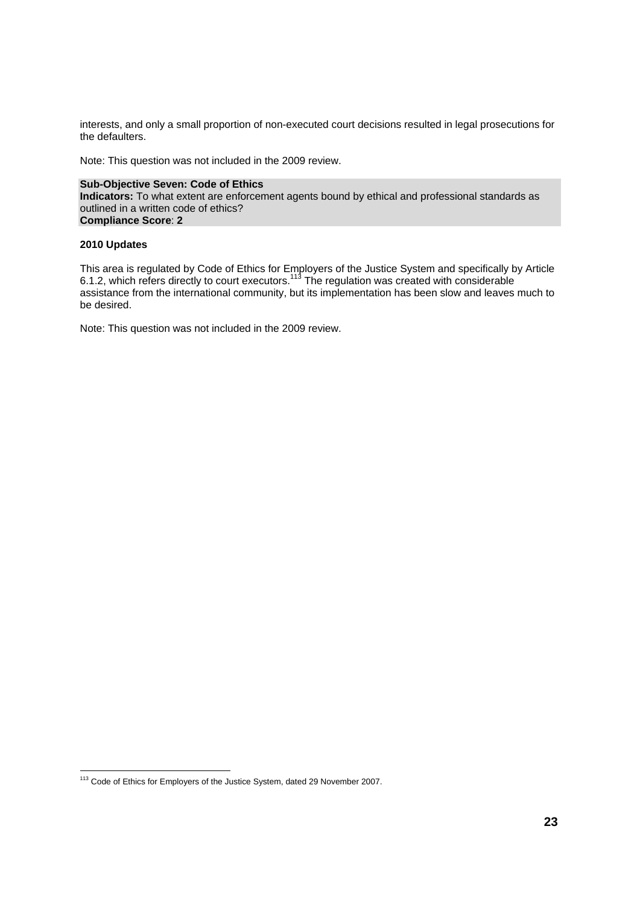interests, and only a small proportion of non-executed court decisions resulted in legal prosecutions for the defaulters.

Note: This question was not included in the 2009 review.

**Sub-Objective Seven: Code of Ethics**
**Indicators:** To what extent are enforcement agents bound by ethical and professional standards as outlined in a written code of ethics?
**Compliance Score**: **2**

**2010 Updates**

This area is regulated by Code of Ethics for Employers of the Justice System and specifically by Article 6.1.2, which refers directly to court executors.[113] The regulation was created with considerable assistance from the international community, but its implementation has been slow and leaves much to be desired.

Note: This question was not included in the 2009 review.

[113] Code of Ethics for Employers of the Justice System, dated 29 November 2007.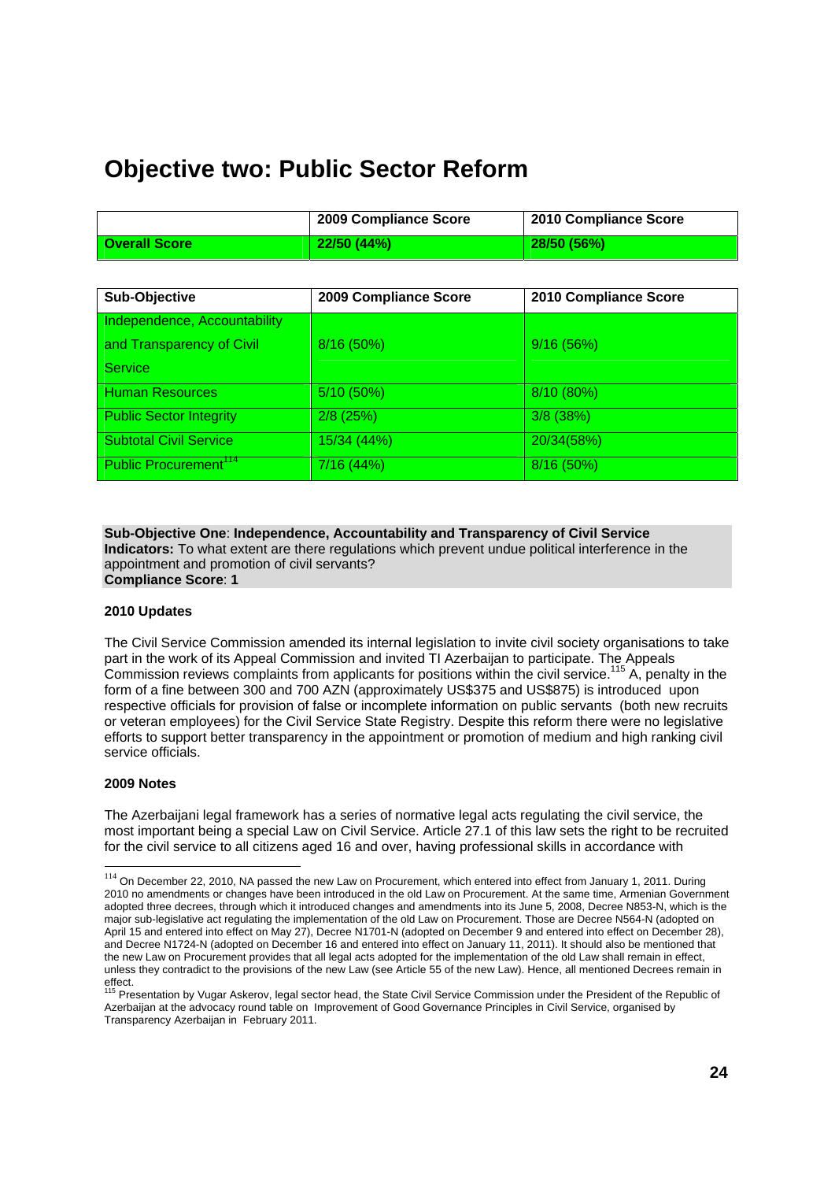# Objective two: Public Sector Reform

| | 2009 Compliance Score | 2010 Compliance Score |
|---|---|---|
| **Overall Score** | **22/50 (44%)** | **28/50 (56%)** |

| Sub-Objective | 2009 Compliance Score | 2010 Compliance Score |
|---|---|---|
| Independence, Accountability and Transparency of Civil Service | 8/16 (50%) | 9/16 (56%) |
| Human Resources | 5/10 (50%) | 8/10 (80%) |
| Public Sector Integrity | 2/8 (25%) | 3/8 (38%) |
| Subtotal Civil Service | 15/34 (44%) | 20/34(58%) |
| Public Procurement[114] | 7/16 (44%) | 8/16 (50%) |

**Sub-Objective One**: **Independence, Accountability and Transparency of Civil Service**
**Indicators:** To what extent are there regulations which prevent undue political interference in the appointment and promotion of civil servants?
**Compliance Score**: **1**

**2010 Updates**

The Civil Service Commission amended its internal legislation to invite civil society organisations to take part in the work of its Appeal Commission and invited TI Azerbaijan to participate. The Appeals Commission reviews complaints from applicants for positions within the civil service.[115] A, penalty in the form of a fine between 300 and 700 AZN (approximately US$375 and US$875) is introduced upon respective officials for provision of false or incomplete information on public servants (both new recruits or veteran employees) for the Civil Service State Registry. Despite this reform there were no legislative efforts to support better transparency in the appointment or promotion of medium and high ranking civil service officials.

**2009 Notes**

The Azerbaijani legal framework has a series of normative legal acts regulating the civil service, the most important being a special Law on Civil Service. Article 27.1 of this law sets the right to be recruited for the civil service to all citizens aged 16 and over, having professional skills in accordance with

[114] On December 22, 2010, NA passed the new Law on Procurement, which entered into effect from January 1, 2011. During 2010 no amendments or changes have been introduced in the old Law on Procurement. At the same time, Armenian Government adopted three decrees, through which it introduced changes and amendments into its June 5, 2008, Decree N853-N, which is the major sub-legislative act regulating the implementation of the old Law on Procurement. Those are Decree N564-N (adopted on April 15 and entered into effect on May 27), Decree N1701-N (adopted on December 9 and entered into effect on December 28), and Decree N1724-N (adopted on December 16 and entered into effect on January 11, 2011). It should also be mentioned that the new Law on Procurement provides that all legal acts adopted for the implementation of the old Law shall remain in effect, unless they contradict to the provisions of the new Law (see Article 55 of the new Law). Hence, all mentioned Decrees remain in effect.

[115] Presentation by Vugar Askerov, legal sector head, the State Civil Service Commission under the President of the Republic of Azerbaijan at the advocacy round table on Improvement of Good Governance Principles in Civil Service, organised by Transparency Azerbaijan in February 2011.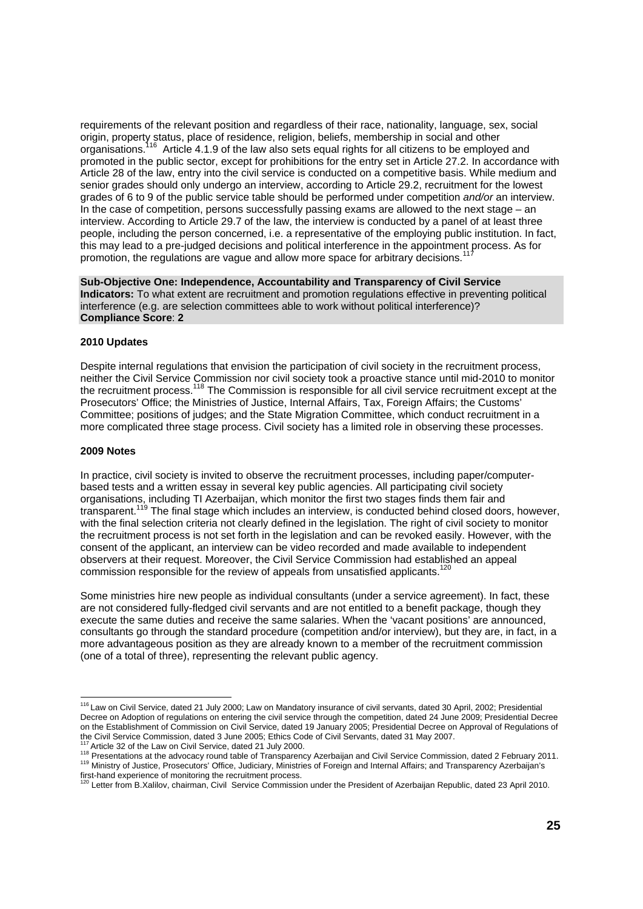requirements of the relevant position and regardless of their race, nationality, language, sex, social origin, property status, place of residence, religion, beliefs, membership in social and other organisations.[116] Article 4.1.9 of the law also sets equal rights for all citizens to be employed and promoted in the public sector, except for prohibitions for the entry set in Article 27.2. In accordance with Article 28 of the law, entry into the civil service is conducted on a competitive basis. While medium and senior grades should only undergo an interview, according to Article 29.2, recruitment for the lowest grades of 6 to 9 of the public service table should be performed under competition *and/or* an interview. In the case of competition, persons successfully passing exams are allowed to the next stage – an interview. According to Article 29.7 of the law, the interview is conducted by a panel of at least three people, including the person concerned, i.e. a representative of the employing public institution. In fact, this may lead to a pre-judged decisions and political interference in the appointment process. As for promotion, the regulations are vague and allow more space for arbitrary decisions.[117]

**Sub-Objective One: Independence, Accountability and Transparency of Civil Service**
**Indicators:** To what extent are recruitment and promotion regulations effective in preventing political interference (e.g. are selection committees able to work without political interference)?
**Compliance Score**: **2**

**2010 Updates**

Despite internal regulations that envision the participation of civil society in the recruitment process, neither the Civil Service Commission nor civil society took a proactive stance until mid-2010 to monitor the recruitment process.[118] The Commission is responsible for all civil service recruitment except at the Prosecutors' Office; the Ministries of Justice, Internal Affairs, Tax, Foreign Affairs; the Customs' Committee; positions of judges; and the State Migration Committee, which conduct recruitment in a more complicated three stage process. Civil society has a limited role in observing these processes.

**2009 Notes**

In practice, civil society is invited to observe the recruitment processes, including paper/computer-based tests and a written essay in several key public agencies. All participating civil society organisations, including TI Azerbaijan, which monitor the first two stages finds them fair and transparent.[119] The final stage which includes an interview, is conducted behind closed doors, however, with the final selection criteria not clearly defined in the legislation. The right of civil society to monitor the recruitment process is not set forth in the legislation and can be revoked easily. However, with the consent of the applicant, an interview can be video recorded and made available to independent observers at their request. Moreover, the Civil Service Commission had established an appeal commission responsible for the review of appeals from unsatisfied applicants.[120]

Some ministries hire new people as individual consultants (under a service agreement). In fact, these are not considered fully-fledged civil servants and are not entitled to a benefit package, though they execute the same duties and receive the same salaries. When the 'vacant positions' are announced, consultants go through the standard procedure (competition and/or interview), but they are, in fact, in a more advantageous position as they are already known to a member of the recruitment commission (one of a total of three), representing the relevant public agency.

---

[116] Law on Civil Service, dated 21 July 2000; Law on Mandatory insurance of civil servants, dated 30 April, 2002; Presidential Decree on Adoption of regulations on entering the civil service through the competition, dated 24 June 2009; Presidential Decree on the Establishment of Commission on Civil Service, dated 19 January 2005; Presidential Decree on Approval of Regulations of the Civil Service Commission, dated 3 June 2005; Ethics Code of Civil Servants, dated 31 May 2007.

[117] Article 32 of the Law on Civil Service, dated 21 July 2000.

[118] Presentations at the advocacy round table of Transparency Azerbaijan and Civil Service Commission, dated 2 February 2011.

[119] Ministry of Justice, Prosecutors' Office, Judiciary, Ministries of Foreign and Internal Affairs; and Transparency Azerbaijan's first-hand experience of monitoring the recruitment process.

[120] Letter from B.Xalilov, chairman, Civil Service Commission under the President of Azerbaijan Republic, dated 23 April 2010.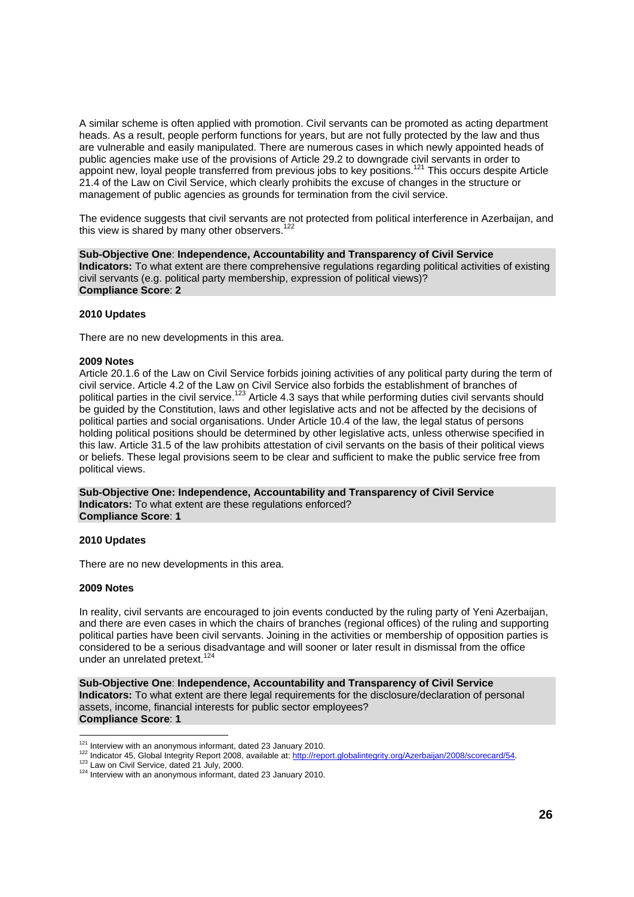A similar scheme is often applied with promotion. Civil servants can be promoted as acting department heads. As a result, people perform functions for years, but are not fully protected by the law and thus are vulnerable and easily manipulated. There are numerous cases in which newly appointed heads of public agencies make use of the provisions of Article 29.2 to downgrade civil servants in order to appoint new, loyal people transferred from previous jobs to key positions.[121] This occurs despite Article 21.4 of the Law on Civil Service, which clearly prohibits the excuse of changes in the structure or management of public agencies as grounds for termination from the civil service.

The evidence suggests that civil servants are not protected from political interference in Azerbaijan, and this view is shared by many other observers.[122]

**Sub-Objective One**: **Independence, Accountability and Transparency of Civil Service**
**Indicators:** To what extent are there comprehensive regulations regarding political activities of existing civil servants (e.g. political party membership, expression of political views)?
**Compliance Score**: **2**

**2010 Updates**

There are no new developments in this area.

**2009 Notes**

Article 20.1.6 of the Law on Civil Service forbids joining activities of any political party during the term of civil service. Article 4.2 of the Law on Civil Service also forbids the establishment of branches of political parties in the civil service.[123] Article 4.3 says that while performing duties civil servants should be guided by the Constitution, laws and other legislative acts and not be affected by the decisions of political parties and social organisations. Under Article 10.4 of the law, the legal status of persons holding political positions should be determined by other legislative acts, unless otherwise specified in this law. Article 31.5 of the law prohibits attestation of civil servants on the basis of their political views or beliefs. These legal provisions seem to be clear and sufficient to make the public service free from political views.

**Sub-Objective One: Independence, Accountability and Transparency of Civil Service**
**Indicators:** To what extent are these regulations enforced?
**Compliance Score**: **1**

**2010 Updates**

There are no new developments in this area.

**2009 Notes**

In reality, civil servants are encouraged to join events conducted by the ruling party of Yeni Azerbaijan, and there are even cases in which the chairs of branches (regional offices) of the ruling and supporting political parties have been civil servants. Joining in the activities or membership of opposition parties is considered to be a serious disadvantage and will sooner or later result in dismissal from the office under an unrelated pretext.[124]

**Sub-Objective One**: **Independence, Accountability and Transparency of Civil Service**
**Indicators:** To what extent are there legal requirements for the disclosure/declaration of personal assets, income, financial interests for public sector employees?
**Compliance Score**: **1**

---

[121] Interview with an anonymous informant, dated 23 January 2010.
[122] Indicator 45, Global Integrity Report 2008, available at: http://report.globalintegrity.org/Azerbaijan/2008/scorecard/54.
[123] Law on Civil Service, dated 21 July, 2000.
[124] Interview with an anonymous informant, dated 23 January 2010.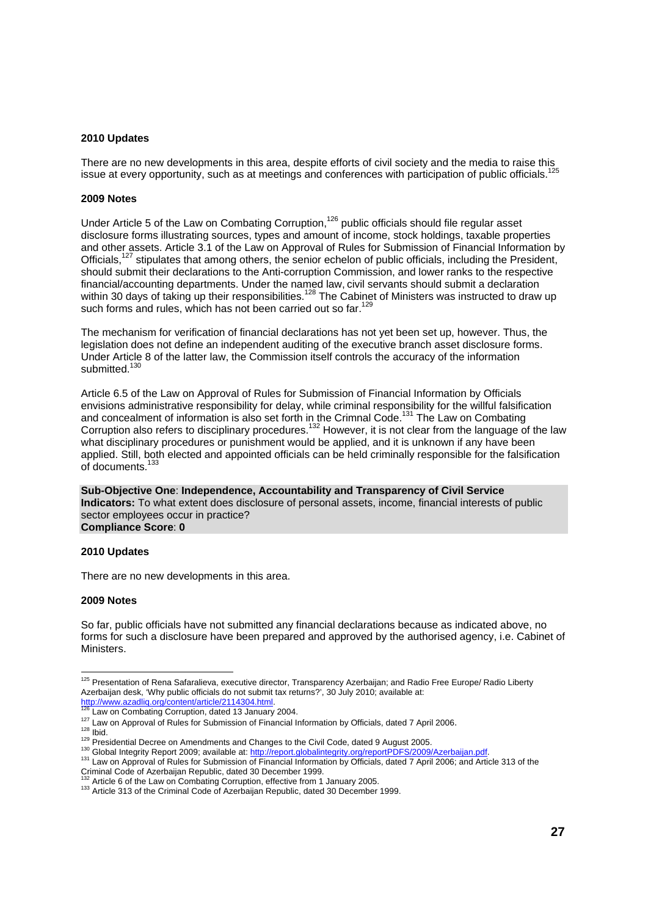**2010 Updates**

There are no new developments in this area, despite efforts of civil society and the media to raise this issue at every opportunity, such as at meetings and conferences with participation of public officials.[125]

**2009 Notes**

Under Article 5 of the Law on Combating Corruption,[126] public officials should file regular asset disclosure forms illustrating sources, types and amount of income, stock holdings, taxable properties and other assets. Article 3.1 of the Law on Approval of Rules for Submission of Financial Information by Officials,[127] stipulates that among others, the senior echelon of public officials, including the President, should submit their declarations to the Anti-corruption Commission, and lower ranks to the respective financial/accounting departments. Under the named law, civil servants should submit a declaration within 30 days of taking up their responsibilities.[128] The Cabinet of Ministers was instructed to draw up such forms and rules, which has not been carried out so far.[129]

The mechanism for verification of financial declarations has not yet been set up, however. Thus, the legislation does not define an independent auditing of the executive branch asset disclosure forms. Under Article 8 of the latter law, the Commission itself controls the accuracy of the information submitted.[130]

Article 6.5 of the Law on Approval of Rules for Submission of Financial Information by Officials envisions administrative responsibility for delay, while criminal responsibility for the willful falsification and concealment of information is also set forth in the Crimnal Code.[131] The Law on Combating Corruption also refers to disciplinary procedures.[132] However, it is not clear from the language of the law what disciplinary procedures or punishment would be applied, and it is unknown if any have been applied. Still, both elected and appointed officials can be held criminally responsible for the falsification of documents.[133]

**Sub-Objective One**: **Independence, Accountability and Transparency of Civil Service**
**Indicators:** To what extent does disclosure of personal assets, income, financial interests of public sector employees occur in practice?
**Compliance Score**: **0**

**2010 Updates**

There are no new developments in this area.

**2009 Notes**

So far, public officials have not submitted any financial declarations because as indicated above, no forms for such a disclosure have been prepared and approved by the authorised agency, i.e. Cabinet of Ministers.

---

[125] Presentation of Rena Safaralieva, executive director, Transparency Azerbaijan; and Radio Free Europe/ Radio Liberty Azerbaijan desk, 'Why public officials do not submit tax returns?', 30 July 2010; available at: http://www.azadliq.org/content/article/2114304.html.
[126] Law on Combating Corruption, dated 13 January 2004.
[127] Law on Approval of Rules for Submission of Financial Information by Officials, dated 7 April 2006.
[128] Ibid.
[129] Presidential Decree on Amendments and Changes to the Civil Code, dated 9 August 2005.
[130] Global Integrity Report 2009; available at: http://report.globalintegrity.org/reportPDFS/2009/Azerbaijan.pdf.
[131] Law on Approval of Rules for Submission of Financial Information by Officials, dated 7 April 2006; and Article 313 of the Criminal Code of Azerbaijan Republic, dated 30 December 1999.
[132] Article 6 of the Law on Combating Corruption, effective from 1 January 2005.
[133] Article 313 of the Criminal Code of Azerbaijan Republic, dated 30 December 1999.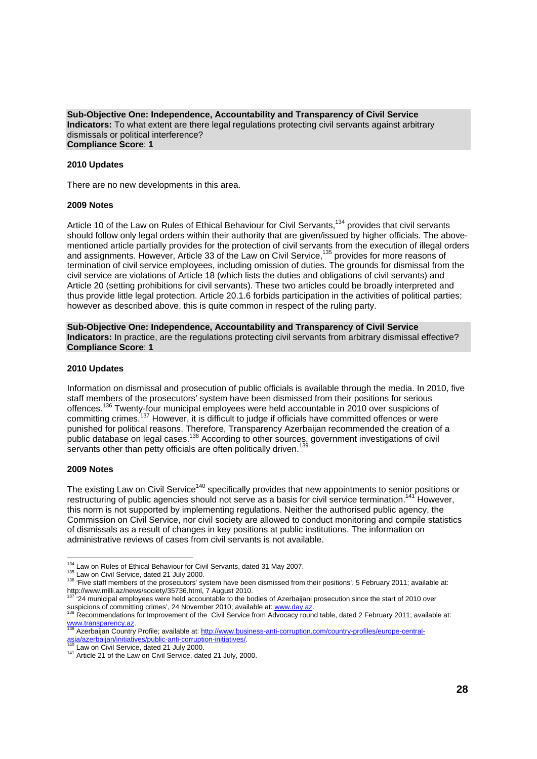**Sub-Objective One: Independence, Accountability and Transparency of Civil Service**
**Indicators:** To what extent are there legal regulations protecting civil servants against arbitrary dismissals or political interference?
**Compliance Score**: **1**

**2010 Updates**

There are no new developments in this area.

**2009 Notes**

Article 10 of the Law on Rules of Ethical Behaviour for Civil Servants,[134] provides that civil servants should follow only legal orders within their authority that are given/issued by higher officials. The above-mentioned article partially provides for the protection of civil servants from the execution of illegal orders and assignments. However, Article 33 of the Law on Civil Service,[135] provides for more reasons of termination of civil service employees, including omission of duties. The grounds for dismissal from the civil service are violations of Article 18 (which lists the duties and obligations of civil servants) and Article 20 (setting prohibitions for civil servants). These two articles could be broadly interpreted and thus provide little legal protection. Article 20.1.6 forbids participation in the activities of political parties; however as described above, this is quite common in respect of the ruling party.

**Sub-Objective One: Independence, Accountability and Transparency of Civil Service**
**Indicators:** In practice, are the regulations protecting civil servants from arbitrary dismissal effective?
**Compliance Score**: **1**

**2010 Updates**

Information on dismissal and prosecution of public officials is available through the media. In 2010, five staff members of the prosecutors' system have been dismissed from their positions for serious offences.[136] Twenty-four municipal employees were held accountable in 2010 over suspicions of committing crimes.[137] However, it is difficult to judge if officials have committed offences or were punished for political reasons. Therefore, Transparency Azerbaijan recommended the creation of a public database on legal cases.[138] According to other sources, government investigations of civil servants other than petty officials are often politically driven.[139]

**2009 Notes**

The existing Law on Civil Service[140] specifically provides that new appointments to senior positions or restructuring of public agencies should not serve as a basis for civil service termination.[141] However, this norm is not supported by implementing regulations. Neither the authorised public agency, the Commission on Civil Service, nor civil society are allowed to conduct monitoring and compile statistics of dismissals as a result of changes in key positions at public institutions. The information on administrative reviews of cases from civil servants is not available.

---

[134] Law on Rules of Ethical Behaviour for Civil Servants, dated 31 May 2007.
[135] Law on Civil Service, dated 21 July 2000.
[136] 'Five staff members of the prosecutors' system have been dismissed from their positions', 5 February 2011; available at: http://www.milli.az/news/society/35736.html, 7 August 2010.
[137] '24 municipal employees were held accountable to the bodies of Azerbaijani prosecution since the start of 2010 over suspicions of committing crimes', 24 November 2010; available at: www.day.az.
[138] Recommendations for Improvement of the Civil Service from Advocacy round table, dated 2 February 2011; available at: www.transparency.az.
[139] Azerbaijan Country Profile; available at: http://www.business-anti-corruption.com/country-profiles/europe-central-asia/azerbaijan/initiatives/public-anti-corruption-initiatives/.
[140] Law on Civil Service, dated 21 July 2000.
[141] Article 21 of the Law on Civil Service, dated 21 July, 2000.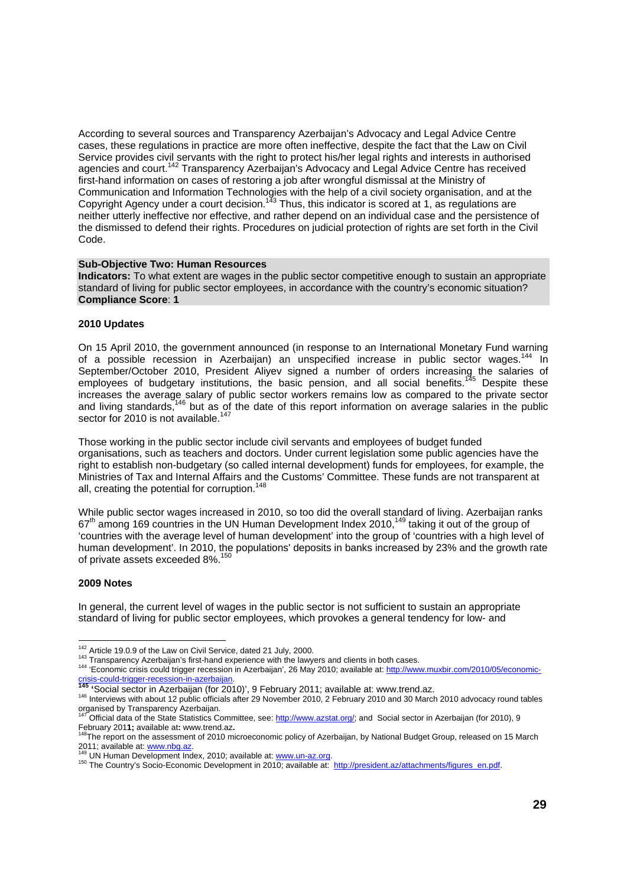According to several sources and Transparency Azerbaijan's Advocacy and Legal Advice Centre cases, these regulations in practice are more often ineffective, despite the fact that the Law on Civil Service provides civil servants with the right to protect his/her legal rights and interests in authorised agencies and court.[142] Transparency Azerbaijan's Advocacy and Legal Advice Centre has received first-hand information on cases of restoring a job after wrongful dismissal at the Ministry of Communication and Information Technologies with the help of a civil society organisation, and at the Copyright Agency under a court decision.[143] Thus, this indicator is scored at 1, as regulations are neither utterly ineffective nor effective, and rather depend on an individual case and the persistence of the dismissed to defend their rights. Procedures on judicial protection of rights are set forth in the Civil Code.

**Sub-Objective Two: Human Resources**
**Indicators:** To what extent are wages in the public sector competitive enough to sustain an appropriate standard of living for public sector employees, in accordance with the country's economic situation?
**Compliance Score**: **1**

**2010 Updates**

On 15 April 2010, the government announced (in response to an International Monetary Fund warning of a possible recession in Azerbaijan) an unspecified increase in public sector wages.[144] In September/October 2010, President Aliyev signed a number of orders increasing the salaries of employees of budgetary institutions, the basic pension, and all social benefits.[145] Despite these increases the average salary of public sector workers remains low as compared to the private sector and living standards,[146] but as of the date of this report information on average salaries in the public sector for 2010 is not available.[147]

Those working in the public sector include civil servants and employees of budget funded organisations, such as teachers and doctors. Under current legislation some public agencies have the right to establish non-budgetary (so called internal development) funds for employees, for example, the Ministries of Tax and Internal Affairs and the Customs' Committee. These funds are not transparent at all, creating the potential for corruption.[148]

While public sector wages increased in 2010, so too did the overall standard of living. Azerbaijan ranks 67th among 169 countries in the UN Human Development Index 2010,[149] taking it out of the group of 'countries with the average level of human development' into the group of 'countries with a high level of human development'. In 2010, the populations' deposits in banks increased by 23% and the growth rate of private assets exceeded 8%.[150]

**2009 Notes**

In general, the current level of wages in the public sector is not sufficient to sustain an appropriate standard of living for public sector employees, which provokes a general tendency for low- and

---

[142] Article 19.0.9 of the Law on Civil Service, dated 21 July, 2000.
[143] Transparency Azerbaijan's first-hand experience with the lawyers and clients in both cases.
[144] 'Economic crisis could trigger recession in Azerbaijan', 26 May 2010; available at: http://www.muxbir.com/2010/05/economic-crisis-could-trigger-recession-in-azerbaijan.
[145] 'Social sector in Azerbaijan (for 2010)', 9 February 2011; available at: www.trend.az.
[146] Interviews with about 12 public officials after 29 November 2010, 2 February 2010 and 30 March 2010 advocacy round tables organised by Transparency Azerbaijan.
[147] Official data of the State Statistics Committee, see: http://www.azstat.org/; and Social sector in Azerbaijan (for 2010), 9 February 2011; available at: www.trend.az.
[148] The report on the assessment of 2010 microeconomic policy of Azerbaijan, by National Budget Group, released on 15 March 2011; available at: www.nbg.az.
[149] UN Human Development Index, 2010; available at: www.un-az.org.
[150] The Country's Socio-Economic Development in 2010; available at: http://president.az/attachments/figures_en.pdf.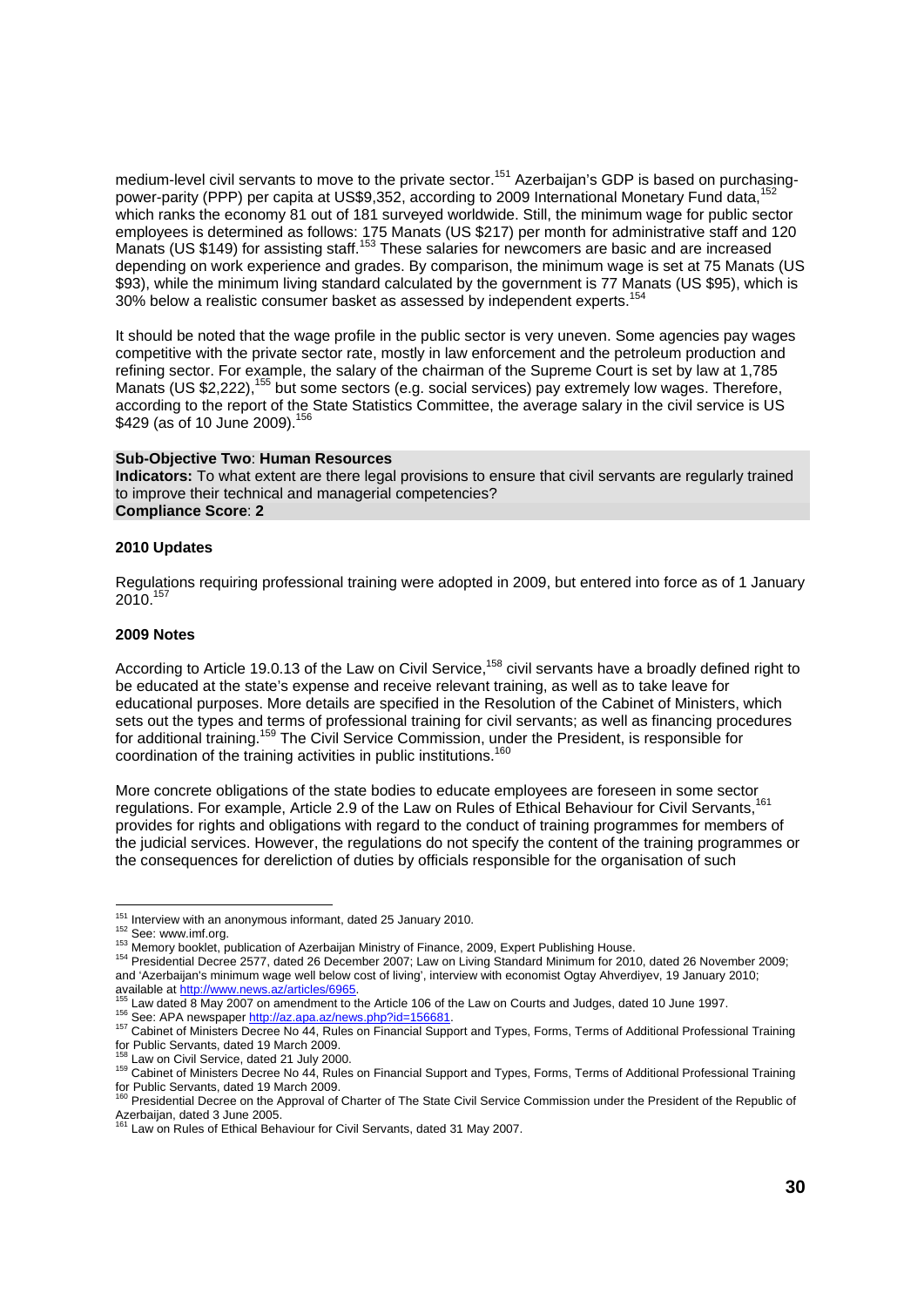medium-level civil servants to move to the private sector.[151] Azerbaijan's GDP is based on purchasing-power-parity (PPP) per capita at US$9,352, according to 2009 International Monetary Fund data,[152] which ranks the economy 81 out of 181 surveyed worldwide. Still, the minimum wage for public sector employees is determined as follows: 175 Manats (US $217) per month for administrative staff and 120 Manats (US $149) for assisting staff.[153] These salaries for newcomers are basic and are increased depending on work experience and grades. By comparison, the minimum wage is set at 75 Manats (US $93), while the minimum living standard calculated by the government is 77 Manats (US $95), which is 30% below a realistic consumer basket as assessed by independent experts.[154]

It should be noted that the wage profile in the public sector is very uneven. Some agencies pay wages competitive with the private sector rate, mostly in law enforcement and the petroleum production and refining sector. For example, the salary of the chairman of the Supreme Court is set by law at 1,785 Manats (US $2,222),[155] but some sectors (e.g. social services) pay extremely low wages. Therefore, according to the report of the State Statistics Committee, the average salary in the civil service is US $429 (as of 10 June 2009).[156]

**Sub-Objective Two**: **Human Resources**
**Indicators:** To what extent are there legal provisions to ensure that civil servants are regularly trained to improve their technical and managerial competencies?
**Compliance Score**: **2**

**2010 Updates**

Regulations requiring professional training were adopted in 2009, but entered into force as of 1 January 2010.[157]

**2009 Notes**

According to Article 19.0.13 of the Law on Civil Service,[158] civil servants have a broadly defined right to be educated at the state's expense and receive relevant training, as well as to take leave for educational purposes. More details are specified in the Resolution of the Cabinet of Ministers, which sets out the types and terms of professional training for civil servants; as well as financing procedures for additional training.[159] The Civil Service Commission, under the President, is responsible for coordination of the training activities in public institutions.[160]

More concrete obligations of the state bodies to educate employees are foreseen in some sector regulations. For example, Article 2.9 of the Law on Rules of Ethical Behaviour for Civil Servants,[161] provides for rights and obligations with regard to the conduct of training programmes for members of the judicial services. However, the regulations do not specify the content of the training programmes or the consequences for dereliction of duties by officials responsible for the organisation of such

---

[151] Interview with an anonymous informant, dated 25 January 2010.
[152] See: www.imf.org.
[153] Memory booklet, publication of Azerbaijan Ministry of Finance, 2009, Expert Publishing House.
[154] Presidential Decree 2577, dated 26 December 2007; Law on Living Standard Minimum for 2010, dated 26 November 2009; and 'Azerbaijan's minimum wage well below cost of living', interview with economist Ogtay Ahverdiyev, 19 January 2010; available at http://www.news.az/articles/6965.
[155] Law dated 8 May 2007 on amendment to the Article 106 of the Law on Courts and Judges, dated 10 June 1997.
[156] See: APA newspaper http://az.apa.az/news.php?id=156681.
[157] Cabinet of Ministers Decree No 44, Rules on Financial Support and Types, Forms, Terms of Additional Professional Training for Public Servants, dated 19 March 2009.
[158] Law on Civil Service, dated 21 July 2000.
[159] Cabinet of Ministers Decree No 44, Rules on Financial Support and Types, Forms, Terms of Additional Professional Training for Public Servants, dated 19 March 2009.
[160] Presidential Decree on the Approval of Charter of The State Civil Service Commission under the President of the Republic of Azerbaijan, dated 3 June 2005.
[161] Law on Rules of Ethical Behaviour for Civil Servants, dated 31 May 2007.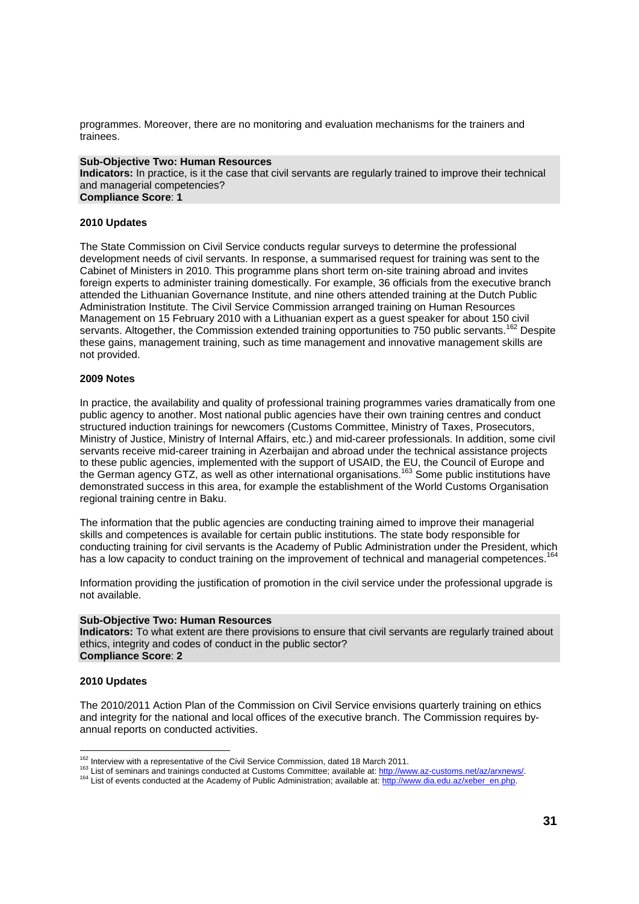programmes. Moreover, there are no monitoring and evaluation mechanisms for the trainers and trainees.

**Sub-Objective Two: Human Resources**
**Indicators:** In practice, is it the case that civil servants are regularly trained to improve their technical and managerial competencies?
**Compliance Score**: **1**

**2010 Updates**

The State Commission on Civil Service conducts regular surveys to determine the professional development needs of civil servants. In response, a summarised request for training was sent to the Cabinet of Ministers in 2010. This programme plans short term on-site training abroad and invites foreign experts to administer training domestically. For example, 36 officials from the executive branch attended the Lithuanian Governance Institute, and nine others attended training at the Dutch Public Administration Institute. The Civil Service Commission arranged training on Human Resources Management on 15 February 2010 with a Lithuanian expert as a guest speaker for about 150 civil servants. Altogether, the Commission extended training opportunities to 750 public servants.[162] Despite these gains, management training, such as time management and innovative management skills are not provided.

**2009 Notes**

In practice, the availability and quality of professional training programmes varies dramatically from one public agency to another. Most national public agencies have their own training centres and conduct structured induction trainings for newcomers (Customs Committee, Ministry of Taxes, Prosecutors, Ministry of Justice, Ministry of Internal Affairs, etc.) and mid-career professionals. In addition, some civil servants receive mid-career training in Azerbaijan and abroad under the technical assistance projects to these public agencies, implemented with the support of USAID, the EU, the Council of Europe and the German agency GTZ, as well as other international organisations.[163] Some public institutions have demonstrated success in this area, for example the establishment of the World Customs Organisation regional training centre in Baku.

The information that the public agencies are conducting training aimed to improve their managerial skills and competences is available for certain public institutions. The state body responsible for conducting training for civil servants is the Academy of Public Administration under the President, which has a low capacity to conduct training on the improvement of technical and managerial competences.[164]

Information providing the justification of promotion in the civil service under the professional upgrade is not available.

**Sub-Objective Two: Human Resources**
**Indicators:** To what extent are there provisions to ensure that civil servants are regularly trained about ethics, integrity and codes of conduct in the public sector?
**Compliance Score**: **2**

**2010 Updates**

The 2010/2011 Action Plan of the Commission on Civil Service envisions quarterly training on ethics and integrity for the national and local offices of the executive branch. The Commission requires by-annual reports on conducted activities.

[162] Interview with a representative of the Civil Service Commission, dated 18 March 2011.
[163] List of seminars and trainings conducted at Customs Committee; available at: http://www.az-customs.net/az/arxnews/.
[164] List of events conducted at the Academy of Public Administration; available at: http://www.dia.edu.az/xeber_en.php.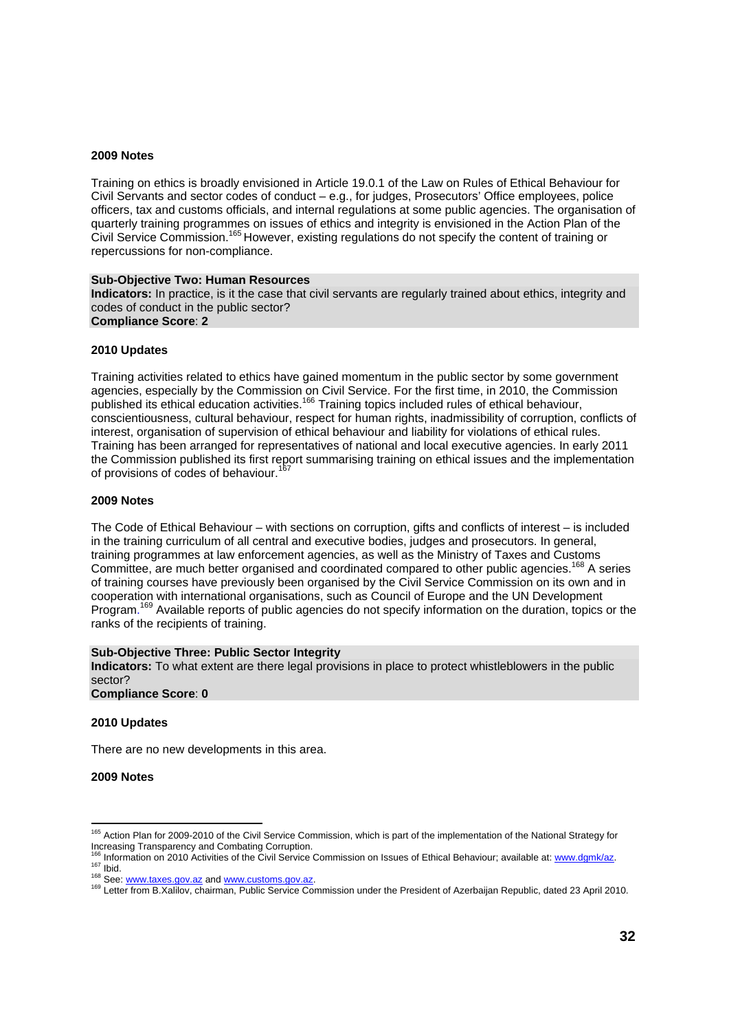**2009 Notes**

Training on ethics is broadly envisioned in Article 19.0.1 of the Law on Rules of Ethical Behaviour for Civil Servants and sector codes of conduct – e.g., for judges, Prosecutors' Office employees, police officers, tax and customs officials, and internal regulations at some public agencies. The organisation of quarterly training programmes on issues of ethics and integrity is envisioned in the Action Plan of the Civil Service Commission.[165] However, existing regulations do not specify the content of training or repercussions for non-compliance.

**Sub-Objective Two: Human Resources**
**Indicators:** In practice, is it the case that civil servants are regularly trained about ethics, integrity and codes of conduct in the public sector?
**Compliance Score**: **2**

**2010 Updates**

Training activities related to ethics have gained momentum in the public sector by some government agencies, especially by the Commission on Civil Service. For the first time, in 2010, the Commission published its ethical education activities.[166] Training topics included rules of ethical behaviour, conscientiousness, cultural behaviour, respect for human rights, inadmissibility of corruption, conflicts of interest, organisation of supervision of ethical behaviour and liability for violations of ethical rules. Training has been arranged for representatives of national and local executive agencies. In early 2011 the Commission published its first report summarising training on ethical issues and the implementation of provisions of codes of behaviour.[167]

**2009 Notes**

The Code of Ethical Behaviour – with sections on corruption, gifts and conflicts of interest – is included in the training curriculum of all central and executive bodies, judges and prosecutors. In general, training programmes at law enforcement agencies, as well as the Ministry of Taxes and Customs Committee, are much better organised and coordinated compared to other public agencies.[168] A series of training courses have previously been organised by the Civil Service Commission on its own and in cooperation with international organisations, such as Council of Europe and the UN Development Program.[169] Available reports of public agencies do not specify information on the duration, topics or the ranks of the recipients of training.

**Sub-Objective Three: Public Sector Integrity**
**Indicators:** To what extent are there legal provisions in place to protect whistleblowers in the public sector?
**Compliance Score**: **0**

**2010 Updates**

There are no new developments in this area.

**2009 Notes**

---

[165] Action Plan for 2009-2010 of the Civil Service Commission, which is part of the implementation of the National Strategy for Increasing Transparency and Combating Corruption.
[166] Information on 2010 Activities of the Civil Service Commission on Issues of Ethical Behaviour; available at: www.dgmk/az.
[167] Ibid.
[168] See: www.taxes.gov.az and www.customs.gov.az.
[169] Letter from B.Xalilov, chairman, Public Service Commission under the President of Azerbaijan Republic, dated 23 April 2010.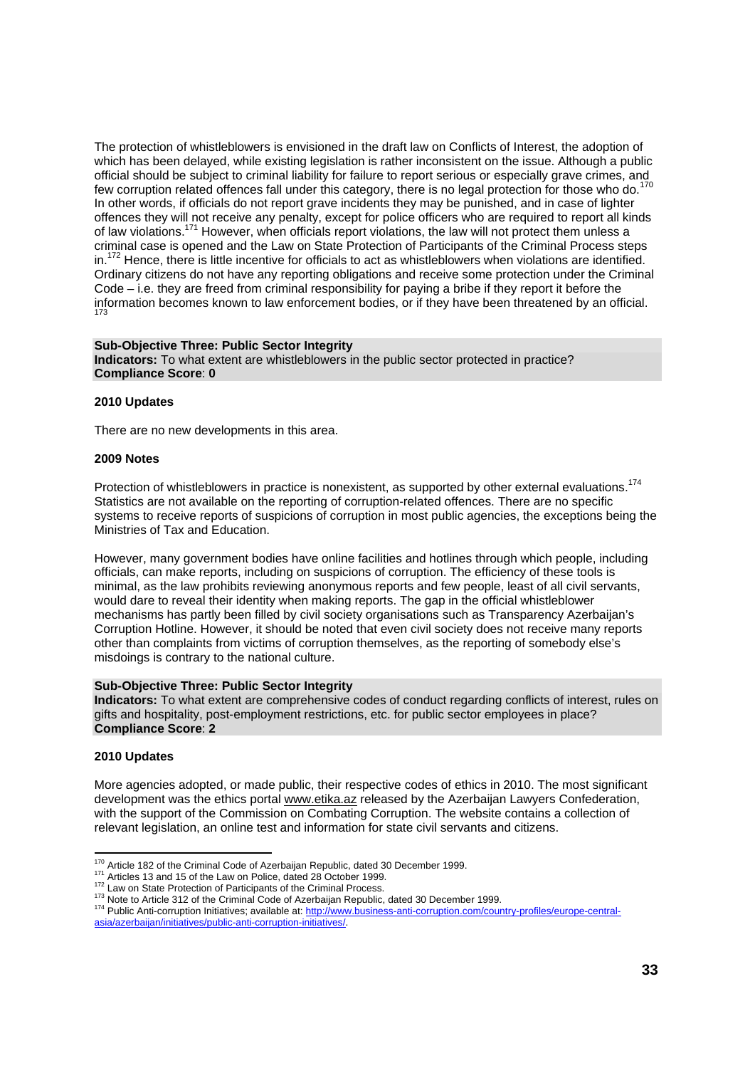The protection of whistleblowers is envisioned in the draft law on Conflicts of Interest, the adoption of which has been delayed, while existing legislation is rather inconsistent on the issue. Although a public official should be subject to criminal liability for failure to report serious or especially grave crimes, and few corruption related offences fall under this category, there is no legal protection for those who do.[170] In other words, if officials do not report grave incidents they may be punished, and in case of lighter offences they will not receive any penalty, except for police officers who are required to report all kinds of law violations.[171] However, when officials report violations, the law will not protect them unless a criminal case is opened and the Law on State Protection of Participants of the Criminal Process steps in.[172] Hence, there is little incentive for officials to act as whistleblowers when violations are identified. Ordinary citizens do not have any reporting obligations and receive some protection under the Criminal Code – i.e. they are freed from criminal responsibility for paying a bribe if they report it before the information becomes known to law enforcement bodies, or if they have been threatened by an official.[173]

**Sub-Objective Three: Public Sector Integrity**
**Indicators:** To what extent are whistleblowers in the public sector protected in practice?
**Compliance Score**: **0**

**2010 Updates**

There are no new developments in this area.

**2009 Notes**

Protection of whistleblowers in practice is nonexistent, as supported by other external evaluations.[174] Statistics are not available on the reporting of corruption-related offences. There are no specific systems to receive reports of suspicions of corruption in most public agencies, the exceptions being the Ministries of Tax and Education.

However, many government bodies have online facilities and hotlines through which people, including officials, can make reports, including on suspicions of corruption. The efficiency of these tools is minimal, as the law prohibits reviewing anonymous reports and few people, least of all civil servants, would dare to reveal their identity when making reports. The gap in the official whistleblower mechanisms has partly been filled by civil society organisations such as Transparency Azerbaijan's Corruption Hotline. However, it should be noted that even civil society does not receive many reports other than complaints from victims of corruption themselves, as the reporting of somebody else's misdoings is contrary to the national culture.

**Sub-Objective Three: Public Sector Integrity**
**Indicators:** To what extent are comprehensive codes of conduct regarding conflicts of interest, rules on gifts and hospitality, post-employment restrictions, etc. for public sector employees in place?
**Compliance Score**: **2**

**2010 Updates**

More agencies adopted, or made public, their respective codes of ethics in 2010. The most significant development was the ethics portal www.etika.az released by the Azerbaijan Lawyers Confederation, with the support of the Commission on Combating Corruption. The website contains a collection of relevant legislation, an online test and information for state civil servants and citizens.

---

[170] Article 182 of the Criminal Code of Azerbaijan Republic, dated 30 December 1999.
[171] Articles 13 and 15 of the Law on Police, dated 28 October 1999.
[172] Law on State Protection of Participants of the Criminal Process.
[173] Note to Article 312 of the Criminal Code of Azerbaijan Republic, dated 30 December 1999.
[174] Public Anti-corruption Initiatives; available at: http://www.business-anti-corruption.com/country-profiles/europe-central-asia/azerbaijan/initiatives/public-anti-corruption-initiatives/.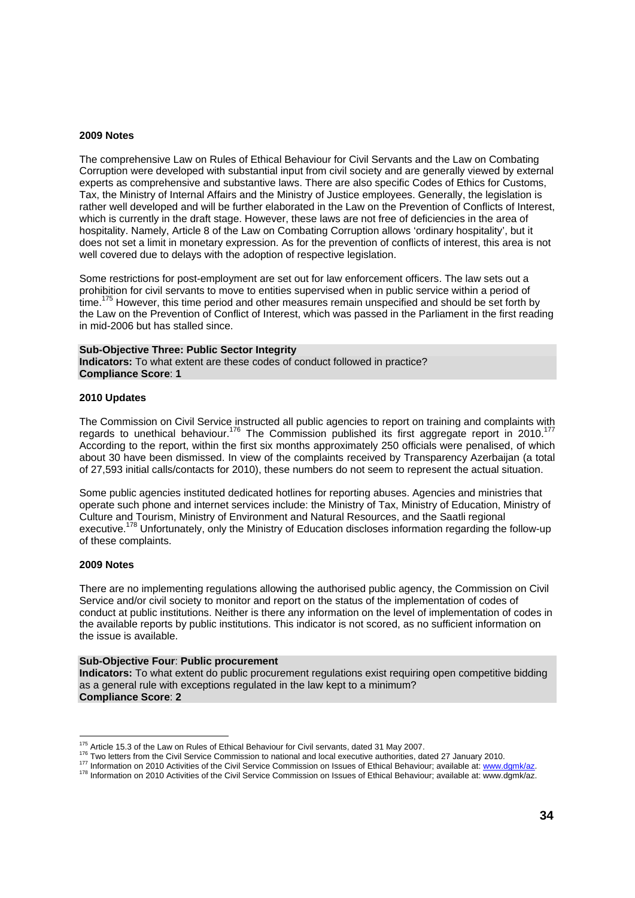**2009 Notes**

The comprehensive Law on Rules of Ethical Behaviour for Civil Servants and the Law on Combating Corruption were developed with substantial input from civil society and are generally viewed by external experts as comprehensive and substantive laws. There are also specific Codes of Ethics for Customs, Tax, the Ministry of Internal Affairs and the Ministry of Justice employees. Generally, the legislation is rather well developed and will be further elaborated in the Law on the Prevention of Conflicts of Interest, which is currently in the draft stage. However, these laws are not free of deficiencies in the area of hospitality. Namely, Article 8 of the Law on Combating Corruption allows 'ordinary hospitality', but it does not set a limit in monetary expression. As for the prevention of conflicts of interest, this area is not well covered due to delays with the adoption of respective legislation.

Some restrictions for post-employment are set out for law enforcement officers. The law sets out a prohibition for civil servants to move to entities supervised when in public service within a period of time.[175] However, this time period and other measures remain unspecified and should be set forth by the Law on the Prevention of Conflict of Interest, which was passed in the Parliament in the first reading in mid-2006 but has stalled since.

**Sub-Objective Three: Public Sector Integrity**
**Indicators:** To what extent are these codes of conduct followed in practice?
**Compliance Score**: **1**

**2010 Updates**

The Commission on Civil Service instructed all public agencies to report on training and complaints with regards to unethical behaviour.[176] The Commission published its first aggregate report in 2010.[177] According to the report, within the first six months approximately 250 officials were penalised, of which about 30 have been dismissed. In view of the complaints received by Transparency Azerbaijan (a total of 27,593 initial calls/contacts for 2010), these numbers do not seem to represent the actual situation.

Some public agencies instituted dedicated hotlines for reporting abuses. Agencies and ministries that operate such phone and internet services include: the Ministry of Tax, Ministry of Education, Ministry of Culture and Tourism, Ministry of Environment and Natural Resources, and the Saatli regional executive.[178] Unfortunately, only the Ministry of Education discloses information regarding the follow-up of these complaints.

**2009 Notes**

There are no implementing regulations allowing the authorised public agency, the Commission on Civil Service and/or civil society to monitor and report on the status of the implementation of codes of conduct at public institutions. Neither is there any information on the level of implementation of codes in the available reports by public institutions. This indicator is not scored, as no sufficient information on the issue is available.

**Sub-Objective Four**: **Public procurement**
**Indicators:** To what extent do public procurement regulations exist requiring open competitive bidding as a general rule with exceptions regulated in the law kept to a minimum?
**Compliance Score**: **2**

---

[175] Article 15.3 of the Law on Rules of Ethical Behaviour for Civil servants, dated 31 May 2007.
[176] Two letters from the Civil Service Commission to national and local executive authorities, dated 27 January 2010.
[177] Information on 2010 Activities of the Civil Service Commission on Issues of Ethical Behaviour; available at: www.dgmk/az.
[178] Information on 2010 Activities of the Civil Service Commission on Issues of Ethical Behaviour; available at: www.dgmk/az.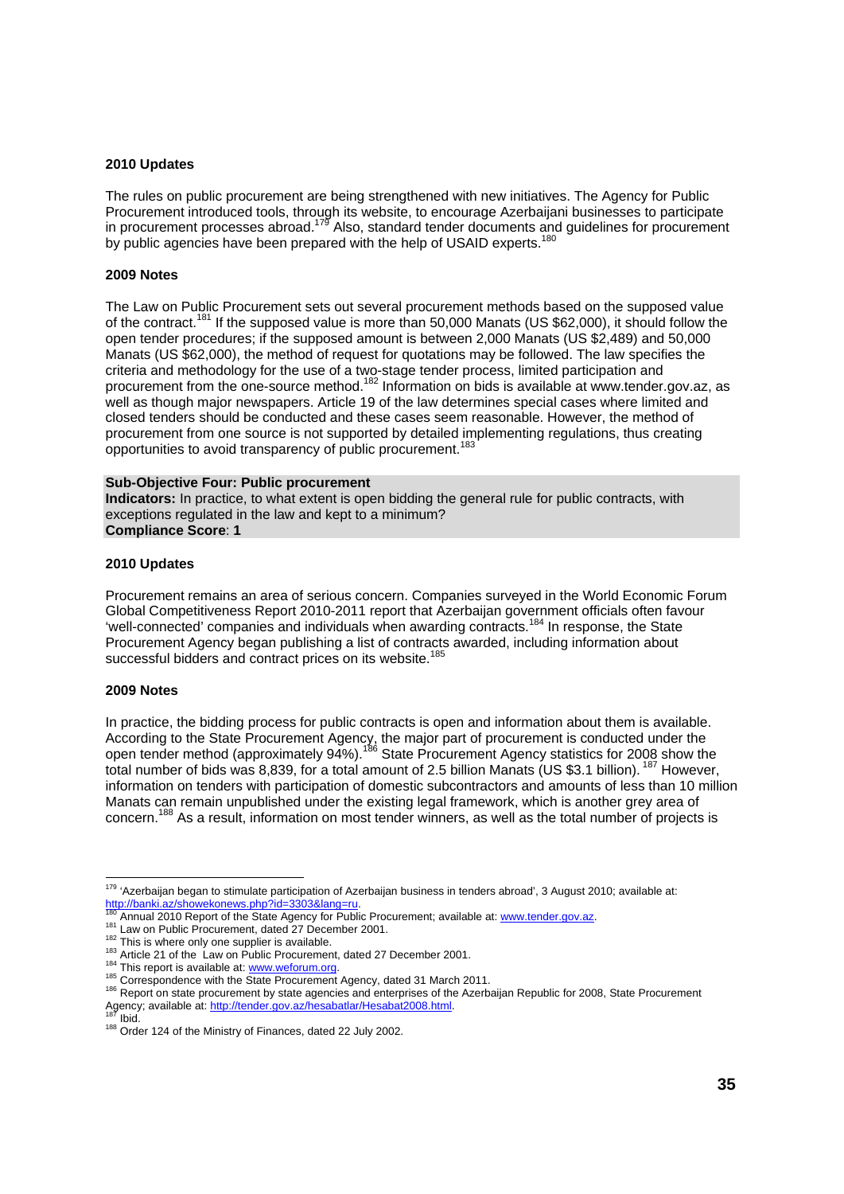**2010 Updates**

The rules on public procurement are being strengthened with new initiatives. The Agency for Public Procurement introduced tools, through its website, to encourage Azerbaijani businesses to participate in procurement processes abroad.[179] Also, standard tender documents and guidelines for procurement by public agencies have been prepared with the help of USAID experts.[180]

**2009 Notes**

The Law on Public Procurement sets out several procurement methods based on the supposed value of the contract.[181] If the supposed value is more than 50,000 Manats (US $62,000), it should follow the open tender procedures; if the supposed amount is between 2,000 Manats (US $2,489) and 50,000 Manats (US $62,000), the method of request for quotations may be followed. The law specifies the criteria and methodology for the use of a two-stage tender process, limited participation and procurement from the one-source method.[182] Information on bids is available at www.tender.gov.az, as well as though major newspapers. Article 19 of the law determines special cases where limited and closed tenders should be conducted and these cases seem reasonable. However, the method of procurement from one source is not supported by detailed implementing regulations, thus creating opportunities to avoid transparency of public procurement.[183]

**Sub-Objective Four: Public procurement**
**Indicators:** In practice, to what extent is open bidding the general rule for public contracts, with exceptions regulated in the law and kept to a minimum?
**Compliance Score**: **1**

**2010 Updates**

Procurement remains an area of serious concern. Companies surveyed in the World Economic Forum Global Competitiveness Report 2010-2011 report that Azerbaijan government officials often favour 'well-connected' companies and individuals when awarding contracts.[184] In response, the State Procurement Agency began publishing a list of contracts awarded, including information about successful bidders and contract prices on its website.[185]

**2009 Notes**

In practice, the bidding process for public contracts is open and information about them is available. According to the State Procurement Agency, the major part of procurement is conducted under the open tender method (approximately 94%).[186] State Procurement Agency statistics for 2008 show the total number of bids was 8,839, for a total amount of 2.5 billion Manats (US $3.1 billion).[187] However, information on tenders with participation of domestic subcontractors and amounts of less than 10 million Manats can remain unpublished under the existing legal framework, which is another grey area of concern.[188] As a result, information on most tender winners, as well as the total number of projects is

---

[179] 'Azerbaijan began to stimulate participation of Azerbaijan business in tenders abroad', 3 August 2010; available at: http://banki.az/showekonews.php?id=3303&lang=ru.
[180] Annual 2010 Report of the State Agency for Public Procurement; available at: www.tender.gov.az.
[181] Law on Public Procurement, dated 27 December 2001.
[182] This is where only one supplier is available.
[183] Article 21 of the Law on Public Procurement, dated 27 December 2001.
[184] This report is available at: www.weforum.org.
[185] Correspondence with the State Procurement Agency, dated 31 March 2011.
[186] Report on state procurement by state agencies and enterprises of the Azerbaijan Republic for 2008, State Procurement Agency; available at: http://tender.gov.az/hesabatlar/Hesabat2008.html.
[187] Ibid.
[188] Order 124 of the Ministry of Finances, dated 22 July 2002.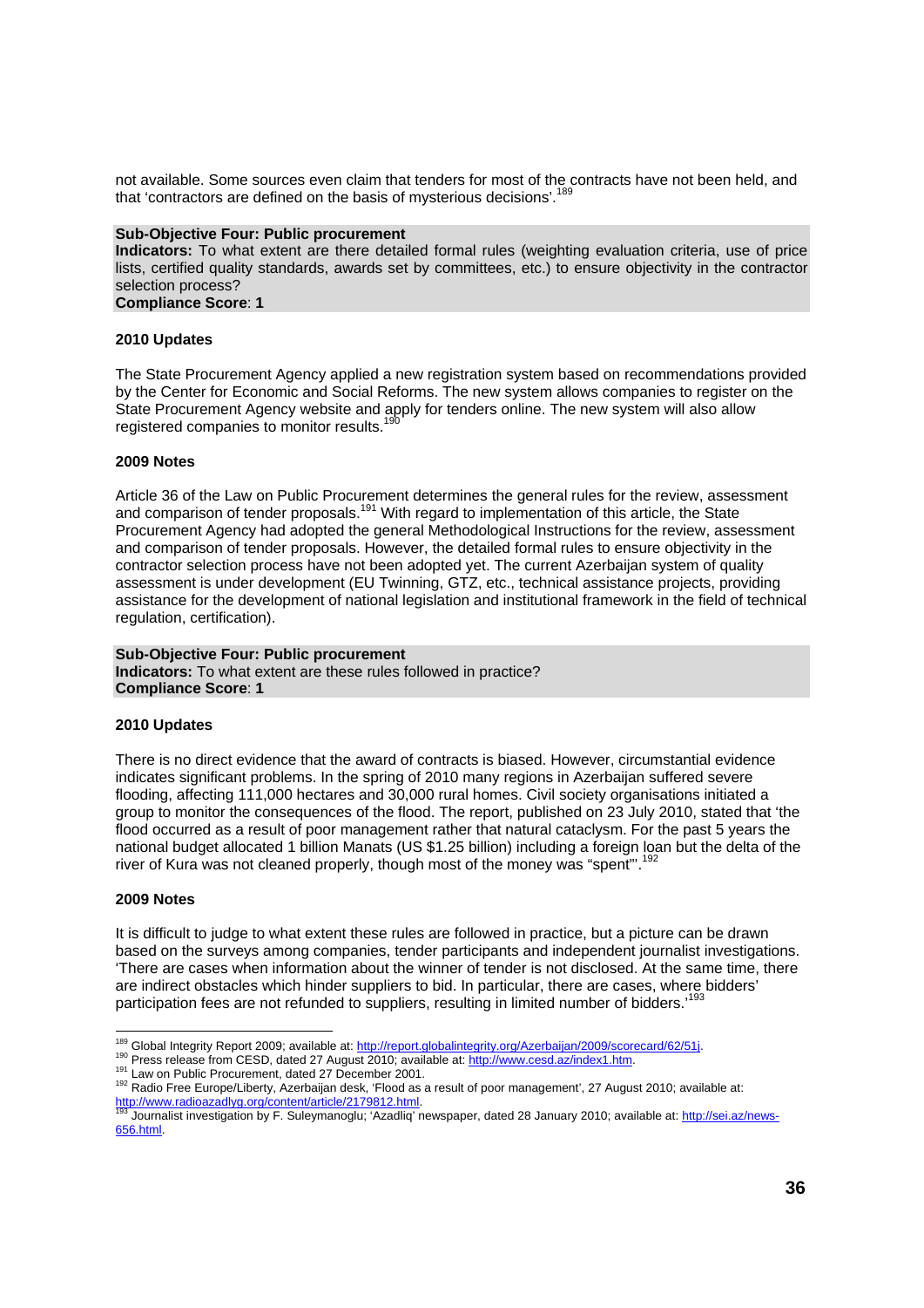not available. Some sources even claim that tenders for most of the contracts have not been held, and that 'contractors are defined on the basis of mysterious decisions'.[189]

**Sub-Objective Four: Public procurement**
**Indicators:** To what extent are there detailed formal rules (weighting evaluation criteria, use of price lists, certified quality standards, awards set by committees, etc.) to ensure objectivity in the contractor selection process?
**Compliance Score**: **1**

**2010 Updates**

The State Procurement Agency applied a new registration system based on recommendations provided by the Center for Economic and Social Reforms. The new system allows companies to register on the State Procurement Agency website and apply for tenders online. The new system will also allow registered companies to monitor results.[190]

**2009 Notes**

Article 36 of the Law on Public Procurement determines the general rules for the review, assessment and comparison of tender proposals.[191] With regard to implementation of this article, the State Procurement Agency had adopted the general Methodological Instructions for the review, assessment and comparison of tender proposals. However, the detailed formal rules to ensure objectivity in the contractor selection process have not been adopted yet. The current Azerbaijan system of quality assessment is under development (EU Twinning, GTZ, etc., technical assistance projects, providing assistance for the development of national legislation and institutional framework in the field of technical regulation, certification).

**Sub-Objective Four: Public procurement**
**Indicators:** To what extent are these rules followed in practice?
**Compliance Score**: **1**

**2010 Updates**

There is no direct evidence that the award of contracts is biased. However, circumstantial evidence indicates significant problems. In the spring of 2010 many regions in Azerbaijan suffered severe flooding, affecting 111,000 hectares and 30,000 rural homes. Civil society organisations initiated a group to monitor the consequences of the flood. The report, published on 23 July 2010, stated that 'the flood occurred as a result of poor management rather that natural cataclysm. For the past 5 years the national budget allocated 1 billion Manats (US $1.25 billion) including a foreign loan but the delta of the river of Kura was not cleaned properly, though most of the money was "spent"'.[192]

**2009 Notes**

It is difficult to judge to what extent these rules are followed in practice, but a picture can be drawn based on the surveys among companies, tender participants and independent journalist investigations. 'There are cases when information about the winner of tender is not disclosed. At the same time, there are indirect obstacles which hinder suppliers to bid. In particular, there are cases, where bidders' participation fees are not refunded to suppliers, resulting in limited number of bidders.'[193]

---

[189] Global Integrity Report 2009; available at: http://report.globalintegrity.org/Azerbaijan/2009/scorecard/62/51j.
[190] Press release from CESD, dated 27 August 2010; available at: http://www.cesd.az/index1.htm.
[191] Law on Public Procurement, dated 27 December 2001.
[192] Radio Free Europe/Liberty, Azerbaijan desk, 'Flood as a result of poor management', 27 August 2010; available at: http://www.radioazadlyg.org/content/article/2179812.html.
[193] Journalist investigation by F. Suleymanoglu; 'Azadliq' newspaper, dated 28 January 2010; available at: http://sei.az/news-656.html.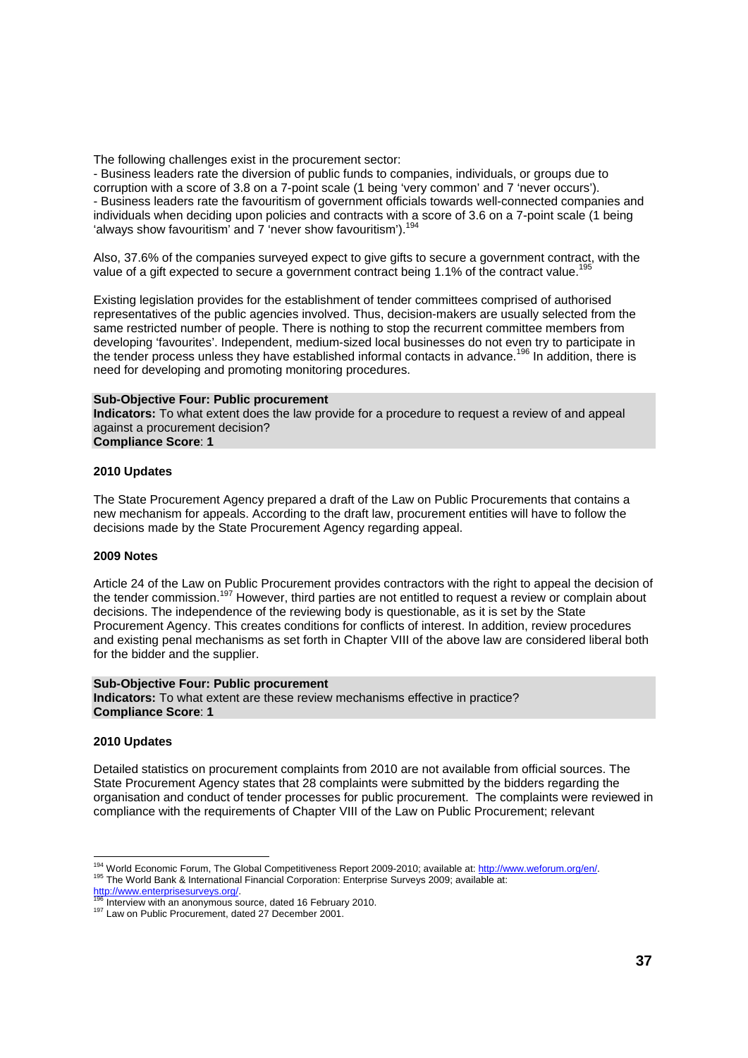The following challenges exist in the procurement sector:

- Business leaders rate the diversion of public funds to companies, individuals, or groups due to corruption with a score of 3.8 on a 7-point scale (1 being 'very common' and 7 'never occurs').
- Business leaders rate the favouritism of government officials towards well-connected companies and individuals when deciding upon policies and contracts with a score of 3.6 on a 7-point scale (1 being 'always show favouritism' and 7 'never show favouritism').[194]

Also, 37.6% of the companies surveyed expect to give gifts to secure a government contract, with the value of a gift expected to secure a government contract being 1.1% of the contract value.[195]

Existing legislation provides for the establishment of tender committees comprised of authorised representatives of the public agencies involved. Thus, decision-makers are usually selected from the same restricted number of people. There is nothing to stop the recurrent committee members from developing 'favourites'. Independent, medium-sized local businesses do not even try to participate in the tender process unless they have established informal contacts in advance.[196] In addition, there is need for developing and promoting monitoring procedures.

**Sub-Objective Four: Public procurement**
**Indicators:** To what extent does the law provide for a procedure to request a review of and appeal against a procurement decision?
**Compliance Score**: **1**

**2010 Updates**

The State Procurement Agency prepared a draft of the Law on Public Procurements that contains a new mechanism for appeals. According to the draft law, procurement entities will have to follow the decisions made by the State Procurement Agency regarding appeal.

**2009 Notes**

Article 24 of the Law on Public Procurement provides contractors with the right to appeal the decision of the tender commission.[197] However, third parties are not entitled to request a review or complain about decisions. The independence of the reviewing body is questionable, as it is set by the State Procurement Agency. This creates conditions for conflicts of interest. In addition, review procedures and existing penal mechanisms as set forth in Chapter VIII of the above law are considered liberal both for the bidder and the supplier.

**Sub-Objective Four: Public procurement**
**Indicators:** To what extent are these review mechanisms effective in practice?
**Compliance Score**: **1**

**2010 Updates**

Detailed statistics on procurement complaints from 2010 are not available from official sources. The State Procurement Agency states that 28 complaints were submitted by the bidders regarding the organisation and conduct of tender processes for public procurement. The complaints were reviewed in compliance with the requirements of Chapter VIII of the Law on Public Procurement; relevant

---

[194] World Economic Forum, The Global Competitiveness Report 2009-2010; available at: http://www.weforum.org/en/.
[195] The World Bank & International Financial Corporation: Enterprise Surveys 2009; available at: http://www.enterprisesurveys.org/.
[196] Interview with an anonymous source, dated 16 February 2010.
[197] Law on Public Procurement, dated 27 December 2001.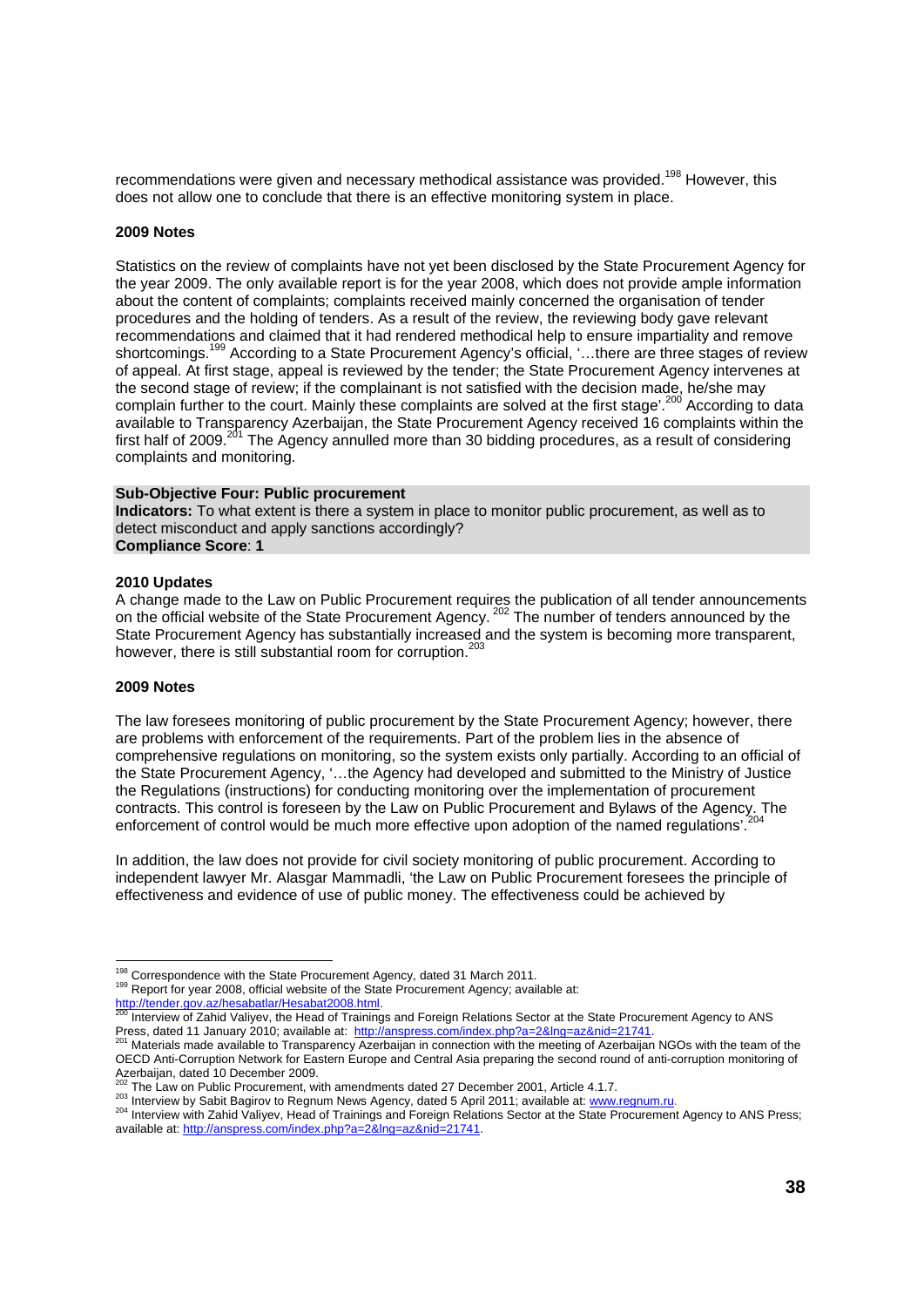recommendations were given and necessary methodical assistance was provided.[198] However, this does not allow one to conclude that there is an effective monitoring system in place.

**2009 Notes**

Statistics on the review of complaints have not yet been disclosed by the State Procurement Agency for the year 2009. The only available report is for the year 2008, which does not provide ample information about the content of complaints; complaints received mainly concerned the organisation of tender procedures and the holding of tenders. As a result of the review, the reviewing body gave relevant recommendations and claimed that it had rendered methodical help to ensure impartiality and remove shortcomings.[199] According to a State Procurement Agency's official, '…there are three stages of review of appeal. At first stage, appeal is reviewed by the tender; the State Procurement Agency intervenes at the second stage of review; if the complainant is not satisfied with the decision made, he/she may complain further to the court. Mainly these complaints are solved at the first stage'.[200] According to data available to Transparency Azerbaijan, the State Procurement Agency received 16 complaints within the first half of 2009.[201] The Agency annulled more than 30 bidding procedures, as a result of considering complaints and monitoring.

**Sub-Objective Four: Public procurement**
**Indicators:** To what extent is there a system in place to monitor public procurement, as well as to detect misconduct and apply sanctions accordingly?
**Compliance Score**: **1**

**2010 Updates**

A change made to the Law on Public Procurement requires the publication of all tender announcements on the official website of the State Procurement Agency.[202] The number of tenders announced by the State Procurement Agency has substantially increased and the system is becoming more transparent, however, there is still substantial room for corruption.[203]

**2009 Notes**

The law foresees monitoring of public procurement by the State Procurement Agency; however, there are problems with enforcement of the requirements. Part of the problem lies in the absence of comprehensive regulations on monitoring, so the system exists only partially. According to an official of the State Procurement Agency, '…the Agency had developed and submitted to the Ministry of Justice the Regulations (instructions) for conducting monitoring over the implementation of procurement contracts. This control is foreseen by the Law on Public Procurement and Bylaws of the Agency. The enforcement of control would be much more effective upon adoption of the named regulations'.[204]

In addition, the law does not provide for civil society monitoring of public procurement. According to independent lawyer Mr. Alasgar Mammadli, 'the Law on Public Procurement foresees the principle of effectiveness and evidence of use of public money. The effectiveness could be achieved by

---

[198] Correspondence with the State Procurement Agency, dated 31 March 2011.
[199] Report for year 2008, official website of the State Procurement Agency; available at: http://tender.gov.az/hesabatlar/Hesabat2008.html.
[200] Interview of Zahid Valiyev, the Head of Trainings and Foreign Relations Sector at the State Procurement Agency to ANS Press, dated 11 January 2010; available at: http://anspress.com/index.php?a=2&lng=az&nid=21741.
[201] Materials made available to Transparency Azerbaijan in connection with the meeting of Azerbaijan NGOs with the team of the OECD Anti-Corruption Network for Eastern Europe and Central Asia preparing the second round of anti-corruption monitoring of Azerbaijan, dated 10 December 2009.
[202] The Law on Public Procurement, with amendments dated 27 December 2001, Article 4.1.7.
[203] Interview by Sabit Bagirov to Regnum News Agency, dated 5 April 2011; available at: www.regnum.ru.
[204] Interview with Zahid Valiyev, Head of Trainings and Foreign Relations Sector at the State Procurement Agency to ANS Press; available at: http://anspress.com/index.php?a=2&lng=az&nid=21741.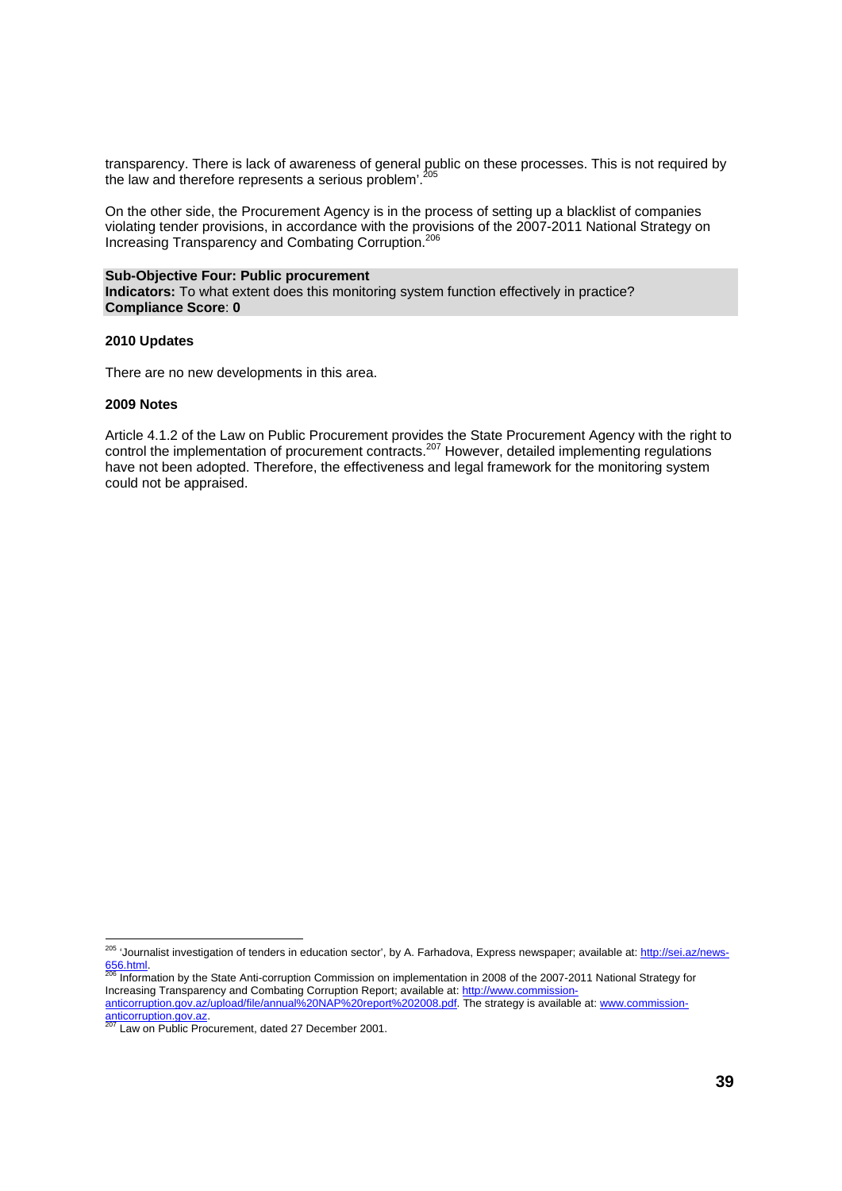transparency. There is lack of awareness of general public on these processes. This is not required by the law and therefore represents a serious problem'.[205]

On the other side, the Procurement Agency is in the process of setting up a blacklist of companies violating tender provisions, in accordance with the provisions of the 2007-2011 National Strategy on Increasing Transparency and Combating Corruption.[206]

**Sub-Objective Four: Public procurement**
**Indicators:** To what extent does this monitoring system function effectively in practice?
**Compliance Score**: **0**

**2010 Updates**

There are no new developments in this area.

**2009 Notes**

Article 4.1.2 of the Law on Public Procurement provides the State Procurement Agency with the right to control the implementation of procurement contracts.[207] However, detailed implementing regulations have not been adopted. Therefore, the effectiveness and legal framework for the monitoring system could not be appraised.

---

[205] 'Journalist investigation of tenders in education sector', by A. Farhadova, Express newspaper; available at: http://sei.az/news-656.html.

[206] Information by the State Anti-corruption Commission on implementation in 2008 of the 2007-2011 National Strategy for Increasing Transparency and Combating Corruption Report; available at: http://www.commission-anticorruption.gov.az/upload/file/annual%20NAP%20report%202008.pdf. The strategy is available at: www.commission-anticorruption.gov.az.

[207] Law on Public Procurement, dated 27 December 2001.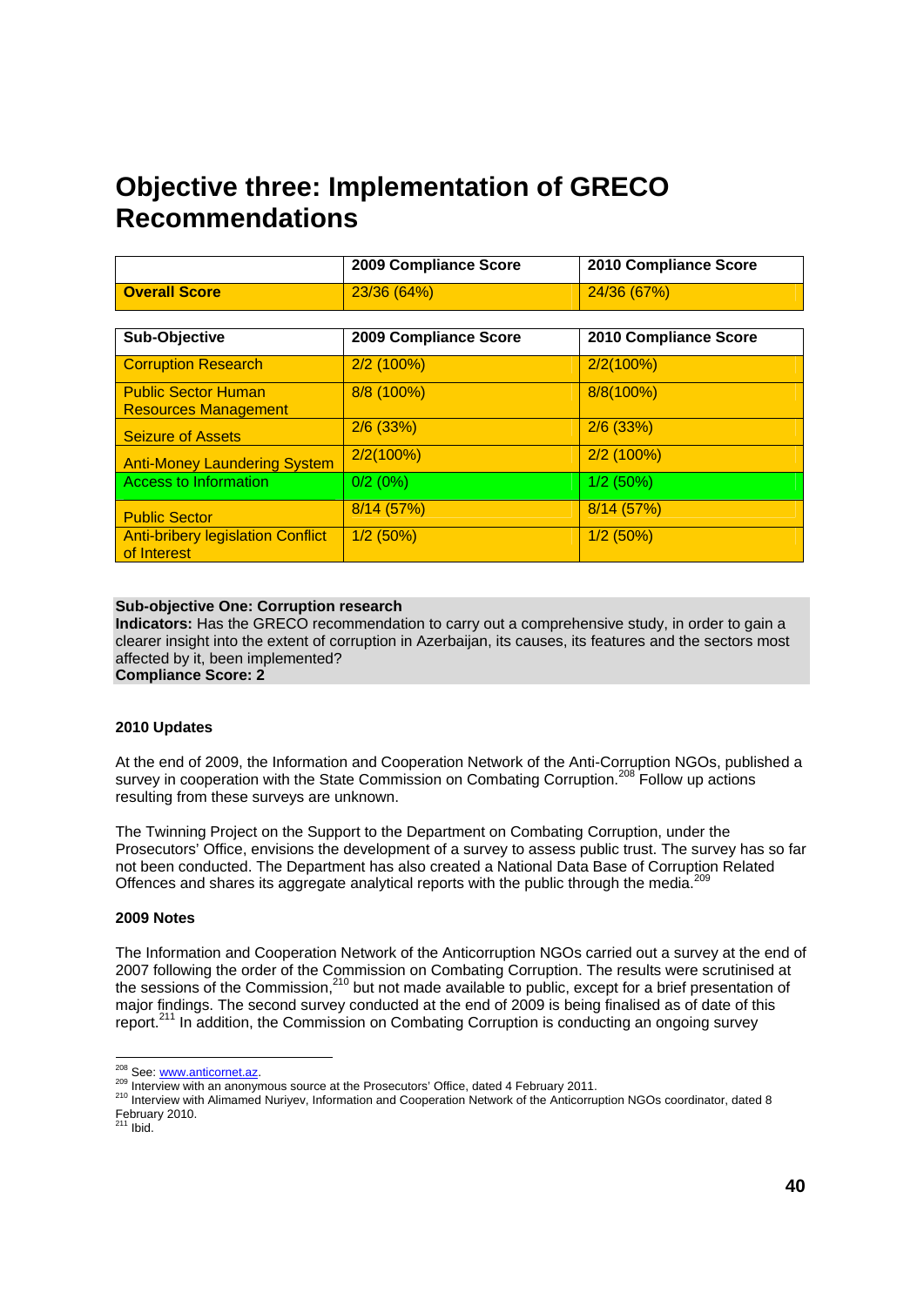# Objective three: Implementation of GRECO Recommendations

|  | 2009 Compliance Score | 2010 Compliance Score |
|---|---|---|
| **Overall Score** | 23/36 (64%) | 24/36 (67%) |

| Sub-Objective | 2009 Compliance Score | 2010 Compliance Score |
|---|---|---|
| Corruption Research | 2/2 (100%) | 2/2(100%) |
| Public Sector Human Resources Management | 8/8 (100%) | 8/8(100%) |
| Seizure of Assets | 2/6 (33%) | 2/6 (33%) |
| Anti-Money Laundering System | 2/2(100%) | 2/2 (100%) |
| Access to Information | 0/2 (0%) | 1/2 (50%) |
| Public Sector | 8/14 (57%) | 8/14 (57%) |
| Anti-bribery legislation Conflict of Interest | 1/2 (50%) | 1/2 (50%) |

**Sub-objective One: Corruption research**
**Indicators:** Has the GRECO recommendation to carry out a comprehensive study, in order to gain a clearer insight into the extent of corruption in Azerbaijan, its causes, its features and the sectors most affected by it, been implemented?
**Compliance Score: 2**

**2010 Updates**

At the end of 2009, the Information and Cooperation Network of the Anti-Corruption NGOs, published a survey in cooperation with the State Commission on Combating Corruption.[208] Follow up actions resulting from these surveys are unknown.

The Twinning Project on the Support to the Department on Combating Corruption, under the Prosecutors' Office, envisions the development of a survey to assess public trust. The survey has so far not been conducted. The Department has also created a National Data Base of Corruption Related Offences and shares its aggregate analytical reports with the public through the media.[209]

**2009 Notes**

The Information and Cooperation Network of the Anticorruption NGOs carried out a survey at the end of 2007 following the order of the Commission on Combating Corruption. The results were scrutinised at the sessions of the Commission,[210] but not made available to public, except for a brief presentation of major findings. The second survey conducted at the end of 2009 is being finalised as of date of this report.[211] In addition, the Commission on Combating Corruption is conducting an ongoing survey

[208] See: www.anticornet.az.
[209] Interview with an anonymous source at the Prosecutors' Office, dated 4 February 2011.
[210] Interview with Alimamed Nuriyev, Information and Cooperation Network of the Anticorruption NGOs coordinator, dated 8 February 2010.
[211] Ibid.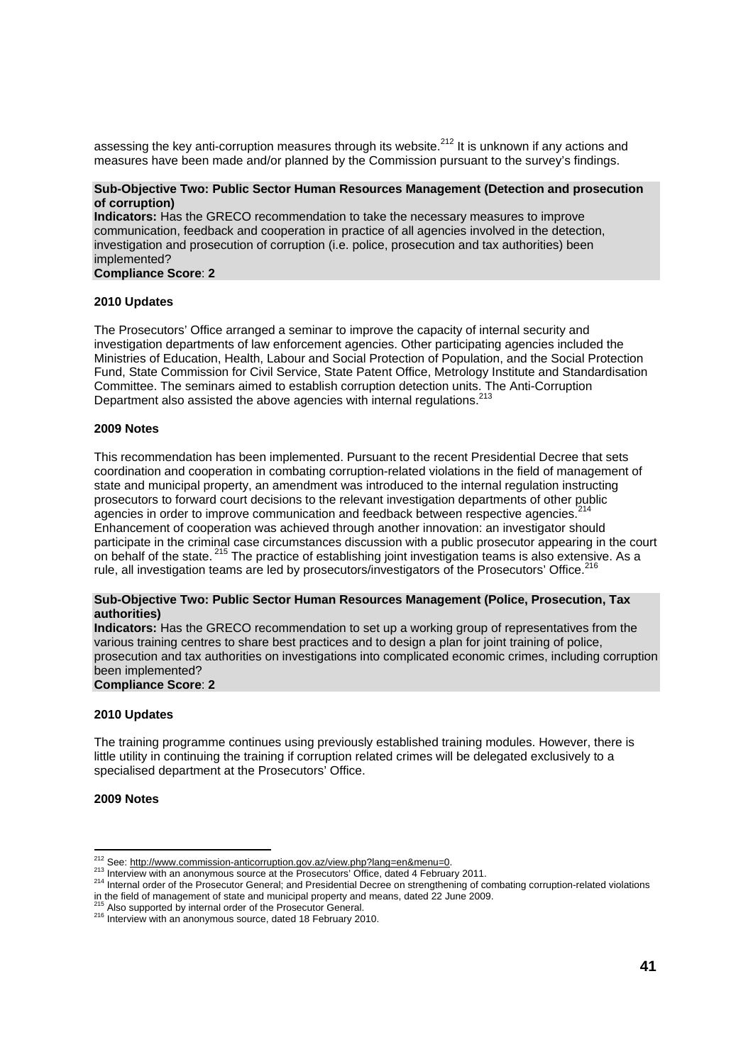assessing the key anti-corruption measures through its website.[212] It is unknown if any actions and measures have been made and/or planned by the Commission pursuant to the survey's findings.

**Sub-Objective Two: Public Sector Human Resources Management (Detection and prosecution of corruption)**
**Indicators:** Has the GRECO recommendation to take the necessary measures to improve communication, feedback and cooperation in practice of all agencies involved in the detection, investigation and prosecution of corruption (i.e. police, prosecution and tax authorities) been implemented?
**Compliance Score**: **2**

**2010 Updates**

The Prosecutors' Office arranged a seminar to improve the capacity of internal security and investigation departments of law enforcement agencies. Other participating agencies included the Ministries of Education, Health, Labour and Social Protection of Population, and the Social Protection Fund, State Commission for Civil Service, State Patent Office, Metrology Institute and Standardisation Committee. The seminars aimed to establish corruption detection units. The Anti-Corruption Department also assisted the above agencies with internal regulations.[213]

**2009 Notes**

This recommendation has been implemented. Pursuant to the recent Presidential Decree that sets coordination and cooperation in combating corruption-related violations in the field of management of state and municipal property, an amendment was introduced to the internal regulation instructing prosecutors to forward court decisions to the relevant investigation departments of other public agencies in order to improve communication and feedback between respective agencies.[214] Enhancement of cooperation was achieved through another innovation: an investigator should participate in the criminal case circumstances discussion with a public prosecutor appearing in the court on behalf of the state.[215] The practice of establishing joint investigation teams is also extensive. As a rule, all investigation teams are led by prosecutors/investigators of the Prosecutors' Office.[216]

**Sub-Objective Two: Public Sector Human Resources Management (Police, Prosecution, Tax authorities)**
**Indicators:** Has the GRECO recommendation to set up a working group of representatives from the various training centres to share best practices and to design a plan for joint training of police, prosecution and tax authorities on investigations into complicated economic crimes, including corruption been implemented?
**Compliance Score**: **2**

**2010 Updates**

The training programme continues using previously established training modules. However, there is little utility in continuing the training if corruption related crimes will be delegated exclusively to a specialised department at the Prosecutors' Office.

**2009 Notes**

---

[212] See: http://www.commission-anticorruption.gov.az/view.php?lang=en&menu=0.
[213] Interview with an anonymous source at the Prosecutors' Office, dated 4 February 2011.
[214] Internal order of the Prosecutor General; and Presidential Decree on strengthening of combating corruption-related violations in the field of management of state and municipal property and means, dated 22 June 2009.
[215] Also supported by internal order of the Prosecutor General.
[216] Interview with an anonymous source, dated 18 February 2010.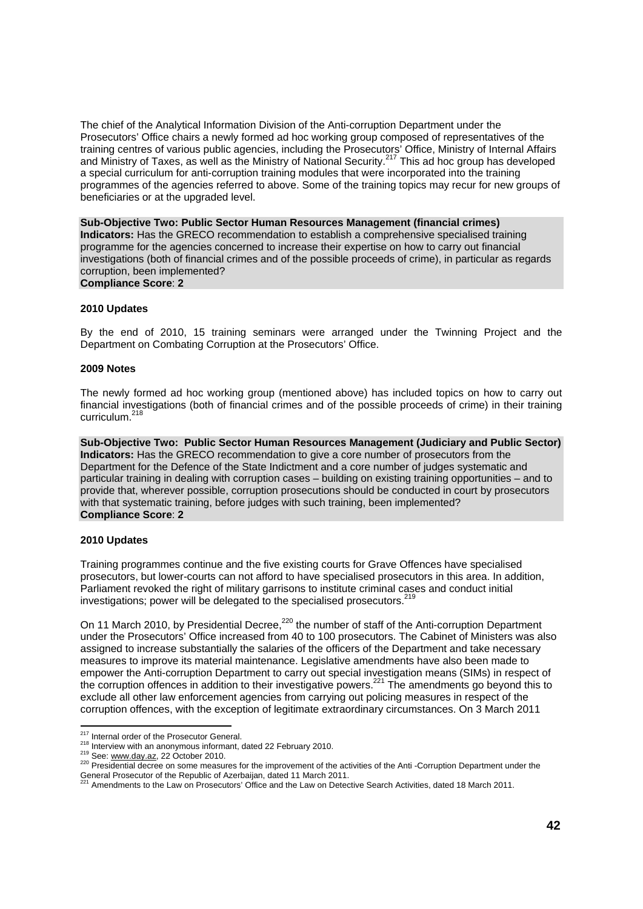The chief of the Analytical Information Division of the Anti-corruption Department under the Prosecutors' Office chairs a newly formed ad hoc working group composed of representatives of the training centres of various public agencies, including the Prosecutors' Office, Ministry of Internal Affairs and Ministry of Taxes, as well as the Ministry of National Security.[217] This ad hoc group has developed a special curriculum for anti-corruption training modules that were incorporated into the training programmes of the agencies referred to above. Some of the training topics may recur for new groups of beneficiaries or at the upgraded level.

**Sub-Objective Two: Public Sector Human Resources Management (financial crimes)**
**Indicators:** Has the GRECO recommendation to establish a comprehensive specialised training programme for the agencies concerned to increase their expertise on how to carry out financial investigations (both of financial crimes and of the possible proceeds of crime), in particular as regards corruption, been implemented?
**Compliance Score**: **2**

**2010 Updates**

By the end of 2010, 15 training seminars were arranged under the Twinning Project and the Department on Combating Corruption at the Prosecutors' Office.

**2009 Notes**

The newly formed ad hoc working group (mentioned above) has included topics on how to carry out financial investigations (both of financial crimes and of the possible proceeds of crime) in their training curriculum.[218]

**Sub-Objective Two: Public Sector Human Resources Management (Judiciary and Public Sector)**
**Indicators:** Has the GRECO recommendation to give a core number of prosecutors from the Department for the Defence of the State Indictment and a core number of judges systematic and particular training in dealing with corruption cases – building on existing training opportunities – and to provide that, wherever possible, corruption prosecutions should be conducted in court by prosecutors with that systematic training, before judges with such training, been implemented?
**Compliance Score**: **2**

**2010 Updates**

Training programmes continue and the five existing courts for Grave Offences have specialised prosecutors, but lower-courts can not afford to have specialised prosecutors in this area. In addition, Parliament revoked the right of military garrisons to institute criminal cases and conduct initial investigations; power will be delegated to the specialised prosecutors.[219]

On 11 March 2010, by Presidential Decree,[220] the number of staff of the Anti-corruption Department under the Prosecutors' Office increased from 40 to 100 prosecutors. The Cabinet of Ministers was also assigned to increase substantially the salaries of the officers of the Department and take necessary measures to improve its material maintenance. Legislative amendments have also been made to empower the Anti-corruption Department to carry out special investigation means (SIMs) in respect of the corruption offences in addition to their investigative powers.[221] The amendments go beyond this to exclude all other law enforcement agencies from carrying out policing measures in respect of the corruption offences, with the exception of legitimate extraordinary circumstances. On 3 March 2011

---

[217] Internal order of the Prosecutor General.
[218] Interview with an anonymous informant, dated 22 February 2010.
[219] See: www.day.az, 22 October 2010.
[220] Presidential decree on some measures for the improvement of the activities of the Anti -Corruption Department under the General Prosecutor of the Republic of Azerbaijan, dated 11 March 2011.
[221] Amendments to the Law on Prosecutors' Office and the Law on Detective Search Activities, dated 18 March 2011.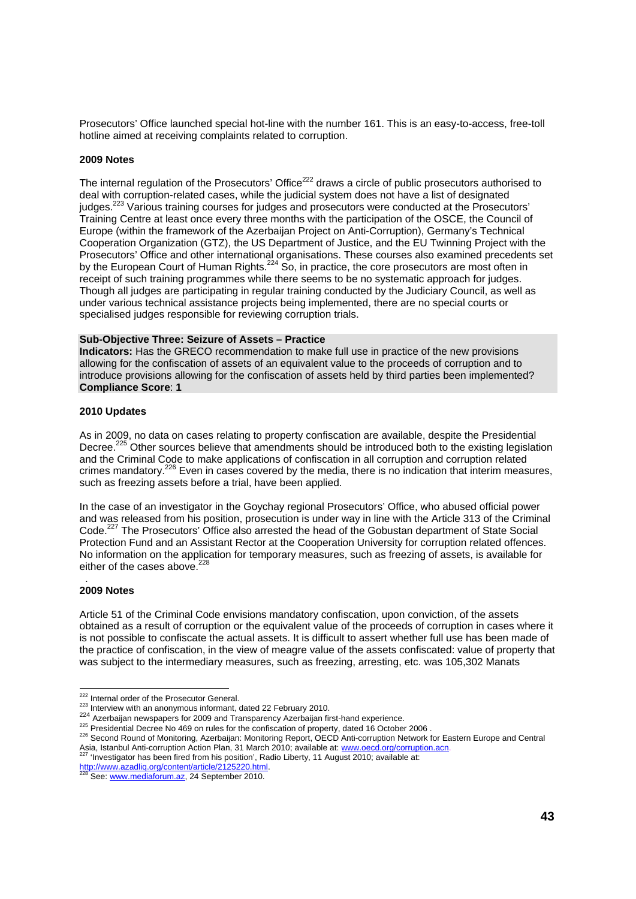Prosecutors' Office launched special hot-line with the number 161. This is an easy-to-access, free-toll hotline aimed at receiving complaints related to corruption.

**2009 Notes**

The internal regulation of the Prosecutors' Office[222] draws a circle of public prosecutors authorised to deal with corruption-related cases, while the judicial system does not have a list of designated judges.[223] Various training courses for judges and prosecutors were conducted at the Prosecutors' Training Centre at least once every three months with the participation of the OSCE, the Council of Europe (within the framework of the Azerbaijan Project on Anti-Corruption), Germany's Technical Cooperation Organization (GTZ), the US Department of Justice, and the EU Twinning Project with the Prosecutors' Office and other international organisations. These courses also examined precedents set by the European Court of Human Rights.[224] So, in practice, the core prosecutors are most often in receipt of such training programmes while there seems to be no systematic approach for judges. Though all judges are participating in regular training conducted by the Judiciary Council, as well as under various technical assistance projects being implemented, there are no special courts or specialised judges responsible for reviewing corruption trials.

**Sub-Objective Three: Seizure of Assets – Practice**
**Indicators:** Has the GRECO recommendation to make full use in practice of the new provisions allowing for the confiscation of assets of an equivalent value to the proceeds of corruption and to introduce provisions allowing for the confiscation of assets held by third parties been implemented?
**Compliance Score**: **1**

**2010 Updates**

As in 2009, no data on cases relating to property confiscation are available, despite the Presidential Decree.[225] Other sources believe that amendments should be introduced both to the existing legislation and the Criminal Code to make applications of confiscation in all corruption and corruption related crimes mandatory.[226] Even in cases covered by the media, there is no indication that interim measures, such as freezing assets before a trial, have been applied.

In the case of an investigator in the Goychay regional Prosecutors' Office, who abused official power and was released from his position, prosecution is under way in line with the Article 313 of the Criminal Code.[227] The Prosecutors' Office also arrested the head of the Gobustan department of State Social Protection Fund and an Assistant Rector at the Cooperation University for corruption related offences. No information on the application for temporary measures, such as freezing of assets, is available for either of the cases above.[228]

**2009 Notes**

Article 51 of the Criminal Code envisions mandatory confiscation, upon conviction, of the assets obtained as a result of corruption or the equivalent value of the proceeds of corruption in cases where it is not possible to confiscate the actual assets. It is difficult to assert whether full use has been made of the practice of confiscation, in the view of meagre value of the assets confiscated: value of property that was subject to the intermediary measures, such as freezing, arresting, etc. was 105,302 Manats

---

[222] Internal order of the Prosecutor General.
[223] Interview with an anonymous informant, dated 22 February 2010.
[224] Azerbaijan newspapers for 2009 and Transparency Azerbaijan first-hand experience.
[225] Presidential Decree No 469 on rules for the confiscation of property, dated 16 October 2006 .
[226] Second Round of Monitoring, Azerbaijan: Monitoring Report, OECD Anti-corruption Network for Eastern Europe and Central Asia, Istanbul Anti-corruption Action Plan, 31 March 2010; available at: www.oecd.org/corruption.acn.
[227] 'Investigator has been fired from his position', Radio Liberty, 11 August 2010; available at: http://www.azadliq.org/content/article/2125220.html.
[228] See: www.mediaforum.az, 24 September 2010.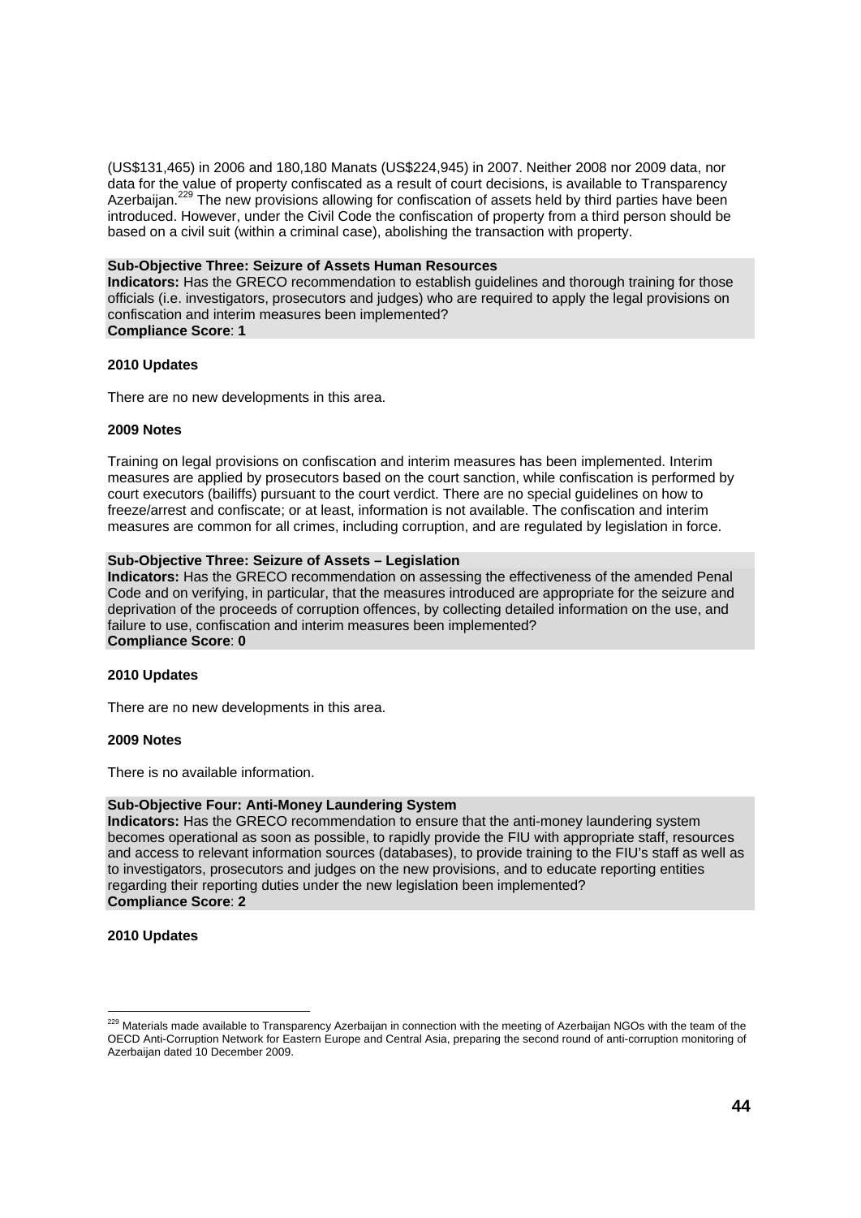(US$131,465) in 2006 and 180,180 Manats (US$224,945) in 2007. Neither 2008 nor 2009 data, nor data for the value of property confiscated as a result of court decisions, is available to Transparency Azerbaijan.[229] The new provisions allowing for confiscation of assets held by third parties have been introduced. However, under the Civil Code the confiscation of property from a third person should be based on a civil suit (within a criminal case), abolishing the transaction with property.

**Sub-Objective Three: Seizure of Assets Human Resources**
**Indicators:** Has the GRECO recommendation to establish guidelines and thorough training for those officials (i.e. investigators, prosecutors and judges) who are required to apply the legal provisions on confiscation and interim measures been implemented?
**Compliance Score**: **1**

**2010 Updates**

There are no new developments in this area.

**2009 Notes**

Training on legal provisions on confiscation and interim measures has been implemented. Interim measures are applied by prosecutors based on the court sanction, while confiscation is performed by court executors (bailiffs) pursuant to the court verdict. There are no special guidelines on how to freeze/arrest and confiscate; or at least, information is not available. The confiscation and interim measures are common for all crimes, including corruption, and are regulated by legislation in force.

**Sub-Objective Three: Seizure of Assets – Legislation**
**Indicators:** Has the GRECO recommendation on assessing the effectiveness of the amended Penal Code and on verifying, in particular, that the measures introduced are appropriate for the seizure and deprivation of the proceeds of corruption offences, by collecting detailed information on the use, and failure to use, confiscation and interim measures been implemented?
**Compliance Score**: **0**

**2010 Updates**

There are no new developments in this area.

**2009 Notes**

There is no available information.

**Sub-Objective Four: Anti-Money Laundering System**
**Indicators:** Has the GRECO recommendation to ensure that the anti-money laundering system becomes operational as soon as possible, to rapidly provide the FIU with appropriate staff, resources and access to relevant information sources (databases), to provide training to the FIU's staff as well as to investigators, prosecutors and judges on the new provisions, and to educate reporting entities regarding their reporting duties under the new legislation been implemented?
**Compliance Score**: **2**

**2010 Updates**

---

[229] Materials made available to Transparency Azerbaijan in connection with the meeting of Azerbaijan NGOs with the team of the OECD Anti-Corruption Network for Eastern Europe and Central Asia, preparing the second round of anti-corruption monitoring of Azerbaijan dated 10 December 2009.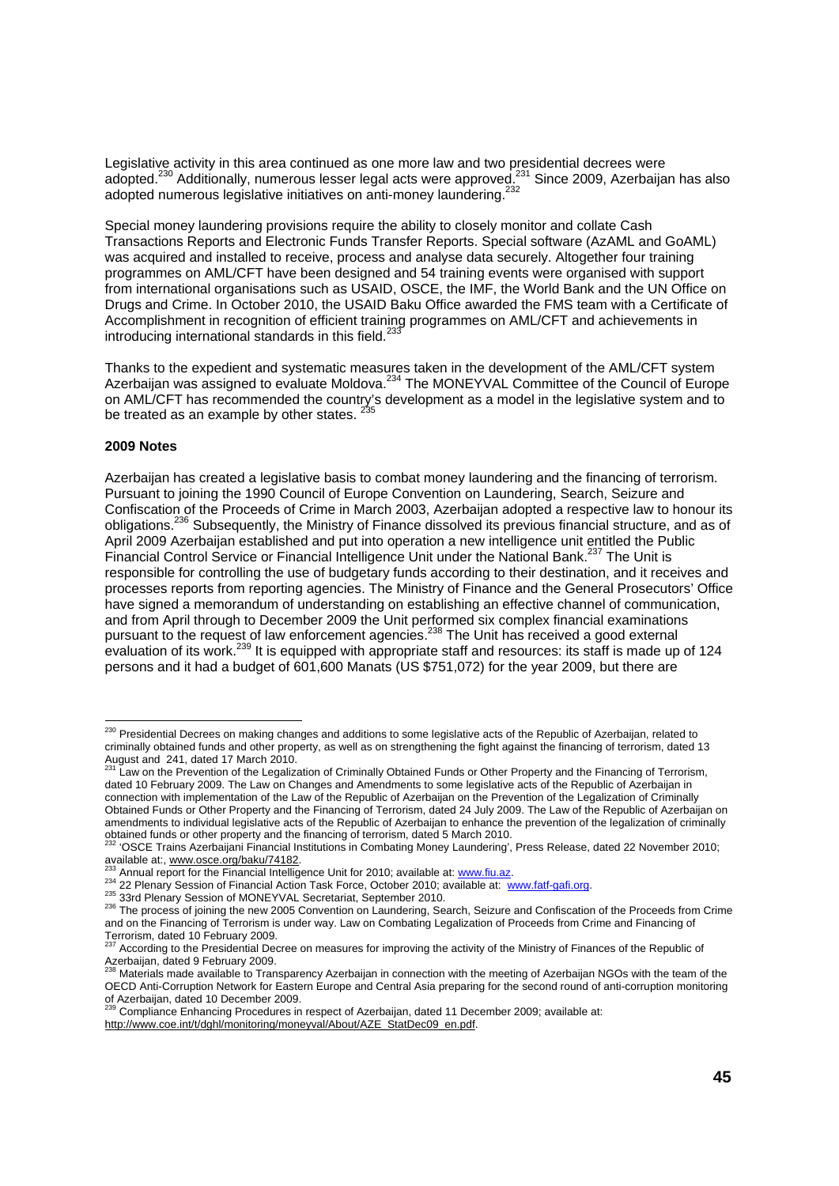Legislative activity in this area continued as one more law and two presidential decrees were adopted.[230] Additionally, numerous lesser legal acts were approved.[231] Since 2009, Azerbaijan has also adopted numerous legislative initiatives on anti-money laundering.[232]

Special money laundering provisions require the ability to closely monitor and collate Cash Transactions Reports and Electronic Funds Transfer Reports. Special software (AzAML and GoAML) was acquired and installed to receive, process and analyse data securely. Altogether four training programmes on AML/CFT have been designed and 54 training events were organised with support from international organisations such as USAID, OSCE, the IMF, the World Bank and the UN Office on Drugs and Crime. In October 2010, the USAID Baku Office awarded the FMS team with a Certificate of Accomplishment in recognition of efficient training programmes on AML/CFT and achievements in introducing international standards in this field.[233]

Thanks to the expedient and systematic measures taken in the development of the AML/CFT system Azerbaijan was assigned to evaluate Moldova.[234] The MONEYVAL Committee of the Council of Europe on AML/CFT has recommended the country's development as a model in the legislative system and to be treated as an example by other states. [235]

**2009 Notes**

Azerbaijan has created a legislative basis to combat money laundering and the financing of terrorism. Pursuant to joining the 1990 Council of Europe Convention on Laundering, Search, Seizure and Confiscation of the Proceeds of Crime in March 2003, Azerbaijan adopted a respective law to honour its obligations.[236] Subsequently, the Ministry of Finance dissolved its previous financial structure, and as of April 2009 Azerbaijan established and put into operation a new intelligence unit entitled the Public Financial Control Service or Financial Intelligence Unit under the National Bank.[237] The Unit is responsible for controlling the use of budgetary funds according to their destination, and it receives and processes reports from reporting agencies. The Ministry of Finance and the General Prosecutors' Office have signed a memorandum of understanding on establishing an effective channel of communication, and from April through to December 2009 the Unit performed six complex financial examinations pursuant to the request of law enforcement agencies.[238] The Unit has received a good external evaluation of its work.[239] It is equipped with appropriate staff and resources: its staff is made up of 124 persons and it had a budget of 601,600 Manats (US $751,072) for the year 2009, but there are

---

[230] Presidential Decrees on making changes and additions to some legislative acts of the Republic of Azerbaijan, related to criminally obtained funds and other property, as well as on strengthening the fight against the financing of terrorism, dated 13 August and 241, dated 17 March 2010.

[231] Law on the Prevention of the Legalization of Criminally Obtained Funds or Other Property and the Financing of Terrorism, dated 10 February 2009. The Law on Changes and Amendments to some legislative acts of the Republic of Azerbaijan in connection with implementation of the Law of the Republic of Azerbaijan on the Prevention of the Legalization of Criminally Obtained Funds or Other Property and the Financing of Terrorism, dated 24 July 2009. The Law of the Republic of Azerbaijan on amendments to individual legislative acts of the Republic of Azerbaijan to enhance the prevention of the legalization of criminally obtained funds or other property and the financing of terrorism, dated 5 March 2010.

[232] 'OSCE Trains Azerbaijani Financial Institutions in Combating Money Laundering', Press Release, dated 22 November 2010; available at:, www.osce.org/baku/74182.

[233] Annual report for the Financial Intelligence Unit for 2010; available at: www.fiu.az.

[234] 22 Plenary Session of Financial Action Task Force, October 2010; available at: www.fatf-gafi.org.

[235] 33rd Plenary Session of MONEYVAL Secretariat, September 2010.

[236] The process of joining the new 2005 Convention on Laundering, Search, Seizure and Confiscation of the Proceeds from Crime and on the Financing of Terrorism is under way. Law on Combating Legalization of Proceeds from Crime and Financing of Terrorism, dated 10 February 2009.

[237] According to the Presidential Decree on measures for improving the activity of the Ministry of Finances of the Republic of Azerbaijan, dated 9 February 2009.

[238] Materials made available to Transparency Azerbaijan in connection with the meeting of Azerbaijan NGOs with the team of the OECD Anti-Corruption Network for Eastern Europe and Central Asia preparing for the second round of anti-corruption monitoring of Azerbaijan, dated 10 December 2009.

[239] Compliance Enhancing Procedures in respect of Azerbaijan, dated 11 December 2009; available at: http://www.coe.int/t/dghl/monitoring/moneyval/About/AZE_StatDec09_en.pdf.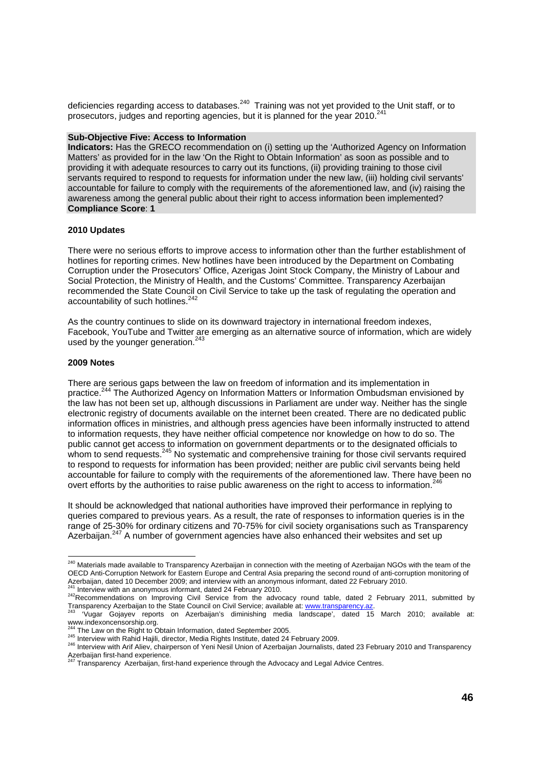deficiencies regarding access to databases.[240] Training was not yet provided to the Unit staff, or to prosecutors, judges and reporting agencies, but it is planned for the year 2010.[241]

**Sub-Objective Five: Access to Information**
**Indicators:** Has the GRECO recommendation on (i) setting up the 'Authorized Agency on Information Matters' as provided for in the law 'On the Right to Obtain Information' as soon as possible and to providing it with adequate resources to carry out its functions, (ii) providing training to those civil servants required to respond to requests for information under the new law, (iii) holding civil servants' accountable for failure to comply with the requirements of the aforementioned law, and (iv) raising the awareness among the general public about their right to access information been implemented?
**Compliance Score**: **1**

**2010 Updates**

There were no serious efforts to improve access to information other than the further establishment of hotlines for reporting crimes. New hotlines have been introduced by the Department on Combating Corruption under the Prosecutors' Office, Azerigas Joint Stock Company, the Ministry of Labour and Social Protection, the Ministry of Health, and the Customs' Committee. Transparency Azerbaijan recommended the State Council on Civil Service to take up the task of regulating the operation and accountability of such hotlines.[242]

As the country continues to slide on its downward trajectory in international freedom indexes, Facebook, YouTube and Twitter are emerging as an alternative source of information, which are widely used by the younger generation.[243]

**2009 Notes**

There are serious gaps between the law on freedom of information and its implementation in practice.[244] The Authorized Agency on Information Matters or Information Ombudsman envisioned by the law has not been set up, although discussions in Parliament are under way. Neither has the single electronic registry of documents available on the internet been created. There are no dedicated public information offices in ministries, and although press agencies have been informally instructed to attend to information requests, they have neither official competence nor knowledge on how to do so. The public cannot get access to information on government departments or to the designated officials to whom to send requests.[245] No systematic and comprehensive training for those civil servants required to respond to requests for information has been provided; neither are public civil servants being held accountable for failure to comply with the requirements of the aforementioned law. There have been no overt efforts by the authorities to raise public awareness on the right to access to information.[246]

It should be acknowledged that national authorities have improved their performance in replying to queries compared to previous years. As a result, the rate of responses to information queries is in the range of 25-30% for ordinary citizens and 70-75% for civil society organisations such as Transparency Azerbaijan.[247] A number of government agencies have also enhanced their websites and set up

---

[240] Materials made available to Transparency Azerbaijan in connection with the meeting of Azerbaijan NGOs with the team of the OECD Anti-Corruption Network for Eastern Europe and Central Asia preparing the second round of anti-corruption monitoring of Azerbaijan, dated 10 December 2009; and interview with an anonymous informant, dated 22 February 2010.

[241] Interview with an anonymous informant, dated 24 February 2010.

[242] Recommendations on Improving Civil Service from the advocacy round table, dated 2 February 2011, submitted by Transparency Azerbaijan to the State Council on Civil Service; available at: www.transparency.az.

[243] 'Vugar Gojayev reports on Azerbaijan's diminishing media landscape', dated 15 March 2010; available at: www.indexoncensorship.org.

[244] The Law on the Right to Obtain Information, dated September 2005.

[245] Interview with Rahid Hajili, director, Media Rights Institute, dated 24 February 2009.

[246] Interview with Arif Aliev, chairperson of Yeni Nesil Union of Azerbaijan Journalists, dated 23 February 2010 and Transparency Azerbaijan first-hand experience.

[247] Transparency Azerbaijan, first-hand experience through the Advocacy and Legal Advice Centres.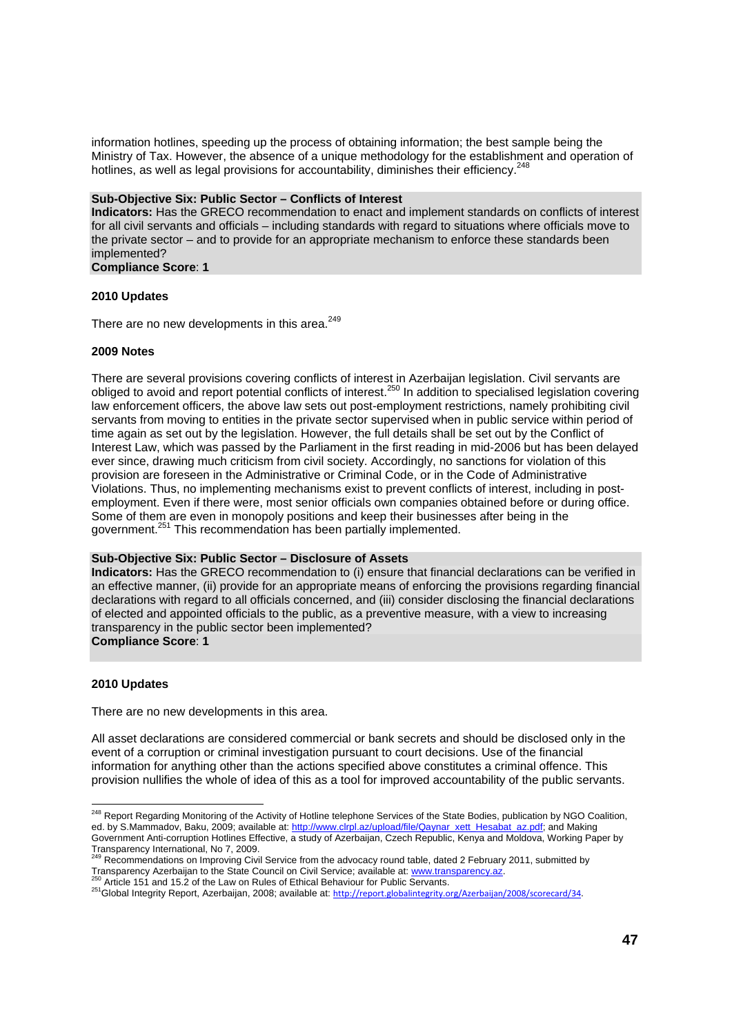information hotlines, speeding up the process of obtaining information; the best sample being the Ministry of Tax. However, the absence of a unique methodology for the establishment and operation of hotlines, as well as legal provisions for accountability, diminishes their efficiency.[248]

**Sub-Objective Six: Public Sector – Conflicts of Interest**
**Indicators:** Has the GRECO recommendation to enact and implement standards on conflicts of interest for all civil servants and officials – including standards with regard to situations where officials move to the private sector – and to provide for an appropriate mechanism to enforce these standards been implemented?
**Compliance Score**: **1**

**2010 Updates**

There are no new developments in this area.[249]

**2009 Notes**

There are several provisions covering conflicts of interest in Azerbaijan legislation. Civil servants are obliged to avoid and report potential conflicts of interest.[250] In addition to specialised legislation covering law enforcement officers, the above law sets out post-employment restrictions, namely prohibiting civil servants from moving to entities in the private sector supervised when in public service within period of time again as set out by the legislation. However, the full details shall be set out by the Conflict of Interest Law, which was passed by the Parliament in the first reading in mid-2006 but has been delayed ever since, drawing much criticism from civil society. Accordingly, no sanctions for violation of this provision are foreseen in the Administrative or Criminal Code, or in the Code of Administrative Violations. Thus, no implementing mechanisms exist to prevent conflicts of interest, including in post-employment. Even if there were, most senior officials own companies obtained before or during office. Some of them are even in monopoly positions and keep their businesses after being in the government.[251] This recommendation has been partially implemented.

**Sub-Objective Six: Public Sector – Disclosure of Assets**
**Indicators:** Has the GRECO recommendation to (i) ensure that financial declarations can be verified in an effective manner, (ii) provide for an appropriate means of enforcing the provisions regarding financial declarations with regard to all officials concerned, and (iii) consider disclosing the financial declarations of elected and appointed officials to the public, as a preventive measure, with a view to increasing transparency in the public sector been implemented?
**Compliance Score**: **1**

**2010 Updates**

There are no new developments in this area.

All asset declarations are considered commercial or bank secrets and should be disclosed only in the event of a corruption or criminal investigation pursuant to court decisions. Use of the financial information for anything other than the actions specified above constitutes a criminal offence. This provision nullifies the whole of idea of this as a tool for improved accountability of the public servants.

---

[248] Report Regarding Monitoring of the Activity of Hotline telephone Services of the State Bodies, publication by NGO Coalition, ed. by S.Mammadov, Baku, 2009; available at: http://www.clrpl.az/upload/file/Qaynar_xett_Hesabat_az.pdf; and Making Government Anti-corruption Hotlines Effective, a study of Azerbaijan, Czech Republic, Kenya and Moldova, Working Paper by Transparency International, No 7, 2009.

[249] Recommendations on Improving Civil Service from the advocacy round table, dated 2 February 2011, submitted by Transparency Azerbaijan to the State Council on Civil Service; available at: www.transparency.az.

[250] Article 151 and 15.2 of the Law on Rules of Ethical Behaviour for Public Servants.

[251] Global Integrity Report, Azerbaijan, 2008; available at: http://report.globalintegrity.org/Azerbaijan/2008/scorecard/34.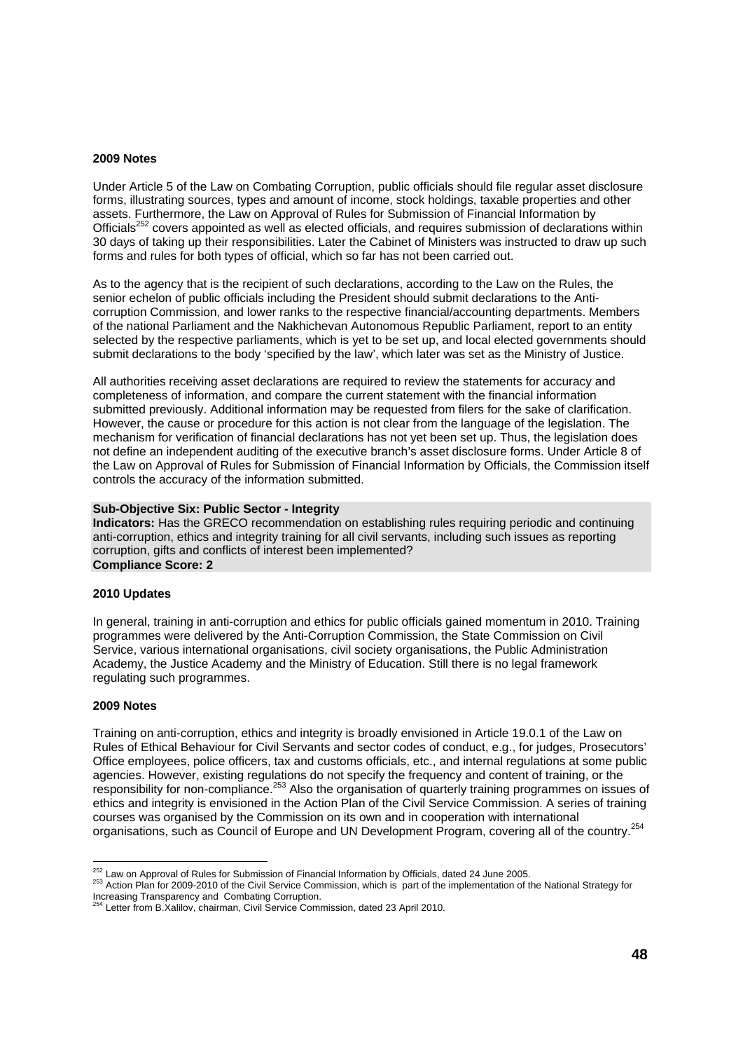**2009 Notes**

Under Article 5 of the Law on Combating Corruption, public officials should file regular asset disclosure forms, illustrating sources, types and amount of income, stock holdings, taxable properties and other assets. Furthermore, the Law on Approval of Rules for Submission of Financial Information by Officials[252] covers appointed as well as elected officials, and requires submission of declarations within 30 days of taking up their responsibilities. Later the Cabinet of Ministers was instructed to draw up such forms and rules for both types of official, which so far has not been carried out.

As to the agency that is the recipient of such declarations, according to the Law on the Rules, the senior echelon of public officials including the President should submit declarations to the Anti-corruption Commission, and lower ranks to the respective financial/accounting departments. Members of the national Parliament and the Nakhichevan Autonomous Republic Parliament, report to an entity selected by the respective parliaments, which is yet to be set up, and local elected governments should submit declarations to the body 'specified by the law', which later was set as the Ministry of Justice.

All authorities receiving asset declarations are required to review the statements for accuracy and completeness of information, and compare the current statement with the financial information submitted previously. Additional information may be requested from filers for the sake of clarification. However, the cause or procedure for this action is not clear from the language of the legislation. The mechanism for verification of financial declarations has not yet been set up. Thus, the legislation does not define an independent auditing of the executive branch's asset disclosure forms. Under Article 8 of the Law on Approval of Rules for Submission of Financial Information by Officials, the Commission itself controls the accuracy of the information submitted.

**Sub-Objective Six: Public Sector - Integrity**
**Indicators:** Has the GRECO recommendation on establishing rules requiring periodic and continuing anti-corruption, ethics and integrity training for all civil servants, including such issues as reporting corruption, gifts and conflicts of interest been implemented?
**Compliance Score: 2**

**2010 Updates**

In general, training in anti-corruption and ethics for public officials gained momentum in 2010. Training programmes were delivered by the Anti-Corruption Commission, the State Commission on Civil Service, various international organisations, civil society organisations, the Public Administration Academy, the Justice Academy and the Ministry of Education. Still there is no legal framework regulating such programmes.

**2009 Notes**

Training on anti-corruption, ethics and integrity is broadly envisioned in Article 19.0.1 of the Law on Rules of Ethical Behaviour for Civil Servants and sector codes of conduct, e.g., for judges, Prosecutors' Office employees, police officers, tax and customs officials, etc., and internal regulations at some public agencies. However, existing regulations do not specify the frequency and content of training, or the responsibility for non-compliance.[253] Also the organisation of quarterly training programmes on issues of ethics and integrity is envisioned in the Action Plan of the Civil Service Commission. A series of training courses was organised by the Commission on its own and in cooperation with international organisations, such as Council of Europe and UN Development Program, covering all of the country.[254]

---

[252] Law on Approval of Rules for Submission of Financial Information by Officials, dated 24 June 2005.

[253] Action Plan for 2009-2010 of the Civil Service Commission, which is part of the implementation of the National Strategy for Increasing Transparency and Combating Corruption.

[254] Letter from B.Xalilov, chairman, Civil Service Commission, dated 23 April 2010.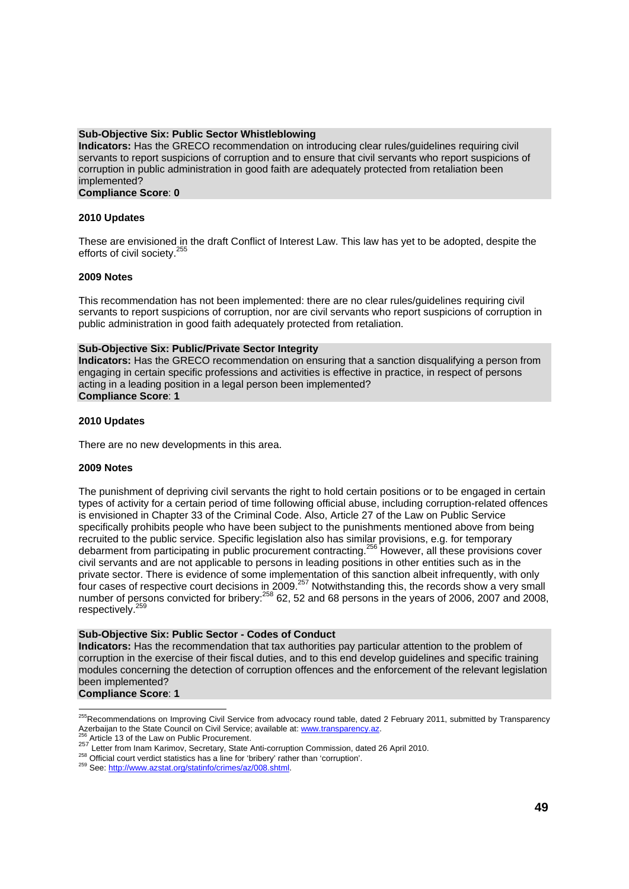**Sub-Objective Six: Public Sector Whistleblowing**
**Indicators:** Has the GRECO recommendation on introducing clear rules/guidelines requiring civil servants to report suspicions of corruption and to ensure that civil servants who report suspicions of corruption in public administration in good faith are adequately protected from retaliation been implemented?
**Compliance Score**: **0**

**2010 Updates**

These are envisioned in the draft Conflict of Interest Law. This law has yet to be adopted, despite the efforts of civil society.[255]

**2009 Notes**

This recommendation has not been implemented: there are no clear rules/guidelines requiring civil servants to report suspicions of corruption, nor are civil servants who report suspicions of corruption in public administration in good faith adequately protected from retaliation.

**Sub-Objective Six: Public/Private Sector Integrity**
**Indicators:** Has the GRECO recommendation on ensuring that a sanction disqualifying a person from engaging in certain specific professions and activities is effective in practice, in respect of persons acting in a leading position in a legal person been implemented?
**Compliance Score**: **1**

**2010 Updates**

There are no new developments in this area.

**2009 Notes**

The punishment of depriving civil servants the right to hold certain positions or to be engaged in certain types of activity for a certain period of time following official abuse, including corruption-related offences is envisioned in Chapter 33 of the Criminal Code. Also, Article 27 of the Law on Public Service specifically prohibits people who have been subject to the punishments mentioned above from being recruited to the public service. Specific legislation also has similar provisions, e.g. for temporary debarment from participating in public procurement contracting.[256] However, all these provisions cover civil servants and are not applicable to persons in leading positions in other entities such as in the private sector. There is evidence of some implementation of this sanction albeit infrequently, with only four cases of respective court decisions in 2009.[257] Notwithstanding this, the records show a very small number of persons convicted for bribery:[258] 62, 52 and 68 persons in the years of 2006, 2007 and 2008, respectively.[259]

**Sub-Objective Six: Public Sector - Codes of Conduct**
**Indicators:** Has the recommendation that tax authorities pay particular attention to the problem of corruption in the exercise of their fiscal duties, and to this end develop guidelines and specific training modules concerning the detection of corruption offences and the enforcement of the relevant legislation been implemented?
**Compliance Score**: **1**

---

[255] Recommendations on Improving Civil Service from advocacy round table, dated 2 February 2011, submitted by Transparency Azerbaijan to the State Council on Civil Service; available at: www.transparency.az.
[256] Article 13 of the Law on Public Procurement.
[257] Letter from Inam Karimov, Secretary, State Anti-corruption Commission, dated 26 April 2010.
[258] Official court verdict statistics has a line for 'bribery' rather than 'corruption'.
[259] See: http://www.azstat.org/statinfo/crimes/az/008.shtml.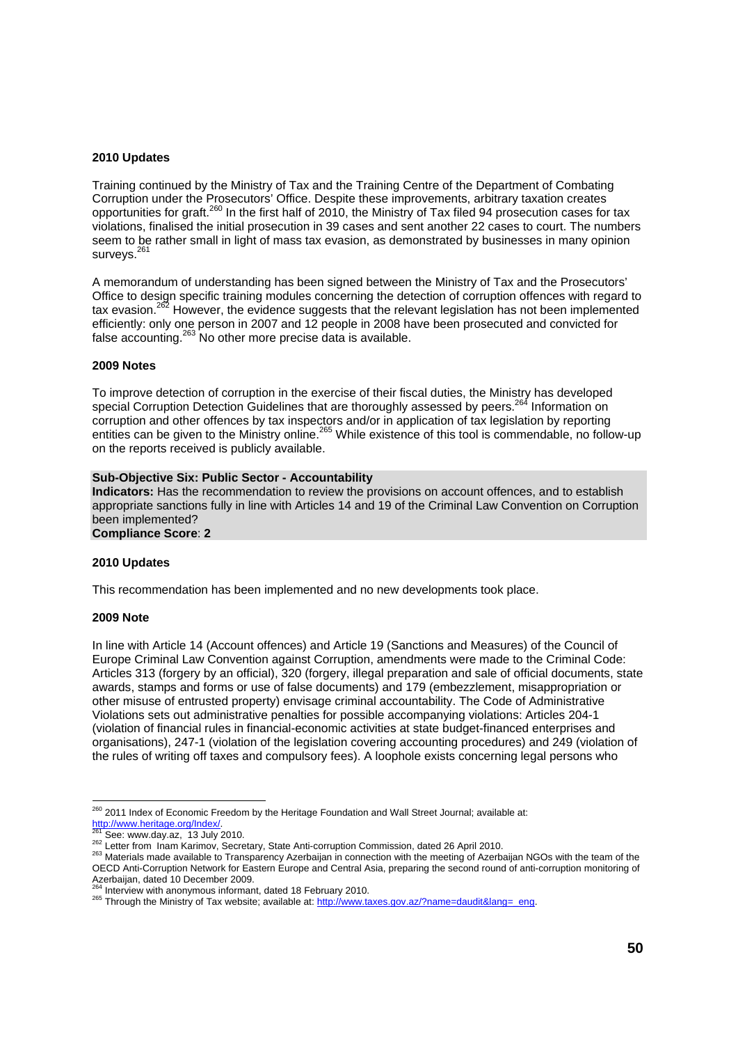**2010 Updates**

Training continued by the Ministry of Tax and the Training Centre of the Department of Combating Corruption under the Prosecutors' Office. Despite these improvements, arbitrary taxation creates opportunities for graft.[260] In the first half of 2010, the Ministry of Tax filed 94 prosecution cases for tax violations, finalised the initial prosecution in 39 cases and sent another 22 cases to court. The numbers seem to be rather small in light of mass tax evasion, as demonstrated by businesses in many opinion surveys.[261]

A memorandum of understanding has been signed between the Ministry of Tax and the Prosecutors' Office to design specific training modules concerning the detection of corruption offences with regard to tax evasion.[262] However, the evidence suggests that the relevant legislation has not been implemented efficiently: only one person in 2007 and 12 people in 2008 have been prosecuted and convicted for false accounting.[263] No other more precise data is available.

**2009 Notes**

To improve detection of corruption in the exercise of their fiscal duties, the Ministry has developed special Corruption Detection Guidelines that are thoroughly assessed by peers.[264] Information on corruption and other offences by tax inspectors and/or in application of tax legislation by reporting entities can be given to the Ministry online.[265] While existence of this tool is commendable, no follow-up on the reports received is publicly available.

**Sub-Objective Six: Public Sector - Accountability**
**Indicators:** Has the recommendation to review the provisions on account offences, and to establish appropriate sanctions fully in line with Articles 14 and 19 of the Criminal Law Convention on Corruption been implemented?
**Compliance Score**: **2**

**2010 Updates**

This recommendation has been implemented and no new developments took place.

**2009 Note**

In line with Article 14 (Account offences) and Article 19 (Sanctions and Measures) of the Council of Europe Criminal Law Convention against Corruption, amendments were made to the Criminal Code: Articles 313 (forgery by an official), 320 (forgery, illegal preparation and sale of official documents, state awards, stamps and forms or use of false documents) and 179 (embezzlement, misappropriation or other misuse of entrusted property) envisage criminal accountability. The Code of Administrative Violations sets out administrative penalties for possible accompanying violations: Articles 204-1 (violation of financial rules in financial-economic activities at state budget-financed enterprises and organisations), 247-1 (violation of the legislation covering accounting procedures) and 249 (violation of the rules of writing off taxes and compulsory fees). A loophole exists concerning legal persons who

---

[260] 2011 Index of Economic Freedom by the Heritage Foundation and Wall Street Journal; available at: http://www.heritage.org/Index/.

[261] See: www.day.az, 13 July 2010.

[262] Letter from Inam Karimov, Secretary, State Anti-corruption Commission, dated 26 April 2010.

[263] Materials made available to Transparency Azerbaijan in connection with the meeting of Azerbaijan NGOs with the team of the OECD Anti-Corruption Network for Eastern Europe and Central Asia, preparing the second round of anti-corruption monitoring of Azerbaijan, dated 10 December 2009.

[264] Interview with anonymous informant, dated 18 February 2010.

[265] Through the Ministry of Tax website; available at: http://www.taxes.gov.az/?name=daudit&lang=_eng.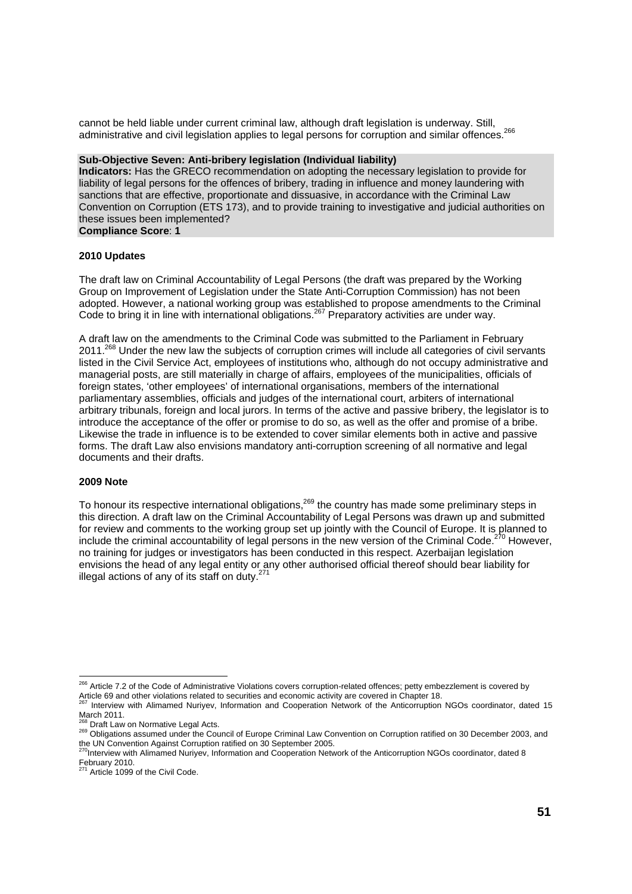cannot be held liable under current criminal law, although draft legislation is underway. Still, administrative and civil legislation applies to legal persons for corruption and similar offences.[266]

**Sub-Objective Seven: Anti-bribery legislation (Individual liability)**
**Indicators:** Has the GRECO recommendation on adopting the necessary legislation to provide for liability of legal persons for the offences of bribery, trading in influence and money laundering with sanctions that are effective, proportionate and dissuasive, in accordance with the Criminal Law Convention on Corruption (ETS 173), and to provide training to investigative and judicial authorities on these issues been implemented?
**Compliance Score**: **1**

**2010 Updates**

The draft law on Criminal Accountability of Legal Persons (the draft was prepared by the Working Group on Improvement of Legislation under the State Anti-Corruption Commission) has not been adopted. However, a national working group was established to propose amendments to the Criminal Code to bring it in line with international obligations.[267] Preparatory activities are under way.

A draft law on the amendments to the Criminal Code was submitted to the Parliament in February 2011.[268] Under the new law the subjects of corruption crimes will include all categories of civil servants listed in the Civil Service Act, employees of institutions who, although do not occupy administrative and managerial posts, are still materially in charge of affairs, employees of the municipalities, officials of foreign states, 'other employees' of international organisations, members of the international parliamentary assemblies, officials and judges of the international court, arbiters of international arbitrary tribunals, foreign and local jurors. In terms of the active and passive bribery, the legislator is to introduce the acceptance of the offer or promise to do so, as well as the offer and promise of a bribe. Likewise the trade in influence is to be extended to cover similar elements both in active and passive forms. The draft Law also envisions mandatory anti-corruption screening of all normative and legal documents and their drafts.

**2009 Note**

To honour its respective international obligations,[269] the country has made some preliminary steps in this direction. A draft law on the Criminal Accountability of Legal Persons was drawn up and submitted for review and comments to the working group set up jointly with the Council of Europe. It is planned to include the criminal accountability of legal persons in the new version of the Criminal Code.[270] However, no training for judges or investigators has been conducted in this respect. Azerbaijan legislation envisions the head of any legal entity or any other authorised official thereof should bear liability for illegal actions of any of its staff on duty.[271]

---

[266] Article 7.2 of the Code of Administrative Violations covers corruption-related offences; petty embezzlement is covered by Article 69 and other violations related to securities and economic activity are covered in Chapter 18.

[267] Interview with Alimamed Nuriyev, Information and Cooperation Network of the Anticorruption NGOs coordinator, dated 15 March 2011.

[268] Draft Law on Normative Legal Acts.

[269] Obligations assumed under the Council of Europe Criminal Law Convention on Corruption ratified on 30 December 2003, and the UN Convention Against Corruption ratified on 30 September 2005.

[270] Interview with Alimamed Nuriyev, Information and Cooperation Network of the Anticorruption NGOs coordinator, dated 8 February 2010.

[271] Article 1099 of the Civil Code.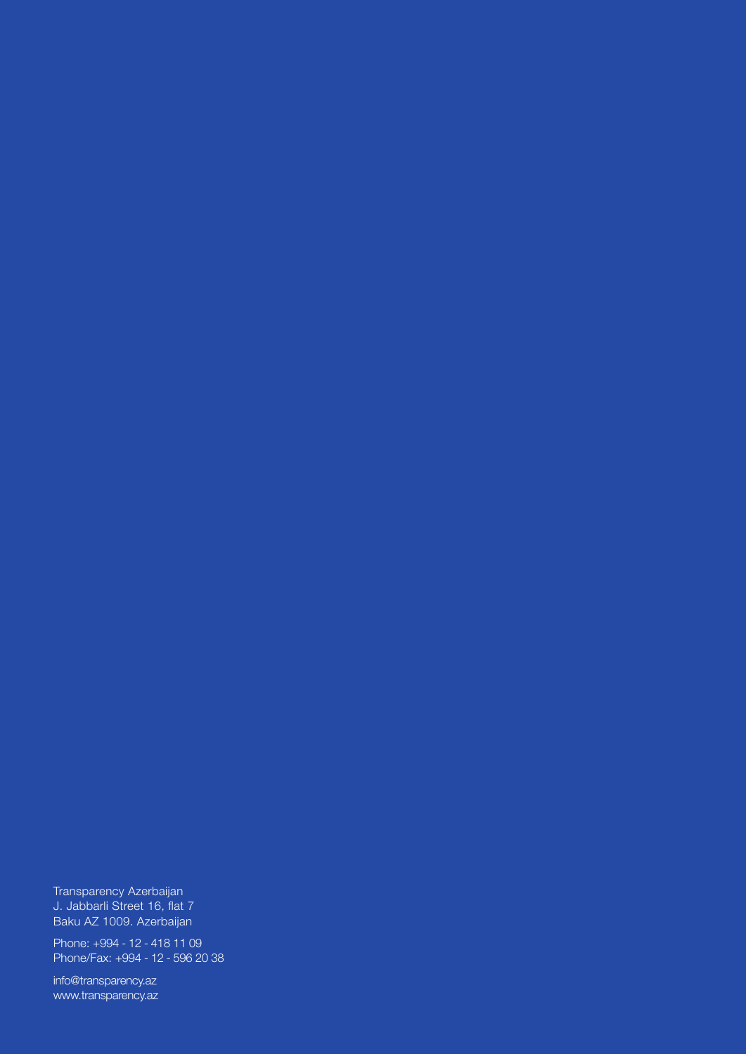Transparency Azerbaijan
J. Jabbarli Street 16, flat 7
Baku AZ 1009. Azerbaijan

Phone: +994 - 12 - 418 11 09
Phone/Fax: +994 - 12 - 596 20 38

info@transparency.az
www.transparency.az